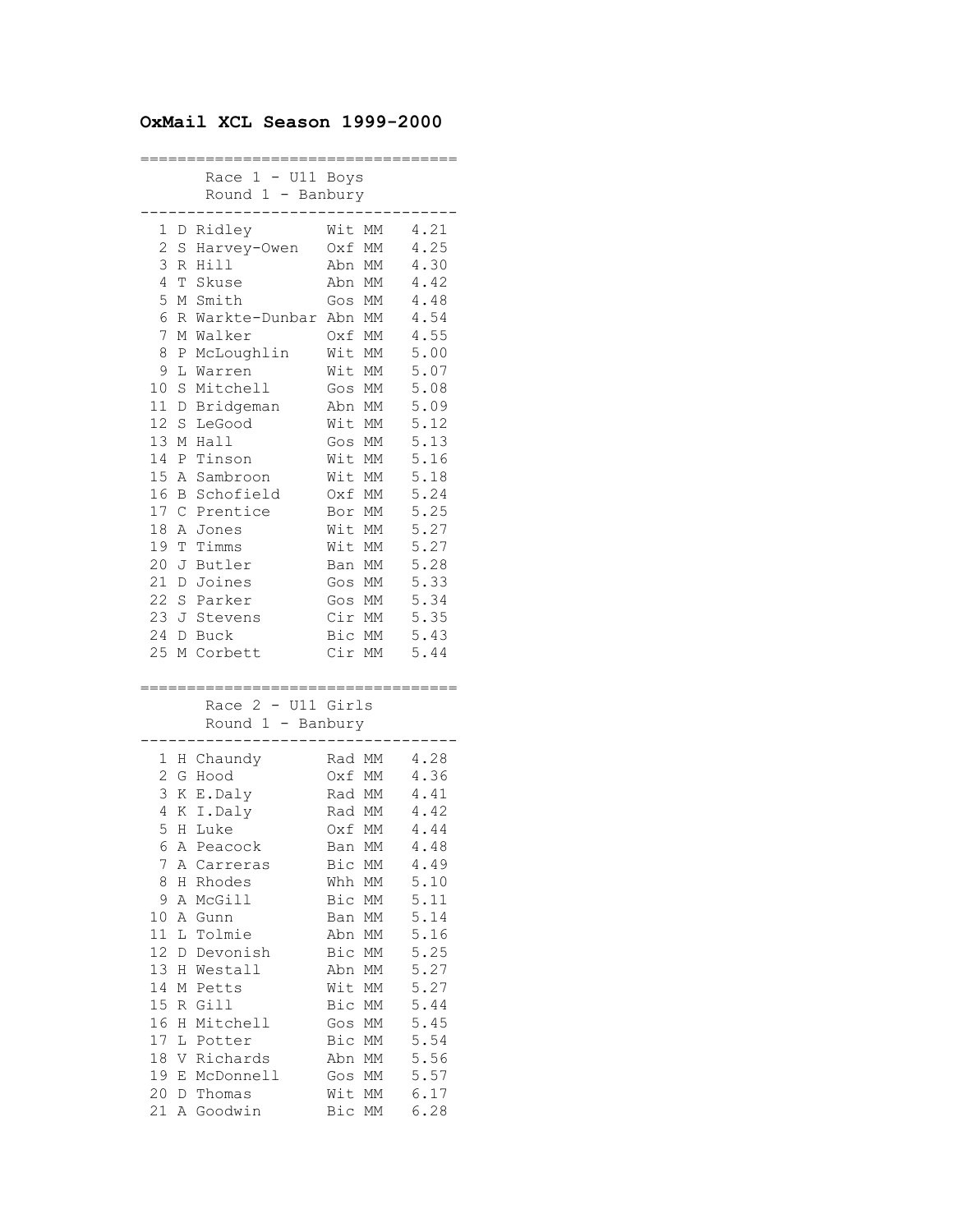## OxMail XCL Season 1999-2000

### Race 1 - U11 Boys
Round 1 - Banbury

| | | | | |
|---|---|---|---|---|
| 1 | D Ridley | Wit | MM | 4.21 |
| 2 | S Harvey-Owen | Oxf | MM | 4.25 |
| 3 | R Hill | Abn | MM | 4.30 |
| 4 | T Skuse | Abn | MM | 4.42 |
| 5 | M Smith | Gos | MM | 4.48 |
| 6 | R Warkte-Dunbar | Abn | MM | 4.54 |
| 7 | M Walker | Oxf | MM | 4.55 |
| 8 | P McLoughlin | Wit | MM | 5.00 |
| 9 | L Warren | Wit | MM | 5.07 |
| 10 | S Mitchell | Gos | MM | 5.08 |
| 11 | D Bridgeman | Abn | MM | 5.09 |
| 12 | S LeGood | Wit | MM | 5.12 |
| 13 | M Hall | Gos | MM | 5.13 |
| 14 | P Tinson | Wit | MM | 5.16 |
| 15 | A Sambroon | Wit | MM | 5.18 |
| 16 | B Schofield | Oxf | MM | 5.24 |
| 17 | C Prentice | Bor | MM | 5.25 |
| 18 | A Jones | Wit | MM | 5.27 |
| 19 | T Timms | Wit | MM | 5.27 |
| 20 | J Butler | Ban | MM | 5.28 |
| 21 | D Joines | Gos | MM | 5.33 |
| 22 | S Parker | Gos | MM | 5.34 |
| 23 | J Stevens | Cir | MM | 5.35 |
| 24 | D Buck | Bic | MM | 5.43 |
| 25 | M Corbett | Cir | MM | 5.44 |

### Race 2 - U11 Girls
Round 1 - Banbury

| | | | | |
|---|---|---|---|---|
| 1 | H Chaundy | Rad | MM | 4.28 |
| 2 | G Hood | Oxf | MM | 4.36 |
| 3 | K E.Daly | Rad | MM | 4.41 |
| 4 | K I.Daly | Rad | MM | 4.42 |
| 5 | H Luke | Oxf | MM | 4.44 |
| 6 | A Peacock | Ban | MM | 4.48 |
| 7 | A Carreras | Bic | MM | 4.49 |
| 8 | H Rhodes | Whh | MM | 5.10 |
| 9 | A McGill | Bic | MM | 5.11 |
| 10 | A Gunn | Ban | MM | 5.14 |
| 11 | L Tolmie | Abn | MM | 5.16 |
| 12 | D Devonish | Bic | MM | 5.25 |
| 13 | H Westall | Abn | MM | 5.27 |
| 14 | M Petts | Wit | MM | 5.27 |
| 15 | R Gill | Bic | MM | 5.44 |
| 16 | H Mitchell | Gos | MM | 5.45 |
| 17 | L Potter | Bic | MM | 5.54 |
| 18 | V Richards | Abn | MM | 5.56 |
| 19 | E McDonnell | Gos | MM | 5.57 |
| 20 | D Thomas | Wit | MM | 6.17 |
| 21 | A Goodwin | Bic | MM | 6.28 |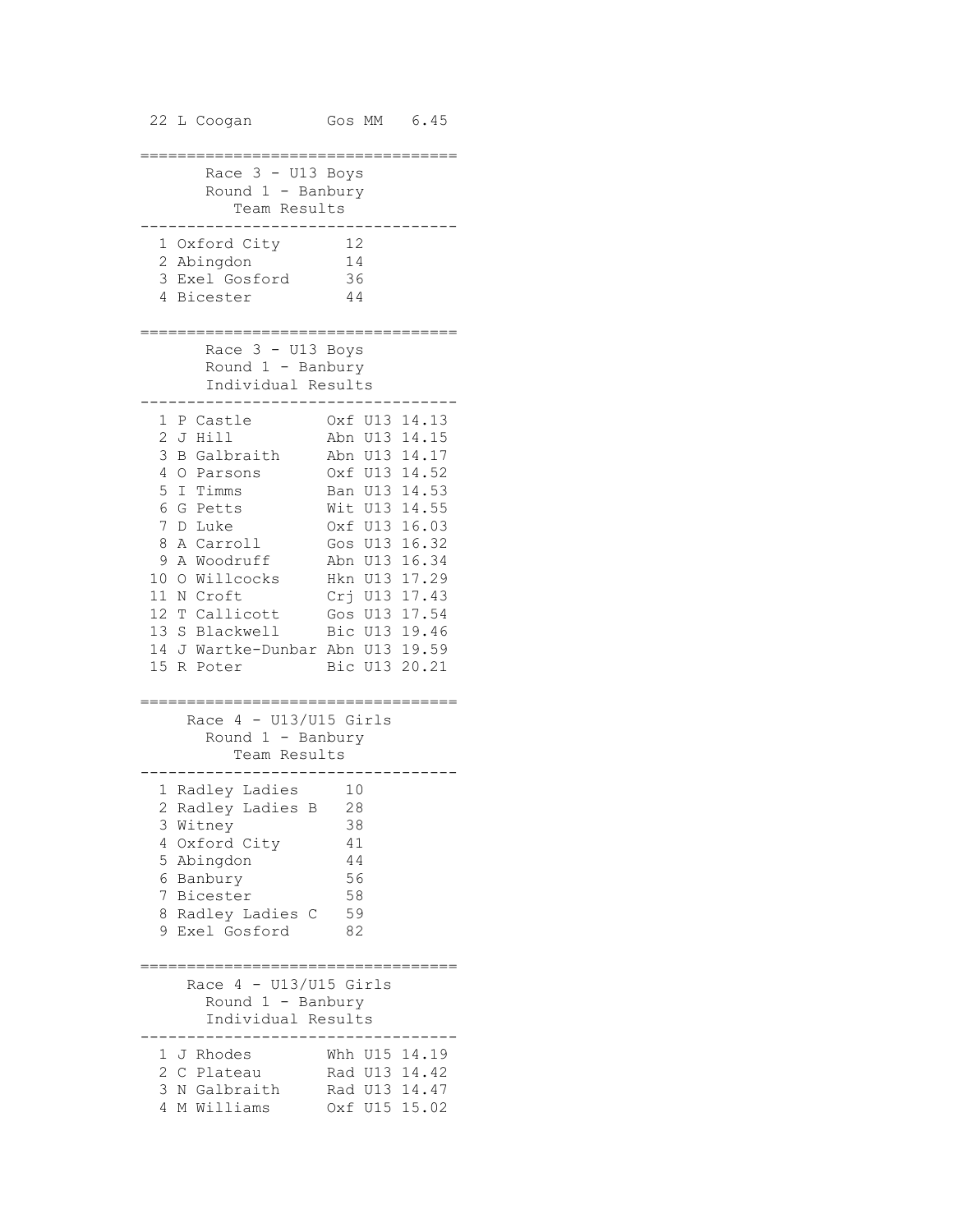| | | | | |
|---|---|---|---|---|
| 22 | L Coogan | Gos | MM | 6.45 |

## Race 3 - U13 Boys
### Round 1 - Banbury
### Team Results

| | | |
|---|---|---|
| 1 | Oxford City | 12 |
| 2 | Abingdon | 14 |
| 3 | Exel Gosford | 36 |
| 4 | Bicester | 44 |

## Race 3 - U13 Boys
### Round 1 - Banbury
### Individual Results

| | | | | |
|---|---|---|---|---|
| 1 | P Castle | Oxf | U13 | 14.13 |
| 2 | J Hill | Abn | U13 | 14.15 |
| 3 | B Galbraith | Abn | U13 | 14.17 |
| 4 | O Parsons | Oxf | U13 | 14.52 |
| 5 | I Timms | Ban | U13 | 14.53 |
| 6 | G Petts | Wit | U13 | 14.55 |
| 7 | D Luke | Oxf | U13 | 16.03 |
| 8 | A Carroll | Gos | U13 | 16.32 |
| 9 | A Woodruff | Abn | U13 | 16.34 |
| 10 | O Willcocks | Hkn | U13 | 17.29 |
| 11 | N Croft | Crj | U13 | 17.43 |
| 12 | T Callicott | Gos | U13 | 17.54 |
| 13 | S Blackwell | Bic | U13 | 19.46 |
| 14 | J Wartke-Dunbar | Abn | U13 | 19.59 |
| 15 | R Poter | Bic | U13 | 20.21 |

## Race 4 - U13/U15 Girls
### Round 1 - Banbury
### Team Results

| | | |
|---|---|---|
| 1 | Radley Ladies | 10 |
| 2 | Radley Ladies B | 28 |
| 3 | Witney | 38 |
| 4 | Oxford City | 41 |
| 5 | Abingdon | 44 |
| 6 | Banbury | 56 |
| 7 | Bicester | 58 |
| 8 | Radley Ladies C | 59 |
| 9 | Exel Gosford | 82 |

## Race 4 - U13/U15 Girls
### Round 1 - Banbury
### Individual Results

| | | | | |
|---|---|---|---|---|
| 1 | J Rhodes | Whh | U15 | 14.19 |
| 2 | C Plateau | Rad | U13 | 14.42 |
| 3 | N Galbraith | Rad | U13 | 14.47 |
| 4 | M Williams | Oxf | U15 | 15.02 |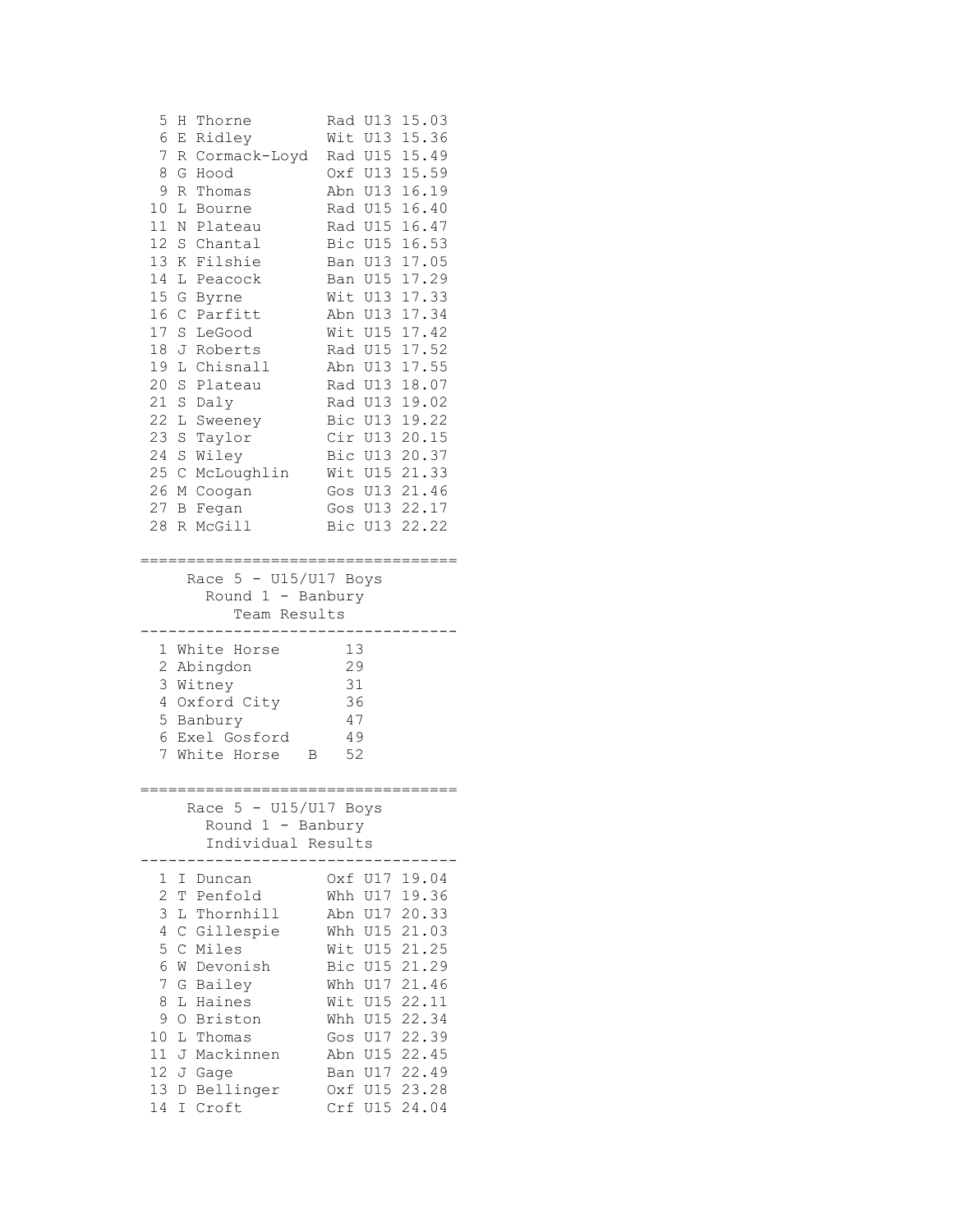| | | | | |
|---|---|---|---|---|
| 5 | H Thorne | Rad | U13 | 15.03 |
| 6 | E Ridley | Wit | U13 | 15.36 |
| 7 | R Cormack-Loyd | Rad | U15 | 15.49 |
| 8 | G Hood | Oxf | U13 | 15.59 |
| 9 | R Thomas | Abn | U13 | 16.19 |
| 10 | L Bourne | Rad | U15 | 16.40 |
| 11 | N Plateau | Rad | U15 | 16.47 |
| 12 | S Chantal | Bic | U15 | 16.53 |
| 13 | K Filshie | Ban | U13 | 17.05 |
| 14 | L Peacock | Ban | U15 | 17.29 |
| 15 | G Byrne | Wit | U13 | 17.33 |
| 16 | C Parfitt | Abn | U13 | 17.34 |
| 17 | S LeGood | Wit | U15 | 17.42 |
| 18 | J Roberts | Rad | U15 | 17.52 |
| 19 | L Chisnall | Abn | U13 | 17.55 |
| 20 | S Plateau | Rad | U13 | 18.07 |
| 21 | S Daly | Rad | U13 | 19.02 |
| 22 | L Sweeney | Bic | U13 | 19.22 |
| 23 | S Taylor | Cir | U13 | 20.15 |
| 24 | S Wiley | Bic | U13 | 20.37 |
| 25 | C McLoughlin | Wit | U15 | 21.33 |
| 26 | M Coogan | Gos | U13 | 21.46 |
| 27 | B Fegan | Gos | U13 | 22.17 |
| 28 | R McGill | Bic | U13 | 22.22 |

Race 5 - U15/U17 Boys
Round 1 - Banbury
Team Results

| | | |
|---|---|---|
| 1 | White Horse | 13 |
| 2 | Abingdon | 29 |
| 3 | Witney | 31 |
| 4 | Oxford City | 36 |
| 5 | Banbury | 47 |
| 6 | Exel Gosford | 49 |
| 7 | White Horse B | 52 |

Race 5 - U15/U17 Boys
Round 1 - Banbury
Individual Results

| | | | | |
|---|---|---|---|---|
| 1 | I Duncan | Oxf | U17 | 19.04 |
| 2 | T Penfold | Whh | U17 | 19.36 |
| 3 | L Thornhill | Abn | U17 | 20.33 |
| 4 | C Gillespie | Whh | U15 | 21.03 |
| 5 | C Miles | Wit | U15 | 21.25 |
| 6 | W Devonish | Bic | U15 | 21.29 |
| 7 | G Bailey | Whh | U17 | 21.46 |
| 8 | L Haines | Wit | U15 | 22.11 |
| 9 | O Briston | Whh | U15 | 22.34 |
| 10 | L Thomas | Gos | U17 | 22.39 |
| 11 | J Mackinnen | Abn | U15 | 22.45 |
| 12 | J Gage | Ban | U17 | 22.49 |
| 13 | D Bellinger | Oxf | U15 | 23.28 |
| 14 | I Croft | Crf | U15 | 24.04 |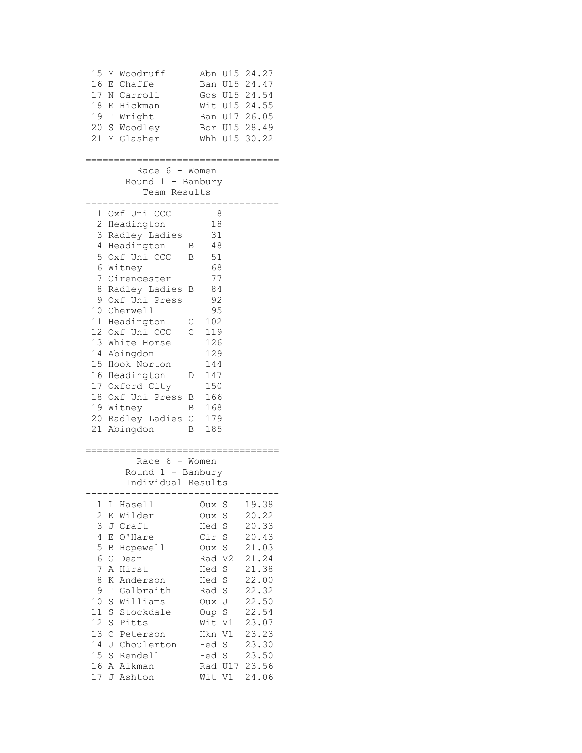| | | | | |
|---|---|---|---|---|
| 15 | M Woodruff | Abn | U15 | 24.27 |
| 16 | E Chaffe | Ban | U15 | 24.47 |
| 17 | N Carroll | Gos | U15 | 24.54 |
| 18 | E Hickman | Wit | U15 | 24.55 |
| 19 | T Wright | Ban | U17 | 26.05 |
| 20 | S Woodley | Bor | U15 | 28.49 |
| 21 | M Glasher | Whh | U15 | 30.22 |

## Race 6 - Women
### Round 1 - Banbury
### Team Results

| | | | |
|---|---|---|---|
| 1 | Oxf Uni CCC | | 8 |
| 2 | Headington | | 18 |
| 3 | Radley Ladies | | 31 |
| 4 | Headington | B | 48 |
| 5 | Oxf Uni CCC | B | 51 |
| 6 | Witney | | 68 |
| 7 | Cirencester | | 77 |
| 8 | Radley Ladies | B | 84 |
| 9 | Oxf Uni Press | | 92 |
| 10 | Cherwell | | 95 |
| 11 | Headington | C | 102 |
| 12 | Oxf Uni CCC | C | 119 |
| 13 | White Horse | | 126 |
| 14 | Abingdon | | 129 |
| 15 | Hook Norton | | 144 |
| 16 | Headington | D | 147 |
| 17 | Oxford City | | 150 |
| 18 | Oxf Uni Press | B | 166 |
| 19 | Witney | B | 168 |
| 20 | Radley Ladies | C | 179 |
| 21 | Abingdon | B | 185 |

## Race 6 - Women
### Round 1 - Banbury
### Individual Results

| | | | | |
|---|---|---|---|---|
| 1 | L Hasell | Oux | S | 19.38 |
| 2 | K Wilder | Oux | S | 20.22 |
| 3 | J Craft | Hed | S | 20.33 |
| 4 | E O'Hare | Cir | S | 20.43 |
| 5 | B Hopewell | Oux | S | 21.03 |
| 6 | G Dean | Rad | V2 | 21.24 |
| 7 | A Hirst | Hed | S | 21.38 |
| 8 | K Anderson | Hed | S | 22.00 |
| 9 | T Galbraith | Rad | S | 22.32 |
| 10 | S Williams | Oux | J | 22.50 |
| 11 | S Stockdale | Oup | S | 22.54 |
| 12 | S Pitts | Wit | V1 | 23.07 |
| 13 | C Peterson | Hkn | V1 | 23.23 |
| 14 | J Choulerton | Hed | S | 23.30 |
| 15 | S Rendell | Hed | S | 23.50 |
| 16 | A Aikman | Rad | U17 | 23.56 |
| 17 | J Ashton | Wit | V1 | 24.06 |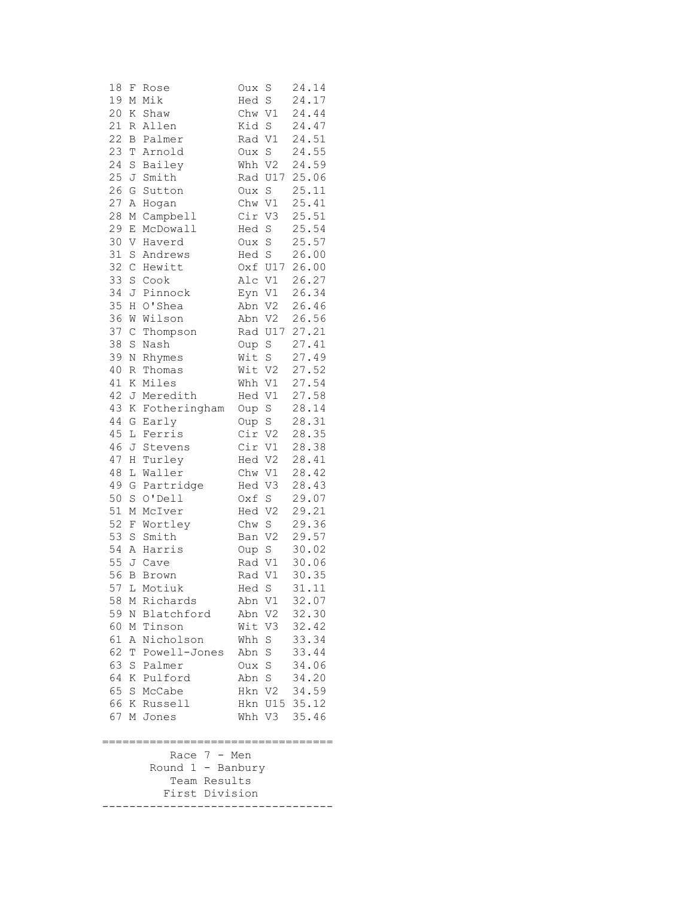| Pos | Init | Name | Club | Cat | Time |
|---|---|---|---|---|---|
| 18 | F | Rose | Oux | S | 24.14 |
| 19 | M | Mik | Hed | S | 24.17 |
| 20 | K | Shaw | Chw | V1 | 24.44 |
| 21 | R | Allen | Kid | S | 24.47 |
| 22 | B | Palmer | Rad | V1 | 24.51 |
| 23 | T | Arnold | Oux | S | 24.55 |
| 24 | S | Bailey | Whh | V2 | 24.59 |
| 25 | J | Smith | Rad | U17 | 25.06 |
| 26 | G | Sutton | Oux | S | 25.11 |
| 27 | A | Hogan | Chw | V1 | 25.41 |
| 28 | M | Campbell | Cir | V3 | 25.51 |
| 29 | E | McDowall | Hed | S | 25.54 |
| 30 | V | Haverd | Oux | S | 25.57 |
| 31 | S | Andrews | Hed | S | 26.00 |
| 32 | C | Hewitt | Oxf | U17 | 26.00 |
| 33 | S | Cook | Alc | V1 | 26.27 |
| 34 | J | Pinnock | Eyn | V1 | 26.34 |
| 35 | H | O'Shea | Abn | V2 | 26.46 |
| 36 | W | Wilson | Abn | V2 | 26.56 |
| 37 | C | Thompson | Rad | U17 | 27.21 |
| 38 | S | Nash | Oup | S | 27.41 |
| 39 | N | Rhymes | Wit | S | 27.49 |
| 40 | R | Thomas | Wit | V2 | 27.52 |
| 41 | K | Miles | Whh | V1 | 27.54 |
| 42 | J | Meredith | Hed | V1 | 27.58 |
| 43 | K | Fotheringham | Oup | S | 28.14 |
| 44 | G | Early | Oup | S | 28.31 |
| 45 | L | Ferris | Cir | V2 | 28.35 |
| 46 | J | Stevens | Cir | V1 | 28.38 |
| 47 | H | Turley | Hed | V2 | 28.41 |
| 48 | L | Waller | Chw | V1 | 28.42 |
| 49 | G | Partridge | Hed | V3 | 28.43 |
| 50 | S | O'Dell | Oxf | S | 29.07 |
| 51 | M | McIver | Hed | V2 | 29.21 |
| 52 | F | Wortley | Chw | S | 29.36 |
| 53 | S | Smith | Ban | V2 | 29.57 |
| 54 | A | Harris | Oup | S | 30.02 |
| 55 | J | Cave | Rad | V1 | 30.06 |
| 56 | B | Brown | Rad | V1 | 30.35 |
| 57 | L | Motiuk | Hed | S | 31.11 |
| 58 | M | Richards | Abn | V1 | 32.07 |
| 59 | N | Blatchford | Abn | V2 | 32.30 |
| 60 | M | Tinson | Wit | V3 | 32.42 |
| 61 | A | Nicholson | Whh | S | 33.34 |
| 62 | T | Powell-Jones | Abn | S | 33.44 |
| 63 | S | Palmer | Oux | S | 34.06 |
| 64 | K | Pulford | Abn | S | 34.20 |
| 65 | S | McCabe | Hkn | V2 | 34.59 |
| 66 | K | Russell | Hkn | U15 | 35.12 |
| 67 | M | Jones | Whh | V3 | 35.46 |

==================================

Race 7 - Men
Round 1 - Banbury
Team Results
First Division

----------------------------------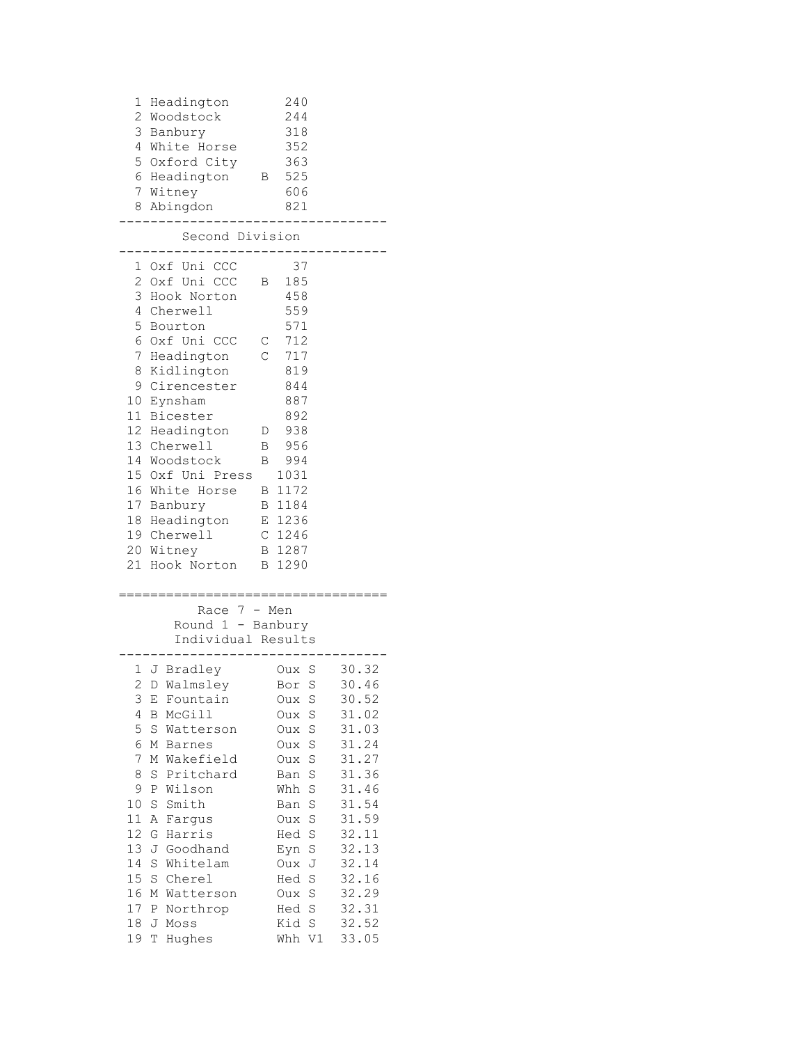| | | | |
|---|---|---|---|
| 1 | Headington | | 240 |
| 2 | Woodstock | | 244 |
| 3 | Banbury | | 318 |
| 4 | White Horse | | 352 |
| 5 | Oxford City | | 363 |
| 6 | Headington | B | 525 |
| 7 | Witney | | 606 |
| 8 | Abingdon | | 821 |

## Second Division

| | | | |
|---|---|---|---|
| 1 | Oxf Uni CCC | | 37 |
| 2 | Oxf Uni CCC | B | 185 |
| 3 | Hook Norton | | 458 |
| 4 | Cherwell | | 559 |
| 5 | Bourton | | 571 |
| 6 | Oxf Uni CCC | C | 712 |
| 7 | Headington | C | 717 |
| 8 | Kidlington | | 819 |
| 9 | Cirencester | | 844 |
| 10 | Eynsham | | 887 |
| 11 | Bicester | | 892 |
| 12 | Headington | D | 938 |
| 13 | Cherwell | B | 956 |
| 14 | Woodstock | B | 994 |
| 15 | Oxf Uni Press | | 1031 |
| 16 | White Horse | B | 1172 |
| 17 | Banbury | B | 1184 |
| 18 | Headington | E | 1236 |
| 19 | Cherwell | C | 1246 |
| 20 | Witney | B | 1287 |
| 21 | Hook Norton | B | 1290 |

## Race 7 - Men
### Round 1 - Banbury
### Individual Results

| | | | | |
|---|---|---|---|---|
| 1 | J Bradley | Oux | S | 30.32 |
| 2 | D Walmsley | Bor | S | 30.46 |
| 3 | E Fountain | Oux | S | 30.52 |
| 4 | B McGill | Oux | S | 31.02 |
| 5 | S Watterson | Oux | S | 31.03 |
| 6 | M Barnes | Oux | S | 31.24 |
| 7 | M Wakefield | Oux | S | 31.27 |
| 8 | S Pritchard | Ban | S | 31.36 |
| 9 | P Wilson | Whh | S | 31.46 |
| 10 | S Smith | Ban | S | 31.54 |
| 11 | A Fargus | Oux | S | 31.59 |
| 12 | G Harris | Hed | S | 32.11 |
| 13 | J Goodhand | Eyn | S | 32.13 |
| 14 | S Whitelam | Oux | J | 32.14 |
| 15 | S Cherel | Hed | S | 32.16 |
| 16 | M Watterson | Oux | S | 32.29 |
| 17 | P Northrop | Hed | S | 32.31 |
| 18 | J Moss | Kid | S | 32.52 |
| 19 | T Hughes | Whh | V1 | 33.05 |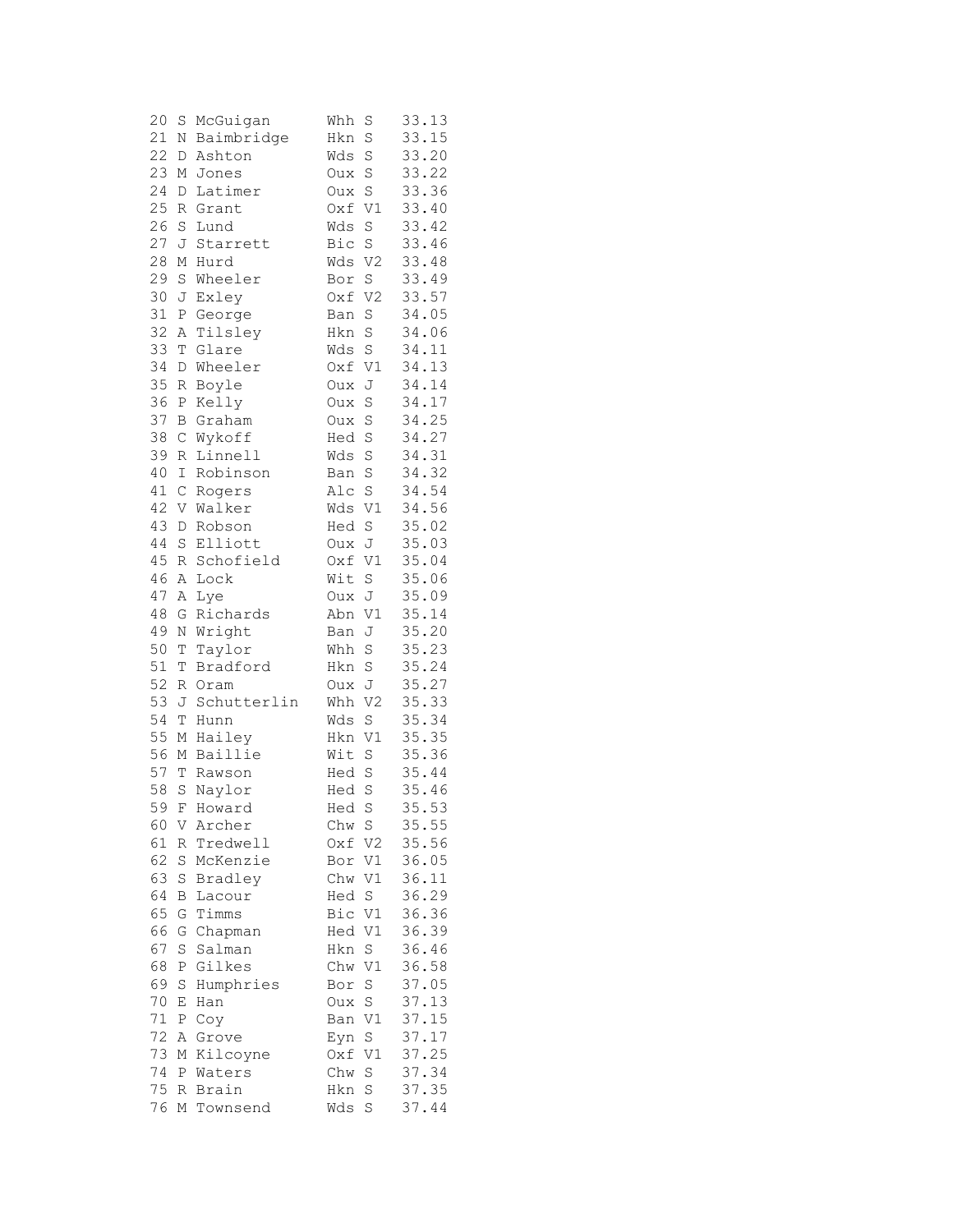| | | | | | |
|---|---|---|---|---|---|
| 20 | S | McGuigan | Whh | S | 33.13 |
| 21 | N | Baimbridge | Hkn | S | 33.15 |
| 22 | D | Ashton | Wds | S | 33.20 |
| 23 | M | Jones | Oux | S | 33.22 |
| 24 | D | Latimer | Oux | S | 33.36 |
| 25 | R | Grant | Oxf | V1 | 33.40 |
| 26 | S | Lund | Wds | S | 33.42 |
| 27 | J | Starrett | Bic | S | 33.46 |
| 28 | M | Hurd | Wds | V2 | 33.48 |
| 29 | S | Wheeler | Bor | S | 33.49 |
| 30 | J | Exley | Oxf | V2 | 33.57 |
| 31 | P | George | Ban | S | 34.05 |
| 32 | A | Tilsley | Hkn | S | 34.06 |
| 33 | T | Glare | Wds | S | 34.11 |
| 34 | D | Wheeler | Oxf | V1 | 34.13 |
| 35 | R | Boyle | Oux | J | 34.14 |
| 36 | P | Kelly | Oux | S | 34.17 |
| 37 | B | Graham | Oux | S | 34.25 |
| 38 | C | Wykoff | Hed | S | 34.27 |
| 39 | R | Linnell | Wds | S | 34.31 |
| 40 | I | Robinson | Ban | S | 34.32 |
| 41 | C | Rogers | Alc | S | 34.54 |
| 42 | V | Walker | Wds | V1 | 34.56 |
| 43 | D | Robson | Hed | S | 35.02 |
| 44 | S | Elliott | Oux | J | 35.03 |
| 45 | R | Schofield | Oxf | V1 | 35.04 |
| 46 | A | Lock | Wit | S | 35.06 |
| 47 | A | Lye | Oux | J | 35.09 |
| 48 | G | Richards | Abn | V1 | 35.14 |
| 49 | N | Wright | Ban | J | 35.20 |
| 50 | T | Taylor | Whh | S | 35.23 |
| 51 | T | Bradford | Hkn | S | 35.24 |
| 52 | R | Oram | Oux | J | 35.27 |
| 53 | J | Schutterlin | Whh | V2 | 35.33 |
| 54 | T | Hunn | Wds | S | 35.34 |
| 55 | M | Hailey | Hkn | V1 | 35.35 |
| 56 | M | Baillie | Wit | S | 35.36 |
| 57 | T | Rawson | Hed | S | 35.44 |
| 58 | S | Naylor | Hed | S | 35.46 |
| 59 | F | Howard | Hed | S | 35.53 |
| 60 | V | Archer | Chw | S | 35.55 |
| 61 | R | Tredwell | Oxf | V2 | 35.56 |
| 62 | S | McKenzie | Bor | V1 | 36.05 |
| 63 | S | Bradley | Chw | V1 | 36.11 |
| 64 | B | Lacour | Hed | S | 36.29 |
| 65 | G | Timms | Bic | V1 | 36.36 |
| 66 | G | Chapman | Hed | V1 | 36.39 |
| 67 | S | Salman | Hkn | S | 36.46 |
| 68 | P | Gilkes | Chw | V1 | 36.58 |
| 69 | S | Humphries | Bor | S | 37.05 |
| 70 | E | Han | Oux | S | 37.13 |
| 71 | P | Coy | Ban | V1 | 37.15 |
| 72 | A | Grove | Eyn | S | 37.17 |
| 73 | M | Kilcoyne | Oxf | V1 | 37.25 |
| 74 | P | Waters | Chw | S | 37.34 |
| 75 | R | Brain | Hkn | S | 37.35 |
| 76 | M | Townsend | Wds | S | 37.44 |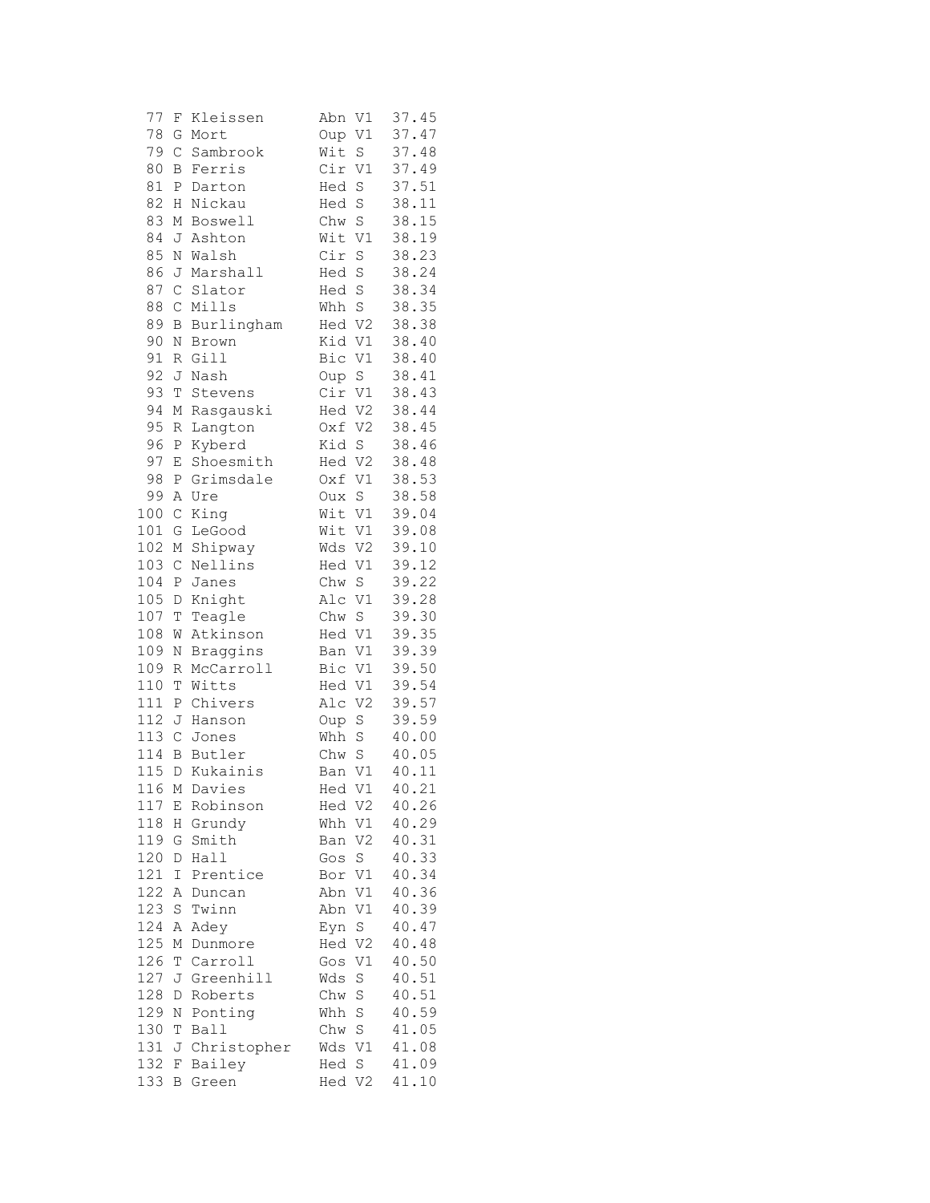```
 77 F Kleissen      Abn V1  37.45
 78 G Mort          Oup V1  37.47
 79 C Sambrook      Wit S   37.48
 80 B Ferris        Cir V1  37.49
 81 P Darton        Hed S   37.51
 82 H Nickau        Hed S   38.11
 83 M Boswell       Chw S   38.15
 84 J Ashton        Wit V1  38.19
 85 N Walsh         Cir S   38.23
 86 J Marshall      Hed S   38.24
 87 C Slator        Hed S   38.34
 88 C Mills         Whh S   38.35
 89 B Burlingham    Hed V2  38.38
 90 N Brown         Kid V1  38.40
 91 R Gill          Bic V1  38.40
 92 J Nash          Oup S   38.41
 93 T Stevens       Cir V1  38.43
 94 M Rasgauski     Hed V2  38.44
 95 R Langton       Oxf V2  38.45
 96 P Kyberd        Kid S   38.46
 97 E Shoesmith     Hed V2  38.48
 98 P Grimsdale     Oxf V1  38.53
 99 A Ure           Oux S   38.58
100 C King          Wit V1  39.04
101 G LeGood        Wit V1  39.08
102 M Shipway       Wds V2  39.10
103 C Nellins       Hed V1  39.12
104 P Janes         Chw S   39.22
105 D Knight        Alc V1  39.28
107 T Teagle        Chw S   39.30
108 W Atkinson      Hed V1  39.35
109 N Braggins      Ban V1  39.39
109 R McCarroll     Bic V1  39.50
110 T Witts         Hed V1  39.54
111 P Chivers       Alc V2  39.57
112 J Hanson        Oup S   39.59
113 C Jones         Whh S   40.00
114 B Butler        Chw S   40.05
115 D Kukainis      Ban V1  40.11
116 M Davies        Hed V1  40.21
117 E Robinson      Hed V2  40.26
118 H Grundy        Whh V1  40.29
119 G Smith         Ban V2  40.31
120 D Hall          Gos S   40.33
121 I Prentice      Bor V1  40.34
122 A Duncan        Abn V1  40.36
123 S Twinn         Abn V1  40.39
124 A Adey          Eyn S   40.47
125 M Dunmore       Hed V2  40.48
126 T Carroll       Gos V1  40.50
127 J Greenhill     Wds S   40.51
128 D Roberts       Chw S   40.51
129 N Ponting       Whh S   40.59
130 T Ball          Chw S   41.05
131 J Christopher   Wds V1  41.08
132 F Bailey        Hed S   41.09
133 B Green         Hed V2  41.10
```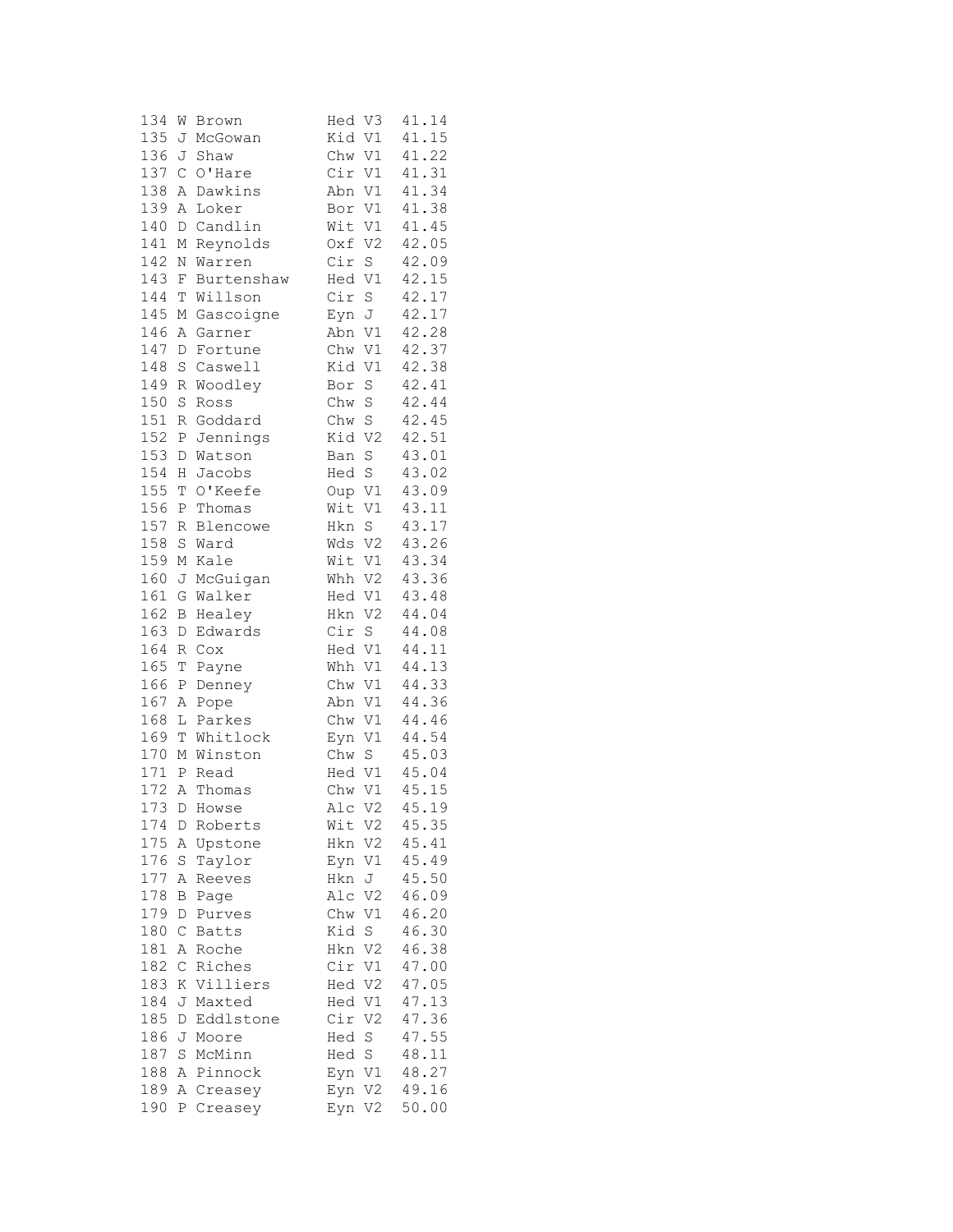| | | | | | |
|---|---|---|---|---|---|
| 134 | W | Brown | Hed | V3 | 41.14 |
| 135 | J | McGowan | Kid | V1 | 41.15 |
| 136 | J | Shaw | Chw | V1 | 41.22 |
| 137 | C | O'Hare | Cir | V1 | 41.31 |
| 138 | A | Dawkins | Abn | V1 | 41.34 |
| 139 | A | Loker | Bor | V1 | 41.38 |
| 140 | D | Candlin | Wit | V1 | 41.45 |
| 141 | M | Reynolds | Oxf | V2 | 42.05 |
| 142 | N | Warren | Cir | S | 42.09 |
| 143 | F | Burtenshaw | Hed | V1 | 42.15 |
| 144 | T | Willson | Cir | S | 42.17 |
| 145 | M | Gascoigne | Eyn | J | 42.17 |
| 146 | A | Garner | Abn | V1 | 42.28 |
| 147 | D | Fortune | Chw | V1 | 42.37 |
| 148 | S | Caswell | Kid | V1 | 42.38 |
| 149 | R | Woodley | Bor | S | 42.41 |
| 150 | S | Ross | Chw | S | 42.44 |
| 151 | R | Goddard | Chw | S | 42.45 |
| 152 | P | Jennings | Kid | V2 | 42.51 |
| 153 | D | Watson | Ban | S | 43.01 |
| 154 | H | Jacobs | Hed | S | 43.02 |
| 155 | T | O'Keefe | Oup | V1 | 43.09 |
| 156 | P | Thomas | Wit | V1 | 43.11 |
| 157 | R | Blencowe | Hkn | S | 43.17 |
| 158 | S | Ward | Wds | V2 | 43.26 |
| 159 | M | Kale | Wit | V1 | 43.34 |
| 160 | J | McGuigan | Whh | V2 | 43.36 |
| 161 | G | Walker | Hed | V1 | 43.48 |
| 162 | B | Healey | Hkn | V2 | 44.04 |
| 163 | D | Edwards | Cir | S | 44.08 |
| 164 | R | Cox | Hed | V1 | 44.11 |
| 165 | T | Payne | Whh | V1 | 44.13 |
| 166 | P | Denney | Chw | V1 | 44.33 |
| 167 | A | Pope | Abn | V1 | 44.36 |
| 168 | L | Parkes | Chw | V1 | 44.46 |
| 169 | T | Whitlock | Eyn | V1 | 44.54 |
| 170 | M | Winston | Chw | S | 45.03 |
| 171 | P | Read | Hed | V1 | 45.04 |
| 172 | A | Thomas | Chw | V1 | 45.15 |
| 173 | D | Howse | Alc | V2 | 45.19 |
| 174 | D | Roberts | Wit | V2 | 45.35 |
| 175 | A | Upstone | Hkn | V2 | 45.41 |
| 176 | S | Taylor | Eyn | V1 | 45.49 |
| 177 | A | Reeves | Hkn | J | 45.50 |
| 178 | B | Page | Alc | V2 | 46.09 |
| 179 | D | Purves | Chw | V1 | 46.20 |
| 180 | C | Batts | Kid | S | 46.30 |
| 181 | A | Roche | Hkn | V2 | 46.38 |
| 182 | C | Riches | Cir | V1 | 47.00 |
| 183 | K | Villiers | Hed | V2 | 47.05 |
| 184 | J | Maxted | Hed | V1 | 47.13 |
| 185 | D | Eddlstone | Cir | V2 | 47.36 |
| 186 | J | Moore | Hed | S | 47.55 |
| 187 | S | McMinn | Hed | S | 48.11 |
| 188 | A | Pinnock | Eyn | V1 | 48.27 |
| 189 | A | Creasey | Eyn | V2 | 49.16 |
| 190 | P | Creasey | Eyn | V2 | 50.00 |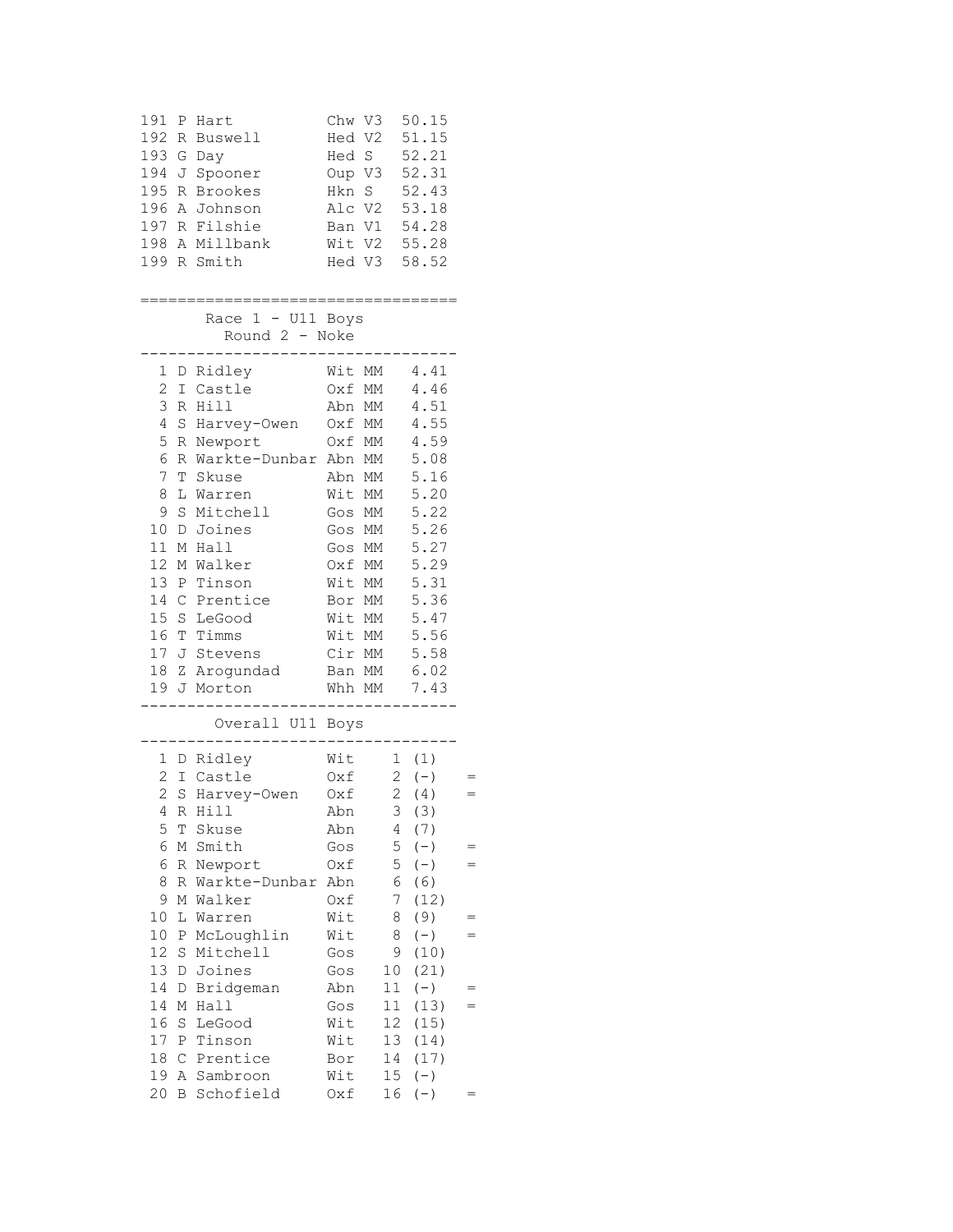| | | | | | |
|---|---|---|---|---|---|
| 191 | P | Hart | Chw | V3 | 50.15 |
| 192 | R | Buswell | Hed | V2 | 51.15 |
| 193 | G | Day | Hed | S | 52.21 |
| 194 | J | Spooner | Oup | V3 | 52.31 |
| 195 | R | Brookes | Hkn | S | 52.43 |
| 196 | A | Johnson | Alc | V2 | 53.18 |
| 197 | R | Filshie | Ban | V1 | 54.28 |
| 198 | A | Millbank | Wit | V2 | 55.28 |
| 199 | R | Smith | Hed | V3 | 58.52 |

===================================

## Race 1 - U11 Boys

### Round 2 - Noke

| | | | | | |
|---|---|---|---|---|---|
| 1 | D | Ridley | Wit | MM | 4.41 |
| 2 | I | Castle | Oxf | MM | 4.46 |
| 3 | R | Hill | Abn | MM | 4.51 |
| 4 | S | Harvey-Owen | Oxf | MM | 4.55 |
| 5 | R | Newport | Oxf | MM | 4.59 |
| 6 | R | Warkte-Dunbar | Abn | MM | 5.08 |
| 7 | T | Skuse | Abn | MM | 5.16 |
| 8 | L | Warren | Wit | MM | 5.20 |
| 9 | S | Mitchell | Gos | MM | 5.22 |
| 10 | D | Joines | Gos | MM | 5.26 |
| 11 | M | Hall | Gos | MM | 5.27 |
| 12 | M | Walker | Oxf | MM | 5.29 |
| 13 | P | Tinson | Wit | MM | 5.31 |
| 14 | C | Prentice | Bor | MM | 5.36 |
| 15 | S | LeGood | Wit | MM | 5.47 |
| 16 | T | Timms | Wit | MM | 5.56 |
| 17 | J | Stevens | Cir | MM | 5.58 |
| 18 | Z | Arogundad | Ban | MM | 6.02 |
| 19 | J | Morton | Whh | MM | 7.43 |

### Overall U11 Boys

| | | | | | | |
|---|---|---|---|---|---|---|
| 1 | D | Ridley | Wit | 1 | (1) | |
| 2 | I | Castle | Oxf | 2 | (-) | = |
| 2 | S | Harvey-Owen | Oxf | 2 | (4) | = |
| 4 | R | Hill | Abn | 3 | (3) | |
| 5 | T | Skuse | Abn | 4 | (7) | |
| 6 | M | Smith | Gos | 5 | (-) | = |
| 6 | R | Newport | Oxf | 5 | (-) | = |
| 8 | R | Warkte-Dunbar | Abn | 6 | (6) | |
| 9 | M | Walker | Oxf | 7 | (12) | |
| 10 | L | Warren | Wit | 8 | (9) | = |
| 10 | P | McLoughlin | Wit | 8 | (-) | = |
| 12 | S | Mitchell | Gos | 9 | (10) | |
| 13 | D | Joines | Gos | 10 | (21) | |
| 14 | D | Bridgeman | Abn | 11 | (-) | = |
| 14 | M | Hall | Gos | 11 | (13) | = |
| 16 | S | LeGood | Wit | 12 | (15) | |
| 17 | P | Tinson | Wit | 13 | (14) | |
| 18 | C | Prentice | Bor | 14 | (17) | |
| 19 | A | Sambroon | Wit | 15 | (-) | |
| 20 | B | Schofield | Oxf | 16 | (-) | = |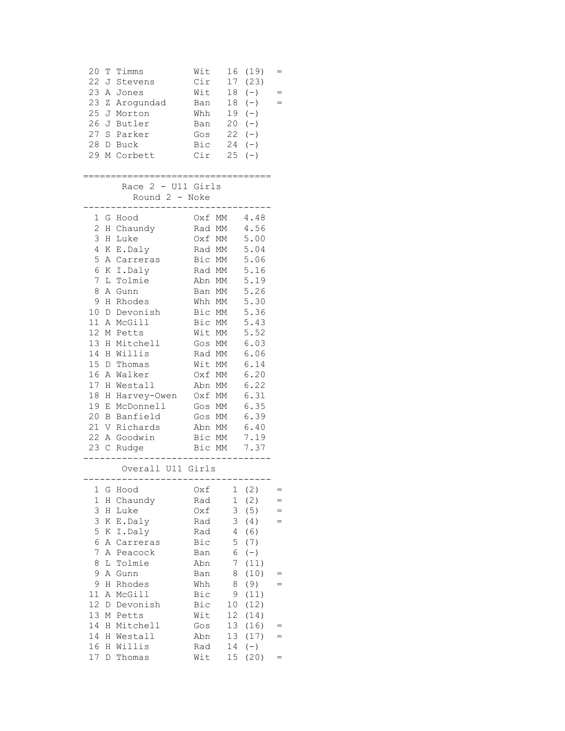| | | | | | |
|---|---|---|---|---|---|
| 20 | T Timms | Wit | 16 | (19) | = |
| 22 | J Stevens | Cir | 17 | (23) | |
| 23 | A Jones | Wit | 18 | (-) | = |
| 23 | Z Arogundad | Ban | 18 | (-) | = |
| 25 | J Morton | Whh | 19 | (-) | |
| 26 | J Butler | Ban | 20 | (-) | |
| 27 | S Parker | Gos | 22 | (-) | |
| 28 | D Buck | Bic | 24 | (-) | |
| 29 | M Corbett | Cir | 25 | (-) | |

## Race 2 - U11 Girls

### Round 2 - Noke

| | | | | |
|---|---|---|---|---|
| 1 | G Hood | Oxf | MM | 4.48 |
| 2 | H Chaundy | Rad | MM | 4.56 |
| 3 | H Luke | Oxf | MM | 5.00 |
| 4 | K E.Daly | Rad | MM | 5.04 |
| 5 | A Carreras | Bic | MM | 5.06 |
| 6 | K I.Daly | Rad | MM | 5.16 |
| 7 | L Tolmie | Abn | MM | 5.19 |
| 8 | A Gunn | Ban | MM | 5.26 |
| 9 | H Rhodes | Whh | MM | 5.30 |
| 10 | D Devonish | Bic | MM | 5.36 |
| 11 | A McGill | Bic | MM | 5.43 |
| 12 | M Petts | Wit | MM | 5.52 |
| 13 | H Mitchell | Gos | MM | 6.03 |
| 14 | H Willis | Rad | MM | 6.06 |
| 15 | D Thomas | Wit | MM | 6.14 |
| 16 | A Walker | Oxf | MM | 6.20 |
| 17 | H Westall | Abn | MM | 6.22 |
| 18 | H Harvey-Owen | Oxf | MM | 6.31 |
| 19 | E McDonnell | Gos | MM | 6.35 |
| 20 | B Banfield | Gos | MM | 6.39 |
| 21 | V Richards | Abn | MM | 6.40 |
| 22 | A Goodwin | Bic | MM | 7.19 |
| 23 | C Rudge | Bic | MM | 7.37 |

### Overall U11 Girls

| | | | | | |
|---|---|---|---|---|---|
| 1 | G Hood | Oxf | 1 | (2) | = |
| 1 | H Chaundy | Rad | 1 | (2) | = |
| 3 | H Luke | Oxf | 3 | (5) | = |
| 3 | K E.Daly | Rad | 3 | (4) | = |
| 5 | K I.Daly | Rad | 4 | (6) | |
| 6 | A Carreras | Bic | 5 | (7) | |
| 7 | A Peacock | Ban | 6 | (-) | |
| 8 | L Tolmie | Abn | 7 | (11) | |
| 9 | A Gunn | Ban | 8 | (10) | = |
| 9 | H Rhodes | Whh | 8 | (9) | = |
| 11 | A McGill | Bic | 9 | (11) | |
| 12 | D Devonish | Bic | 10 | (12) | |
| 13 | M Petts | Wit | 12 | (14) | |
| 14 | H Mitchell | Gos | 13 | (16) | = |
| 14 | H Westall | Abn | 13 | (17) | = |
| 16 | H Willis | Rad | 14 | (-) | |
| 17 | D Thomas | Wit | 15 | (20) | = |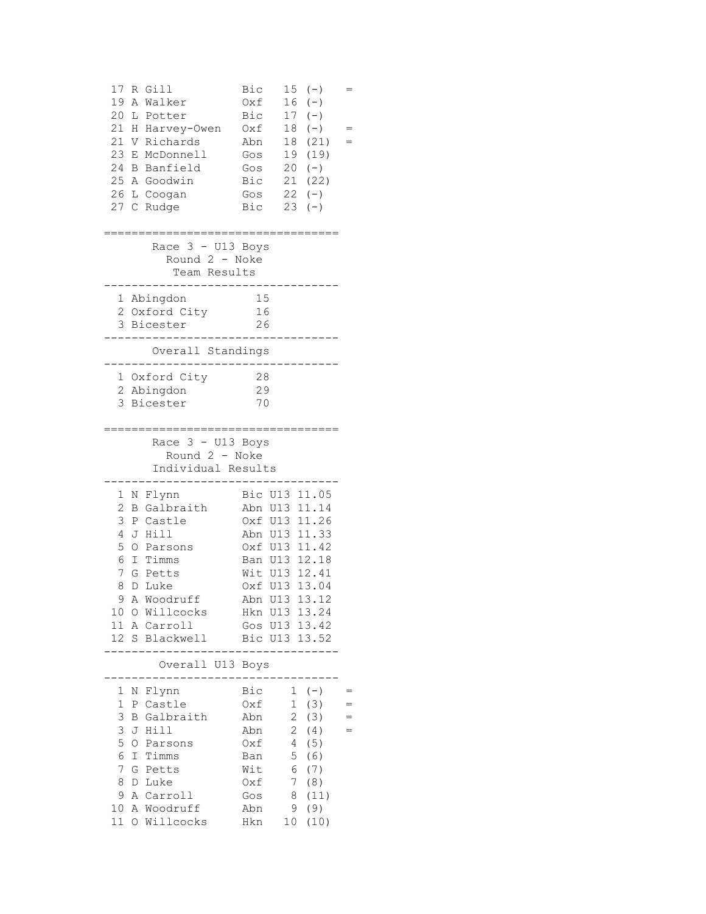| | | | | | | |
|---|---|---|---|---|---|---|
| 17 | R Gill | Bic | 15 | (-) | = |
| 19 | A Walker | Oxf | 16 | (-) | |
| 20 | L Potter | Bic | 17 | (-) | |
| 21 | H Harvey-Owen | Oxf | 18 | (-) | = |
| 21 | V Richards | Abn | 18 | (21) | = |
| 23 | E McDonnell | Gos | 19 | (19) | |
| 24 | B Banfield | Gos | 20 | (-) | |
| 25 | A Goodwin | Bic | 21 | (22) | |
| 26 | L Coogan | Gos | 22 | (-) | |
| 27 | C Rudge | Bic | 23 | (-) | |

## Race 3 - U13 Boys
### Round 2 - Noke
### Team Results

| | | |
|---|---|---|
| 1 | Abingdon | 15 |
| 2 | Oxford City | 16 |
| 3 | Bicester | 26 |

### Overall Standings

| | | |
|---|---|---|
| 1 | Oxford City | 28 |
| 2 | Abingdon | 29 |
| 3 | Bicester | 70 |

## Race 3 - U13 Boys
### Round 2 - Noke
### Individual Results

| | | | | |
|---|---|---|---|---|
| 1 | N Flynn | Bic | U13 | 11.05 |
| 2 | B Galbraith | Abn | U13 | 11.14 |
| 3 | P Castle | Oxf | U13 | 11.26 |
| 4 | J Hill | Abn | U13 | 11.33 |
| 5 | O Parsons | Oxf | U13 | 11.42 |
| 6 | I Timms | Ban | U13 | 12.18 |
| 7 | G Petts | Wit | U13 | 12.41 |
| 8 | D Luke | Oxf | U13 | 13.04 |
| 9 | A Woodruff | Abn | U13 | 13.12 |
| 10 | O Willcocks | Hkn | U13 | 13.24 |
| 11 | A Carroll | Gos | U13 | 13.42 |
| 12 | S Blackwell | Bic | U13 | 13.52 |

### Overall U13 Boys

| | | | | | |
|---|---|---|---|---|---|
| 1 | N Flynn | Bic | 1 | (-) | = |
| 1 | P Castle | Oxf | 1 | (3) | = |
| 3 | B Galbraith | Abn | 2 | (3) | = |
| 3 | J Hill | Abn | 2 | (4) | = |
| 5 | O Parsons | Oxf | 4 | (5) | |
| 6 | I Timms | Ban | 5 | (6) | |
| 7 | G Petts | Wit | 6 | (7) | |
| 8 | D Luke | Oxf | 7 | (8) | |
| 9 | A Carroll | Gos | 8 | (11) | |
| 10 | A Woodruff | Abn | 9 | (9) | |
| 11 | O Willcocks | Hkn | 10 | (10) | |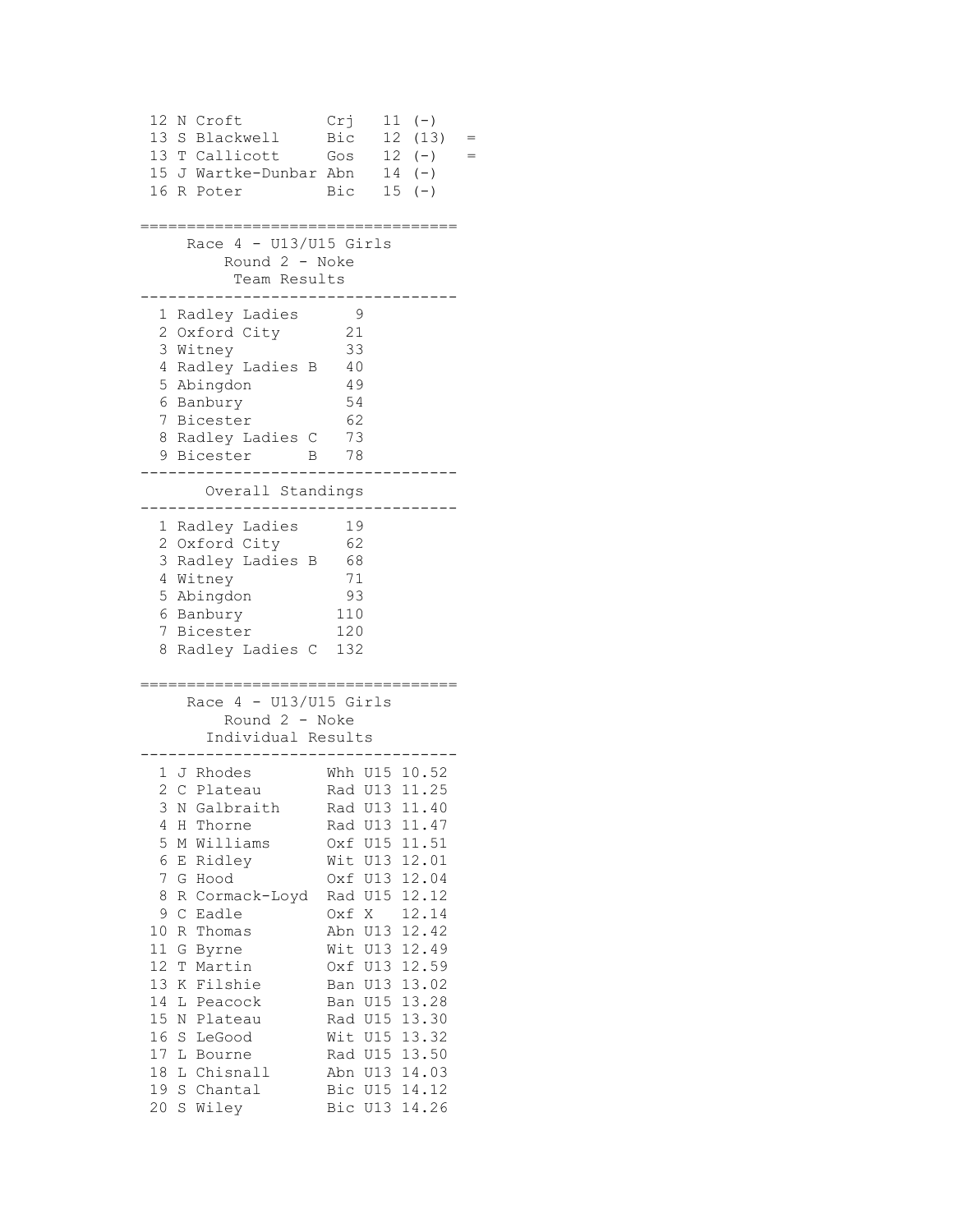| | | | | | |
|---|---|---|---|---|---|
| 12 | N Croft | Crj | 11 | (-) | |
| 13 | S Blackwell | Bic | 12 | (13) | = |
| 13 | T Callicott | Gos | 12 | (-) | = |
| 15 | J Wartke-Dunbar | Abn | 14 | (-) | |
| 16 | R Poter | Bic | 15 | (-) | |

## Race 4 - U13/U15 Girls
### Round 2 - Noke
### Team Results

| | | |
|---|---|---|
| 1 | Radley Ladies | 9 |
| 2 | Oxford City | 21 |
| 3 | Witney | 33 |
| 4 | Radley Ladies B | 40 |
| 5 | Abingdon | 49 |
| 6 | Banbury | 54 |
| 7 | Bicester | 62 |
| 8 | Radley Ladies C | 73 |
| 9 | Bicester B | 78 |

### Overall Standings

| | | |
|---|---|---|
| 1 | Radley Ladies | 19 |
| 2 | Oxford City | 62 |
| 3 | Radley Ladies B | 68 |
| 4 | Witney | 71 |
| 5 | Abingdon | 93 |
| 6 | Banbury | 110 |
| 7 | Bicester | 120 |
| 8 | Radley Ladies C | 132 |

## Race 4 - U13/U15 Girls
### Round 2 - Noke
### Individual Results

| | | | | |
|---|---|---|---|---|
| 1 | J Rhodes | Whh | U15 | 10.52 |
| 2 | C Plateau | Rad | U13 | 11.25 |
| 3 | N Galbraith | Rad | U13 | 11.40 |
| 4 | H Thorne | Rad | U13 | 11.47 |
| 5 | M Williams | Oxf | U15 | 11.51 |
| 6 | E Ridley | Wit | U13 | 12.01 |
| 7 | G Hood | Oxf | U13 | 12.04 |
| 8 | R Cormack-Loyd | Rad | U15 | 12.12 |
| 9 | C Eadle | Oxf | X | 12.14 |
| 10 | R Thomas | Abn | U13 | 12.42 |
| 11 | G Byrne | Wit | U13 | 12.49 |
| 12 | T Martin | Oxf | U13 | 12.59 |
| 13 | K Filshie | Ban | U13 | 13.02 |
| 14 | L Peacock | Ban | U15 | 13.28 |
| 15 | N Plateau | Rad | U15 | 13.30 |
| 16 | S LeGood | Wit | U15 | 13.32 |
| 17 | L Bourne | Rad | U15 | 13.50 |
| 18 | L Chisnall | Abn | U13 | 14.03 |
| 19 | S Chantal | Bic | U15 | 14.12 |
| 20 | S Wiley | Bic | U13 | 14.26 |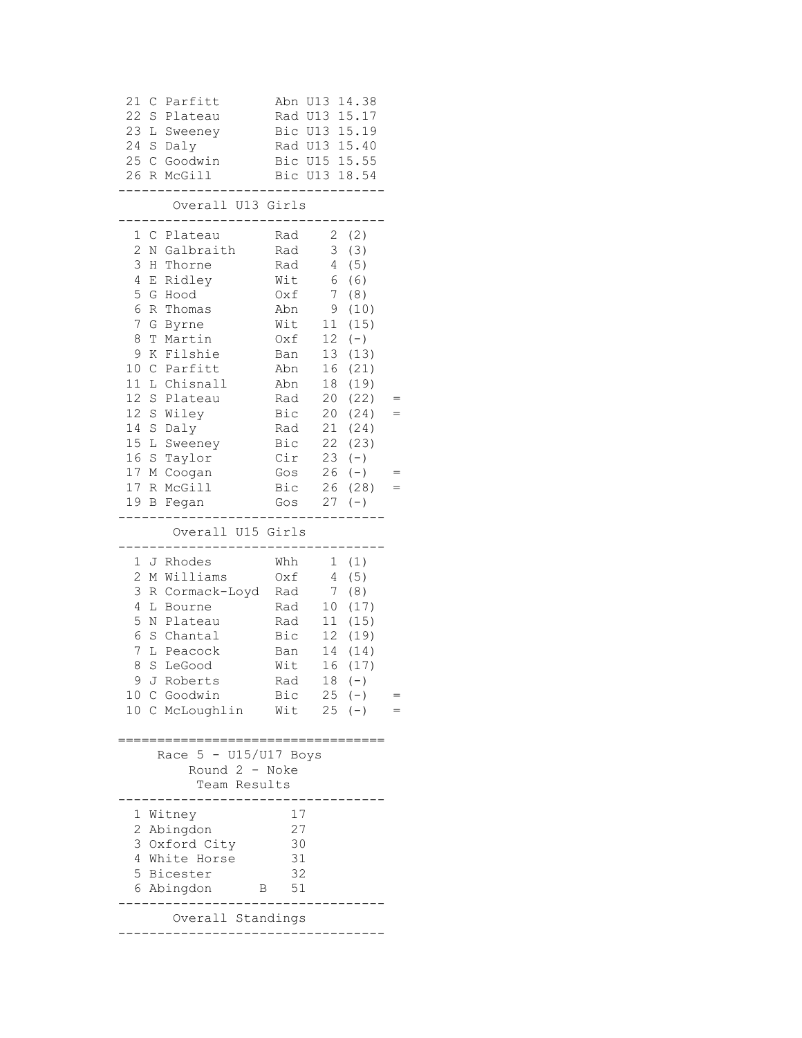| | | | | |
|---|---|---|---|---|
| 21 | C Parfitt | Abn | U13 | 14.38 |
| 22 | S Plateau | Rad | U13 | 15.17 |
| 23 | L Sweeney | Bic | U13 | 15.19 |
| 24 | S Daly | Rad | U13 | 15.40 |
| 25 | C Goodwin | Bic | U15 | 15.55 |
| 26 | R McGill | Bic | U13 | 18.54 |

## Overall U13 Girls

| | | | | | |
|---|---|---|---|---|---|
| 1 | C Plateau | Rad | 2 | (2) | |
| 2 | N Galbraith | Rad | 3 | (3) | |
| 3 | H Thorne | Rad | 4 | (5) | |
| 4 | E Ridley | Wit | 6 | (6) | |
| 5 | G Hood | Oxf | 7 | (8) | |
| 6 | R Thomas | Abn | 9 | (10) | |
| 7 | G Byrne | Wit | 11 | (15) | |
| 8 | T Martin | Oxf | 12 | (-) | |
| 9 | K Filshie | Ban | 13 | (13) | |
| 10 | C Parfitt | Abn | 16 | (21) | |
| 11 | L Chisnall | Abn | 18 | (19) | |
| 12 | S Plateau | Rad | 20 | (22) | = |
| 12 | S Wiley | Bic | 20 | (24) | = |
| 14 | S Daly | Rad | 21 | (24) | |
| 15 | L Sweeney | Bic | 22 | (23) | |
| 16 | S Taylor | Cir | 23 | (-) | |
| 17 | M Coogan | Gos | 26 | (-) | = |
| 17 | R McGill | Bic | 26 | (28) | = |
| 19 | B Fegan | Gos | 27 | (-) | |

## Overall U15 Girls

| | | | | | |
|---|---|---|---|---|---|
| 1 | J Rhodes | Whh | 1 | (1) | |
| 2 | M Williams | Oxf | 4 | (5) | |
| 3 | R Cormack-Loyd | Rad | 7 | (8) | |
| 4 | L Bourne | Rad | 10 | (17) | |
| 5 | N Plateau | Rad | 11 | (15) | |
| 6 | S Chantal | Bic | 12 | (19) | |
| 7 | L Peacock | Ban | 14 | (14) | |
| 8 | S LeGood | Wit | 16 | (17) | |
| 9 | J Roberts | Rad | 18 | (-) | |
| 10 | C Goodwin | Bic | 25 | (-) | = |
| 10 | C McLoughlin | Wit | 25 | (-) | = |

# Race 5 - U15/U17 Boys

## Round 2 - Noke

### Team Results

| | | | |
|---|---|---|---|
| 1 | Witney | | 17 |
| 2 | Abingdon | | 27 |
| 3 | Oxford City | | 30 |
| 4 | White Horse | | 31 |
| 5 | Bicester | | 32 |
| 6 | Abingdon | B | 51 |

## Overall Standings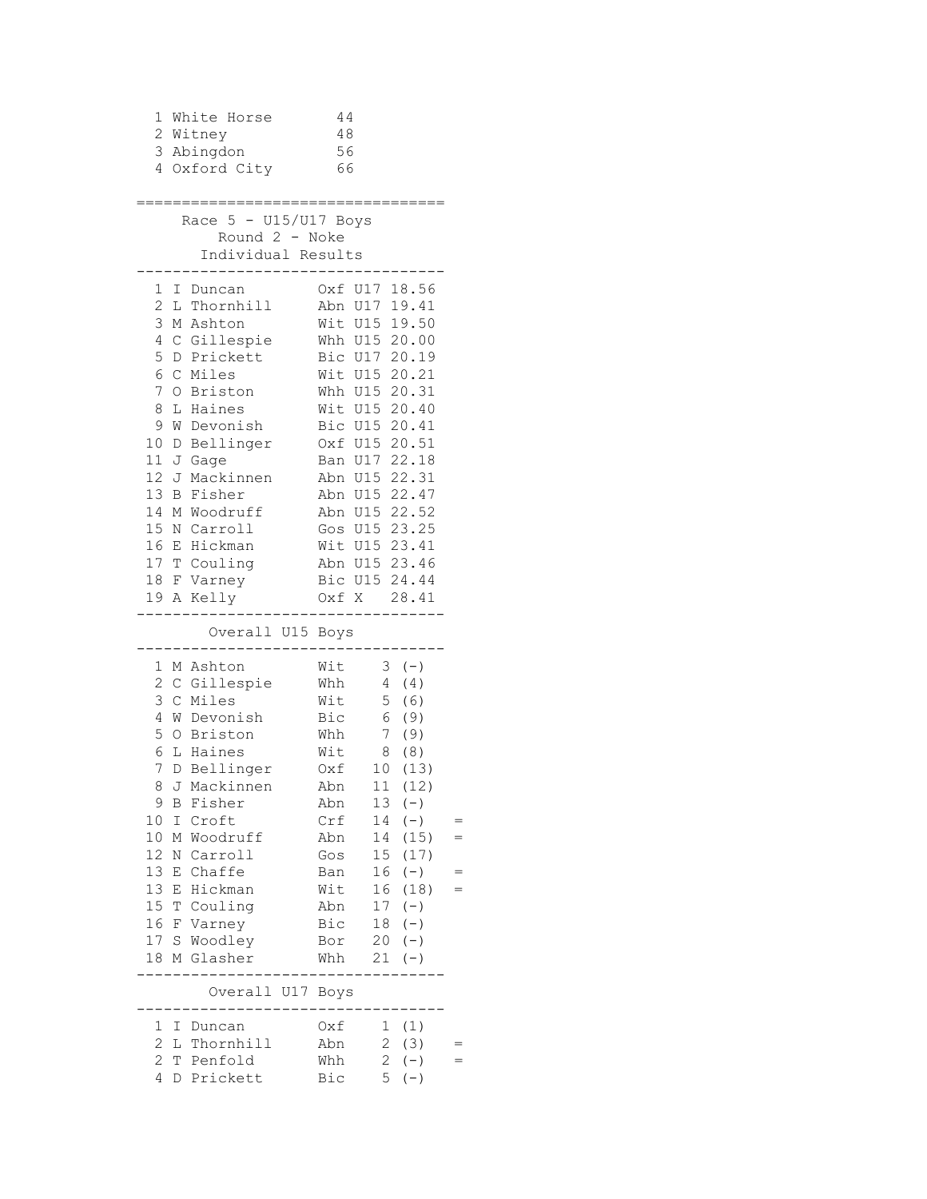| | | |
|---|---|---|
| 1 | White Horse | 44 |
| 2 | Witney | 48 |
| 3 | Abingdon | 56 |
| 4 | Oxford City | 66 |

## Race 5 - U15/U17 Boys
### Round 2 - Noke
### Individual Results

| | | | | |
|---|---|---|---|---|
| 1 | I Duncan | Oxf | U17 | 18.56 |
| 2 | L Thornhill | Abn | U17 | 19.41 |
| 3 | M Ashton | Wit | U15 | 19.50 |
| 4 | C Gillespie | Whh | U15 | 20.00 |
| 5 | D Prickett | Bic | U17 | 20.19 |
| 6 | C Miles | Wit | U15 | 20.21 |
| 7 | O Briston | Whh | U15 | 20.31 |
| 8 | L Haines | Wit | U15 | 20.40 |
| 9 | W Devonish | Bic | U15 | 20.41 |
| 10 | D Bellinger | Oxf | U15 | 20.51 |
| 11 | J Gage | Ban | U17 | 22.18 |
| 12 | J Mackinnen | Abn | U15 | 22.31 |
| 13 | B Fisher | Abn | U15 | 22.47 |
| 14 | M Woodruff | Abn | U15 | 22.52 |
| 15 | N Carroll | Gos | U15 | 23.25 |
| 16 | E Hickman | Wit | U15 | 23.41 |
| 17 | T Couling | Abn | U15 | 23.46 |
| 18 | F Varney | Bic | U15 | 24.44 |
| 19 | A Kelly | Oxf | X | 28.41 |

### Overall U15 Boys

| | | | | | |
|---|---|---|---|---|---|
| 1 | M Ashton | Wit | 3 | (-) | |
| 2 | C Gillespie | Whh | 4 | (4) | |
| 3 | C Miles | Wit | 5 | (6) | |
| 4 | W Devonish | Bic | 6 | (9) | |
| 5 | O Briston | Whh | 7 | (9) | |
| 6 | L Haines | Wit | 8 | (8) | |
| 7 | D Bellinger | Oxf | 10 | (13) | |
| 8 | J Mackinnen | Abn | 11 | (12) | |
| 9 | B Fisher | Abn | 13 | (-) | |
| 10 | I Croft | Crf | 14 | (-) | = |
| 10 | M Woodruff | Abn | 14 | (15) | = |
| 12 | N Carroll | Gos | 15 | (17) | |
| 13 | E Chaffe | Ban | 16 | (-) | = |
| 13 | E Hickman | Wit | 16 | (18) | = |
| 15 | T Couling | Abn | 17 | (-) | |
| 16 | F Varney | Bic | 18 | (-) | |
| 17 | S Woodley | Bor | 20 | (-) | |
| 18 | M Glasher | Whh | 21 | (-) | |

### Overall U17 Boys

| | | | | | |
|---|---|---|---|---|---|
| 1 | I Duncan | Oxf | 1 | (1) | |
| 2 | L Thornhill | Abn | 2 | (3) | = |
| 2 | T Penfold | Whh | 2 | (-) | = |
| 4 | D Prickett | Bic | 5 | (-) | |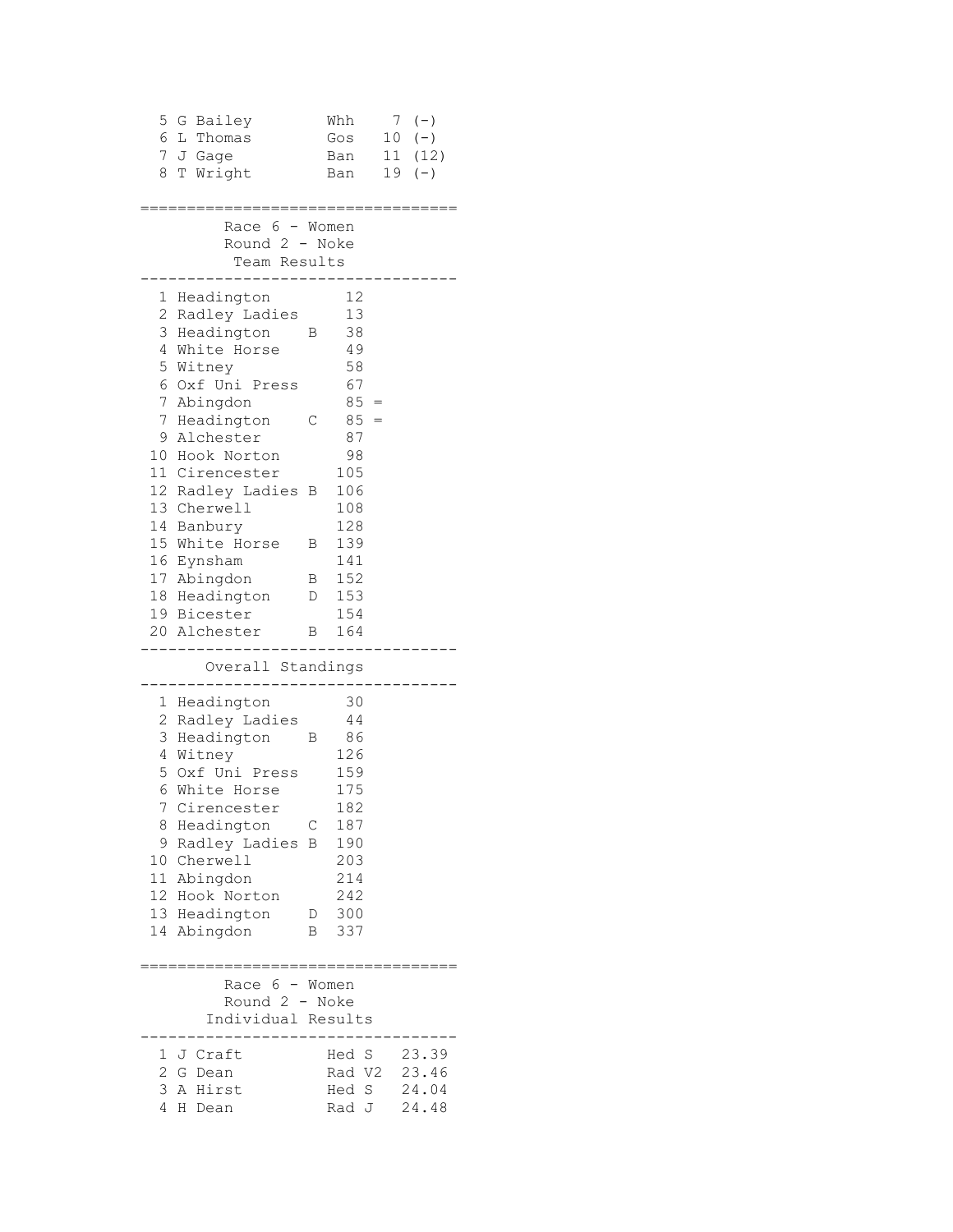| | | | |
|---|---|---|---|
| 5 | G Bailey | Whh | 7 (-) |
| 6 | L Thomas | Gos | 10 (-) |
| 7 | J Gage | Ban | 11 (12) |
| 8 | T Wright | Ban | 19 (-) |

## Race 6 - Women
### Round 2 - Noke
#### Team Results

| Pos | Team | | Points | |
|---|---|---|---|---|
| 1 | Headington | | 12 | |
| 2 | Radley Ladies | | 13 | |
| 3 | Headington | B | 38 | |
| 4 | White Horse | | 49 | |
| 5 | Witney | | 58 | |
| 6 | Oxf Uni Press | | 67 | |
| 7 | Abingdon | | 85 | = |
| 7 | Headington | C | 85 | = |
| 9 | Alchester | | 87 | |
| 10 | Hook Norton | | 98 | |
| 11 | Cirencester | | 105 | |
| 12 | Radley Ladies | B | 106 | |
| 13 | Cherwell | | 108 | |
| 14 | Banbury | | 128 | |
| 15 | White Horse | B | 139 | |
| 16 | Eynsham | | 141 | |
| 17 | Abingdon | B | 152 | |
| 18 | Headington | D | 153 | |
| 19 | Bicester | | 154 | |
| 20 | Alchester | B | 164 | |

#### Overall Standings

| Pos | Team | | Points |
|---|---|---|---|
| 1 | Headington | | 30 |
| 2 | Radley Ladies | | 44 |
| 3 | Headington | B | 86 |
| 4 | Witney | | 126 |
| 5 | Oxf Uni Press | | 159 |
| 6 | White Horse | | 175 |
| 7 | Cirencester | | 182 |
| 8 | Headington | C | 187 |
| 9 | Radley Ladies | B | 190 |
| 10 | Cherwell | | 203 |
| 11 | Abingdon | | 214 |
| 12 | Hook Norton | | 242 |
| 13 | Headington | D | 300 |
| 14 | Abingdon | B | 337 |

## Race 6 - Women
### Round 2 - Noke
#### Individual Results

| Pos | Name | Club | Cat | Time |
|---|---|---|---|---|
| 1 | J Craft | Hed | S | 23.39 |
| 2 | G Dean | Rad | V2 | 23.46 |
| 3 | A Hirst | Hed | S | 24.04 |
| 4 | H Dean | Rad | J | 24.48 |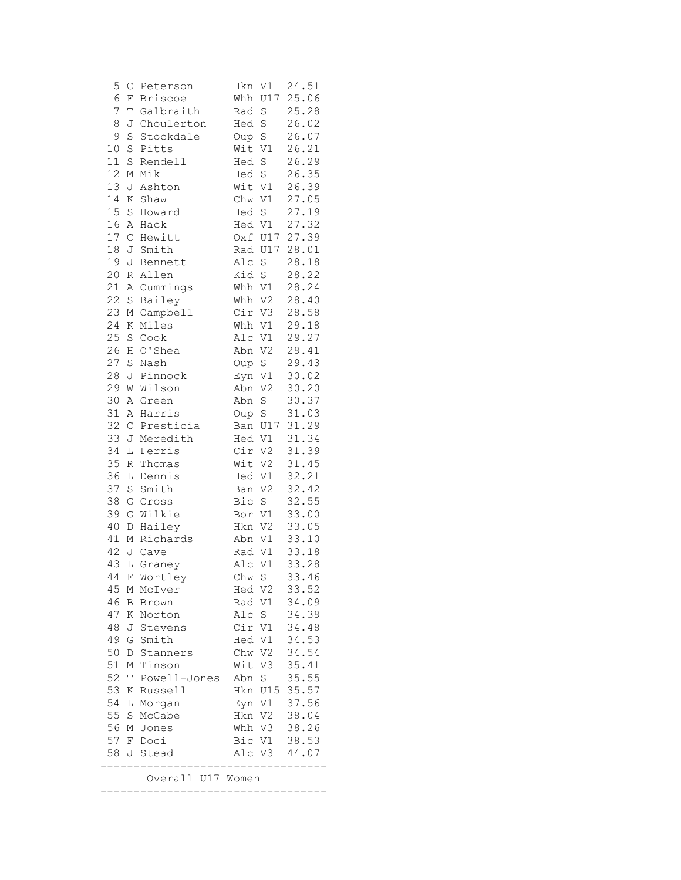| | | | | | |
|---|---|---|---|---|---|
| 5 | C | Peterson | Hkn | V1 | 24.51 |
| 6 | F | Briscoe | Whh | U17 | 25.06 |
| 7 | T | Galbraith | Rad | S | 25.28 |
| 8 | J | Choulerton | Hed | S | 26.02 |
| 9 | S | Stockdale | Oup | S | 26.07 |
| 10 | S | Pitts | Wit | V1 | 26.21 |
| 11 | S | Rendell | Hed | S | 26.29 |
| 12 | M | Mik | Hed | S | 26.35 |
| 13 | J | Ashton | Wit | V1 | 26.39 |
| 14 | K | Shaw | Chw | V1 | 27.05 |
| 15 | S | Howard | Hed | S | 27.19 |
| 16 | A | Hack | Hed | V1 | 27.32 |
| 17 | C | Hewitt | Oxf | U17 | 27.39 |
| 18 | J | Smith | Rad | U17 | 28.01 |
| 19 | J | Bennett | Alc | S | 28.18 |
| 20 | R | Allen | Kid | S | 28.22 |
| 21 | A | Cummings | Whh | V1 | 28.24 |
| 22 | S | Bailey | Whh | V2 | 28.40 |
| 23 | M | Campbell | Cir | V3 | 28.58 |
| 24 | K | Miles | Whh | V1 | 29.18 |
| 25 | S | Cook | Alc | V1 | 29.27 |
| 26 | H | O'Shea | Abn | V2 | 29.41 |
| 27 | S | Nash | Oup | S | 29.43 |
| 28 | J | Pinnock | Eyn | V1 | 30.02 |
| 29 | W | Wilson | Abn | V2 | 30.20 |
| 30 | A | Green | Abn | S | 30.37 |
| 31 | A | Harris | Oup | S | 31.03 |
| 32 | C | Presticia | Ban | U17 | 31.29 |
| 33 | J | Meredith | Hed | V1 | 31.34 |
| 34 | L | Ferris | Cir | V2 | 31.39 |
| 35 | R | Thomas | Wit | V2 | 31.45 |
| 36 | L | Dennis | Hed | V1 | 32.21 |
| 37 | S | Smith | Ban | V2 | 32.42 |
| 38 | G | Cross | Bic | S | 32.55 |
| 39 | G | Wilkie | Bor | V1 | 33.00 |
| 40 | D | Hailey | Hkn | V2 | 33.05 |
| 41 | M | Richards | Abn | V1 | 33.10 |
| 42 | J | Cave | Rad | V1 | 33.18 |
| 43 | L | Graney | Alc | V1 | 33.28 |
| 44 | F | Wortley | Chw | S | 33.46 |
| 45 | M | McIver | Hed | V2 | 33.52 |
| 46 | B | Brown | Rad | V1 | 34.09 |
| 47 | K | Norton | Alc | S | 34.39 |
| 48 | J | Stevens | Cir | V1 | 34.48 |
| 49 | G | Smith | Hed | V1 | 34.53 |
| 50 | D | Stanners | Chw | V2 | 34.54 |
| 51 | M | Tinson | Wit | V3 | 35.41 |
| 52 | T | Powell-Jones | Abn | S | 35.55 |
| 53 | K | Russell | Hkn | U15 | 35.57 |
| 54 | L | Morgan | Eyn | V1 | 37.56 |
| 55 | S | McCabe | Hkn | V2 | 38.04 |
| 56 | M | Jones | Whh | V3 | 38.26 |
| 57 | F | Doci | Bic | V1 | 38.53 |
| 58 | J | Stead | Alc | V3 | 44.07 |

---------------------------------

Overall U17 Women

---------------------------------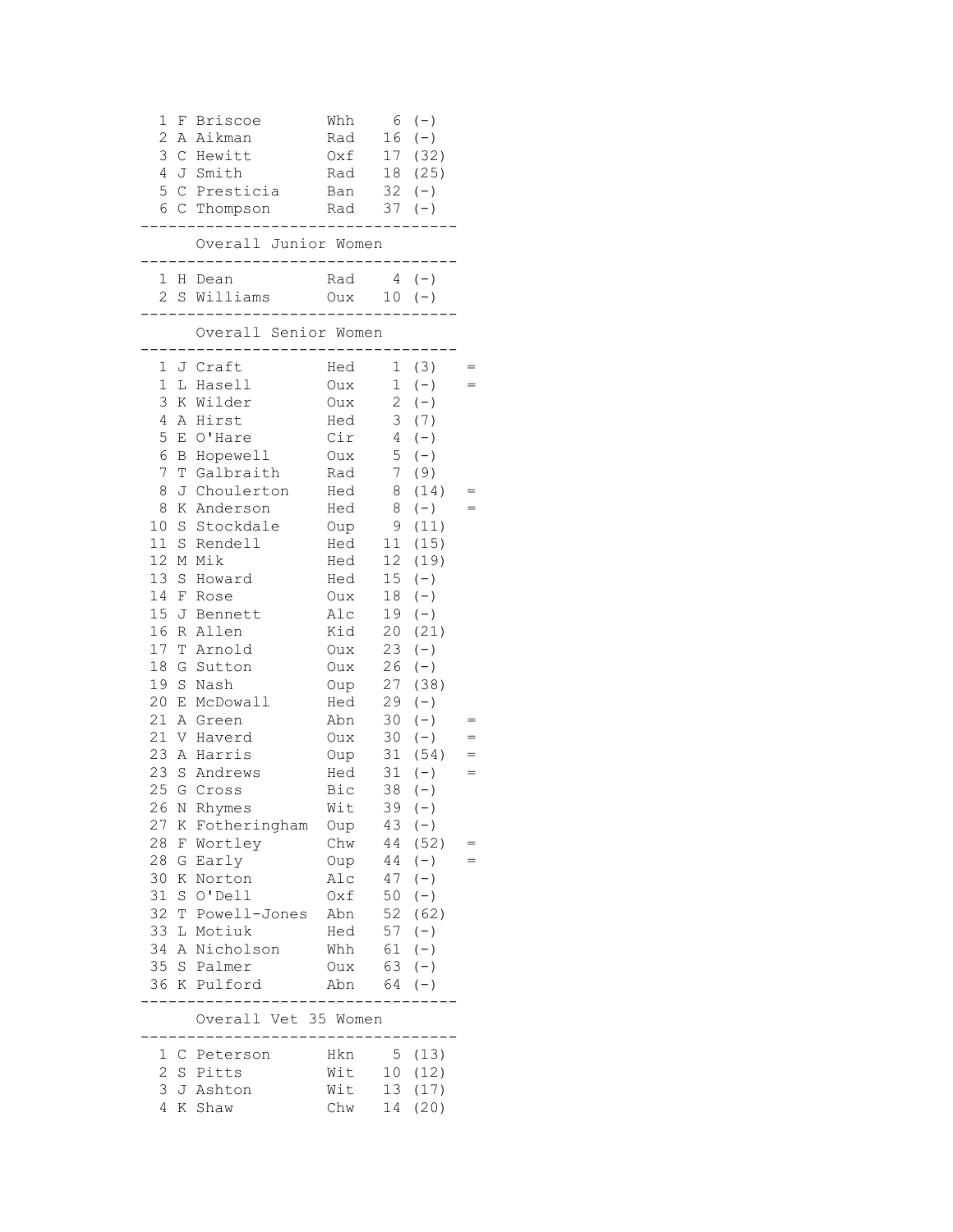| | | | | | | |
|---|---|---|---|---|---|---|
| 1 | F | Briscoe | Whh | 6 | (-) | |
| 2 | A | Aikman | Rad | 16 | (-) | |
| 3 | C | Hewitt | Oxf | 17 | (32) | |
| 4 | J | Smith | Rad | 18 | (25) | |
| 5 | C | Presticia | Ban | 32 | (-) | |
| 6 | C | Thompson | Rad | 37 | (-) | |

## Overall Junior Women

| | | | | | | |
|---|---|---|---|---|---|---|
| 1 | H | Dean | Rad | 4 | (-) | |
| 2 | S | Williams | Oux | 10 | (-) | |

## Overall Senior Women

| | | | | | | |
|---|---|---|---|---|---|---|
| 1 | J | Craft | Hed | 1 | (3) | = |
| 1 | L | Hasell | Oux | 1 | (-) | = |
| 3 | K | Wilder | Oux | 2 | (-) | |
| 4 | A | Hirst | Hed | 3 | (7) | |
| 5 | E | O'Hare | Cir | 4 | (-) | |
| 6 | B | Hopewell | Oux | 5 | (-) | |
| 7 | T | Galbraith | Rad | 7 | (9) | |
| 8 | J | Choulerton | Hed | 8 | (14) | = |
| 8 | K | Anderson | Hed | 8 | (-) | = |
| 10 | S | Stockdale | Oup | 9 | (11) | |
| 11 | S | Rendell | Hed | 11 | (15) | |
| 12 | M | Mik | Hed | 12 | (19) | |
| 13 | S | Howard | Hed | 15 | (-) | |
| 14 | F | Rose | Oux | 18 | (-) | |
| 15 | J | Bennett | Alc | 19 | (-) | |
| 16 | R | Allen | Kid | 20 | (21) | |
| 17 | T | Arnold | Oux | 23 | (-) | |
| 18 | G | Sutton | Oux | 26 | (-) | |
| 19 | S | Nash | Oup | 27 | (38) | |
| 20 | E | McDowall | Hed | 29 | (-) | |
| 21 | A | Green | Abn | 30 | (-) | = |
| 21 | V | Haverd | Oux | 30 | (-) | = |
| 23 | A | Harris | Oup | 31 | (54) | = |
| 23 | S | Andrews | Hed | 31 | (-) | = |
| 25 | G | Cross | Bic | 38 | (-) | |
| 26 | N | Rhymes | Wit | 39 | (-) | |
| 27 | K | Fotheringham | Oup | 43 | (-) | |
| 28 | F | Wortley | Chw | 44 | (52) | = |
| 28 | G | Early | Oup | 44 | (-) | = |
| 30 | K | Norton | Alc | 47 | (-) | |
| 31 | S | O'Dell | Oxf | 50 | (-) | |
| 32 | T | Powell-Jones | Abn | 52 | (62) | |
| 33 | L | Motiuk | Hed | 57 | (-) | |
| 34 | A | Nicholson | Whh | 61 | (-) | |
| 35 | S | Palmer | Oux | 63 | (-) | |
| 36 | K | Pulford | Abn | 64 | (-) | |

## Overall Vet 35 Women

| | | | | | | |
|---|---|---|---|---|---|---|
| 1 | C | Peterson | Hkn | 5 | (13) | |
| 2 | S | Pitts | Wit | 10 | (12) | |
| 3 | J | Ashton | Wit | 13 | (17) | |
| 4 | K | Shaw | Chw | 14 | (20) | |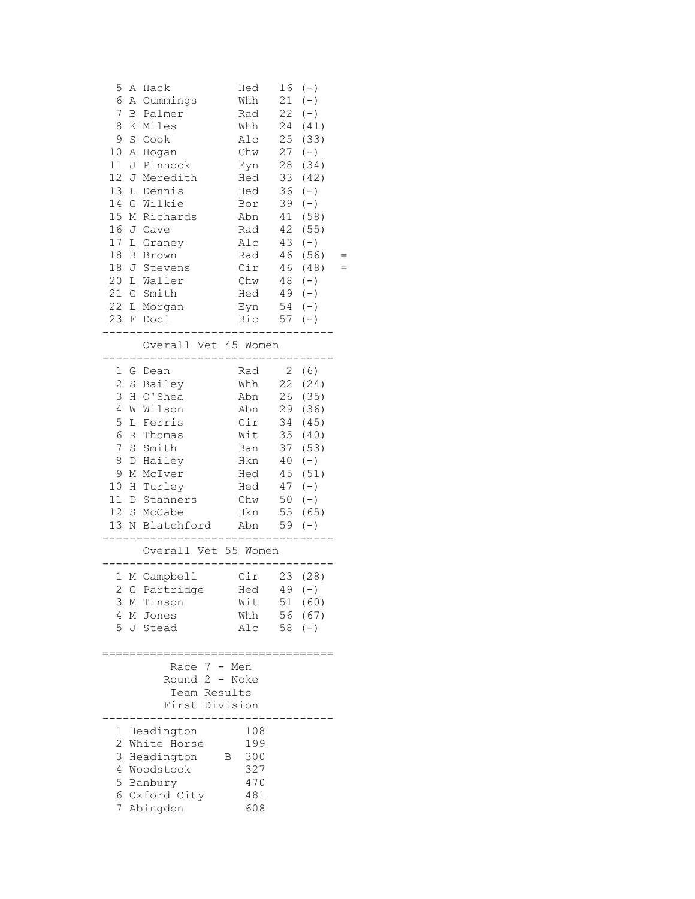| | | | | | | |
|---|---|---|---|---|---|---|
| 5 | A | Hack | Hed | 16 | (-) | |
| 6 | A | Cummings | Whh | 21 | (-) | |
| 7 | B | Palmer | Rad | 22 | (-) | |
| 8 | K | Miles | Whh | 24 | (41) | |
| 9 | S | Cook | Alc | 25 | (33) | |
| 10 | A | Hogan | Chw | 27 | (-) | |
| 11 | J | Pinnock | Eyn | 28 | (34) | |
| 12 | J | Meredith | Hed | 33 | (42) | |
| 13 | L | Dennis | Hed | 36 | (-) | |
| 14 | G | Wilkie | Bor | 39 | (-) | |
| 15 | M | Richards | Abn | 41 | (58) | |
| 16 | J | Cave | Rad | 42 | (55) | |
| 17 | L | Graney | Alc | 43 | (-) | |
| 18 | B | Brown | Rad | 46 | (56) | = |
| 18 | J | Stevens | Cir | 46 | (48) | = |
| 20 | L | Waller | Chw | 48 | (-) | |
| 21 | G | Smith | Hed | 49 | (-) | |
| 22 | L | Morgan | Eyn | 54 | (-) | |
| 23 | F | Doci | Bic | 57 | (-) | |

## Overall Vet 45 Women

| | | | | | |
|---|---|---|---|---|---|
| 1 | G | Dean | Rad | 2 | (6) |
| 2 | S | Bailey | Whh | 22 | (24) |
| 3 | H | O'Shea | Abn | 26 | (35) |
| 4 | W | Wilson | Abn | 29 | (36) |
| 5 | L | Ferris | Cir | 34 | (45) |
| 6 | R | Thomas | Wit | 35 | (40) |
| 7 | S | Smith | Ban | 37 | (53) |
| 8 | D | Hailey | Hkn | 40 | (-) |
| 9 | M | McIver | Hed | 45 | (51) |
| 10 | H | Turley | Hed | 47 | (-) |
| 11 | D | Stanners | Chw | 50 | (-) |
| 12 | S | McCabe | Hkn | 55 | (65) |
| 13 | N | Blatchford | Abn | 59 | (-) |

## Overall Vet 55 Women

| | | | | | |
|---|---|---|---|---|---|
| 1 | M | Campbell | Cir | 23 | (28) |
| 2 | G | Partridge | Hed | 49 | (-) |
| 3 | M | Tinson | Wit | 51 | (60) |
| 4 | M | Jones | Whh | 56 | (67) |
| 5 | J | Stead | Alc | 58 | (-) |

## Race 7 - Men
### Round 2 - Noke
### Team Results
### First Division

| | | | |
|---|---|---|---|
| 1 | Headington | | 108 |
| 2 | White Horse | | 199 |
| 3 | Headington | B | 300 |
| 4 | Woodstock | | 327 |
| 5 | Banbury | | 470 |
| 6 | Oxford City | | 481 |
| 7 | Abingdon | | 608 |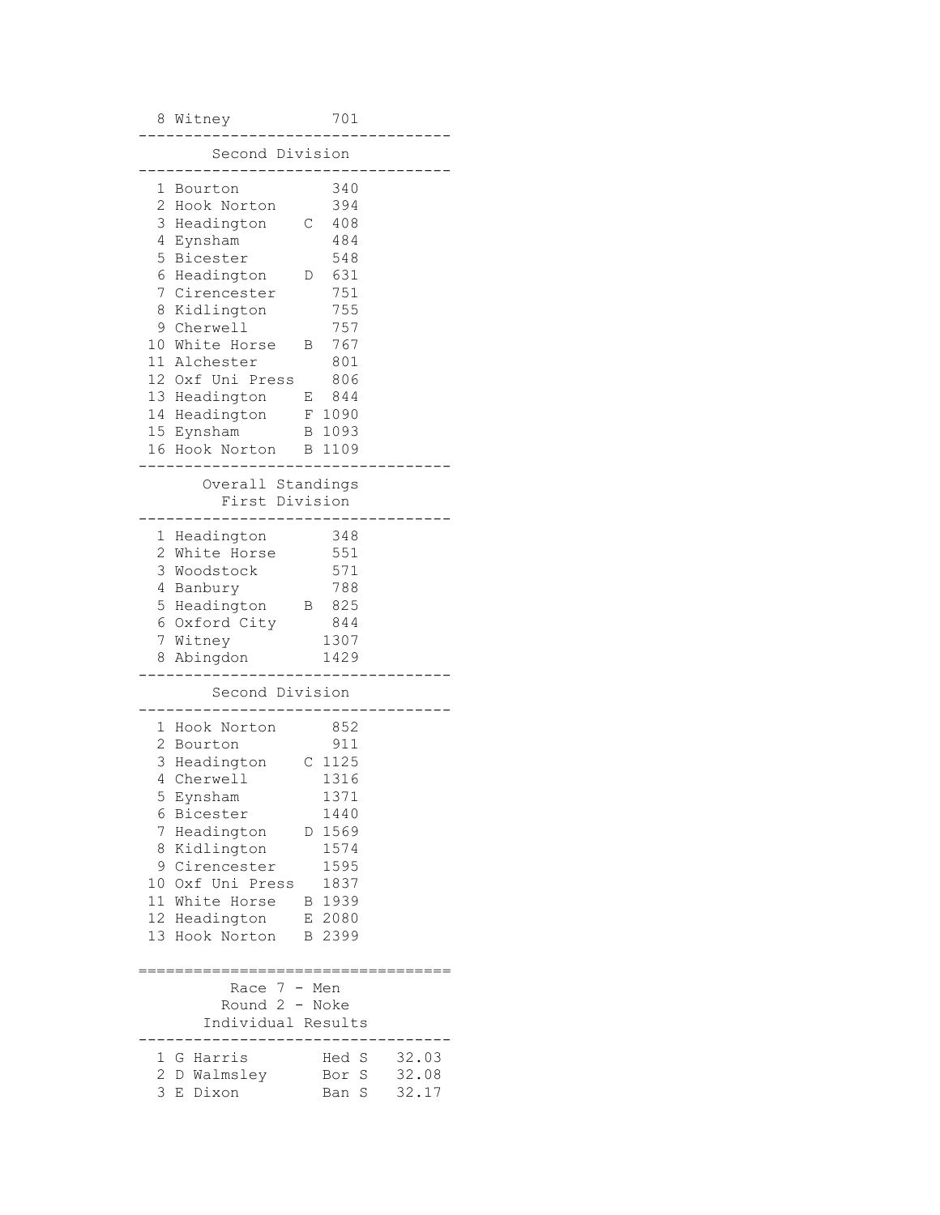| | | | |
|---|---|---|---|
| 8 | Witney | | 701 |

## Second Division

| | | | |
|---|---|---|---|
| 1 | Bourton | | 340 |
| 2 | Hook Norton | | 394 |
| 3 | Headington | C | 408 |
| 4 | Eynsham | | 484 |
| 5 | Bicester | | 548 |
| 6 | Headington | D | 631 |
| 7 | Cirencester | | 751 |
| 8 | Kidlington | | 755 |
| 9 | Cherwell | | 757 |
| 10 | White Horse | B | 767 |
| 11 | Alchester | | 801 |
| 12 | Oxf Uni Press | | 806 |
| 13 | Headington | E | 844 |
| 14 | Headington | F | 1090 |
| 15 | Eynsham | B | 1093 |
| 16 | Hook Norton | B | 1109 |

## Overall Standings
### First Division

| | | | |
|---|---|---|---|
| 1 | Headington | | 348 |
| 2 | White Horse | | 551 |
| 3 | Woodstock | | 571 |
| 4 | Banbury | | 788 |
| 5 | Headington | B | 825 |
| 6 | Oxford City | | 844 |
| 7 | Witney | | 1307 |
| 8 | Abingdon | | 1429 |

### Second Division

| | | | |
|---|---|---|---|
| 1 | Hook Norton | | 852 |
| 2 | Bourton | | 911 |
| 3 | Headington | C | 1125 |
| 4 | Cherwell | | 1316 |
| 5 | Eynsham | | 1371 |
| 6 | Bicester | | 1440 |
| 7 | Headington | D | 1569 |
| 8 | Kidlington | | 1574 |
| 9 | Cirencester | | 1595 |
| 10 | Oxf Uni Press | | 1837 |
| 11 | White Horse | B | 1939 |
| 12 | Headington | E | 2080 |
| 13 | Hook Norton | B | 2399 |

## Race 7 - Men
### Round 2 - Noke
### Individual Results

| | | | | |
|---|---|---|---|---|
| 1 | G Harris | Hed | S | 32.03 |
| 2 | D Walmsley | Bor | S | 32.08 |
| 3 | E Dixon | Ban | S | 32.17 |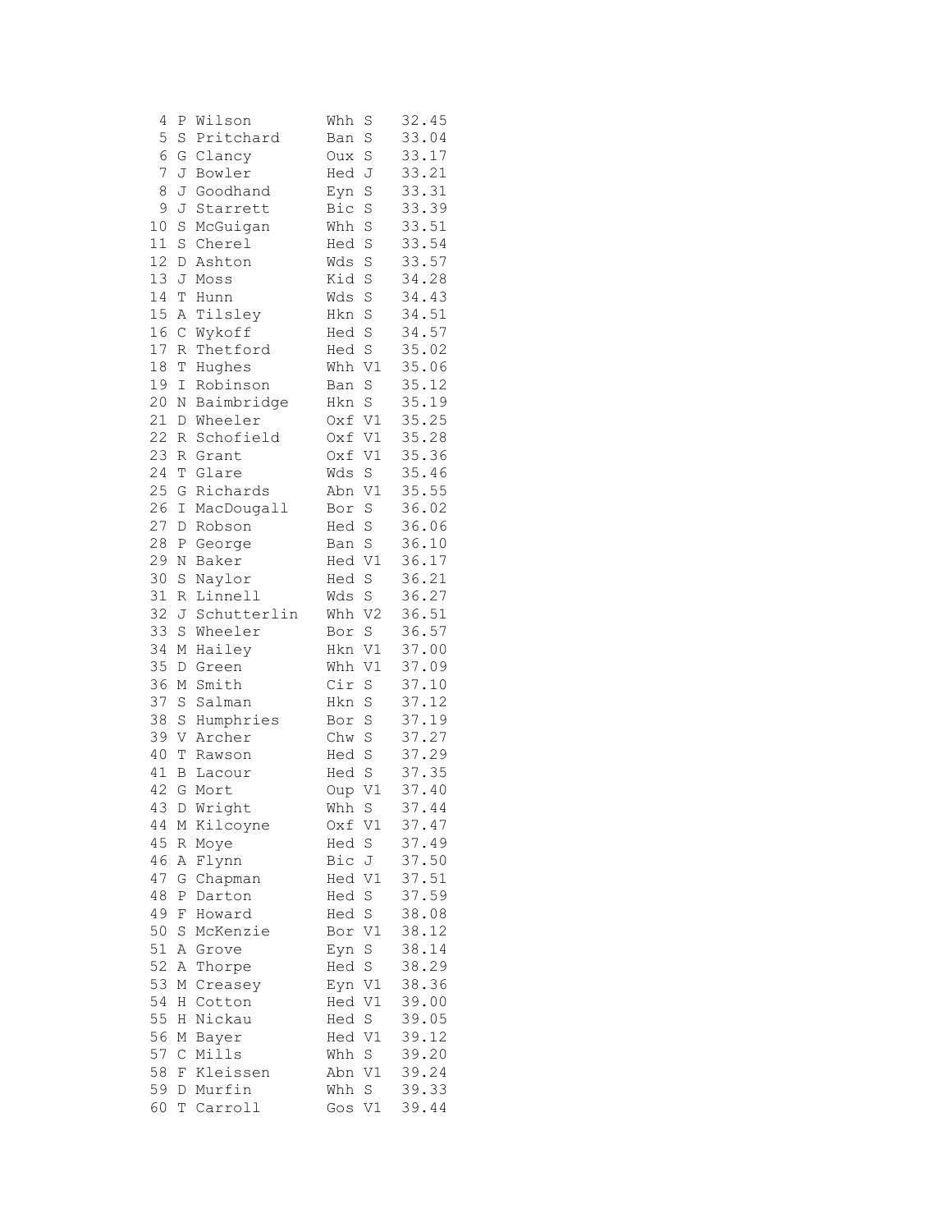| | | | | | |
|---|---|---|---|---|---|
| 4 | P | Wilson | Whh | S | 32.45 |
| 5 | S | Pritchard | Ban | S | 33.04 |
| 6 | G | Clancy | Oux | S | 33.17 |
| 7 | J | Bowler | Hed | J | 33.21 |
| 8 | J | Goodhand | Eyn | S | 33.31 |
| 9 | J | Starrett | Bic | S | 33.39 |
| 10 | S | McGuigan | Whh | S | 33.51 |
| 11 | S | Cherel | Hed | S | 33.54 |
| 12 | D | Ashton | Wds | S | 33.57 |
| 13 | J | Moss | Kid | S | 34.28 |
| 14 | T | Hunn | Wds | S | 34.43 |
| 15 | A | Tilsley | Hkn | S | 34.51 |
| 16 | C | Wykoff | Hed | S | 34.57 |
| 17 | R | Thetford | Hed | S | 35.02 |
| 18 | T | Hughes | Whh | V1 | 35.06 |
| 19 | I | Robinson | Ban | S | 35.12 |
| 20 | N | Baimbridge | Hkn | S | 35.19 |
| 21 | D | Wheeler | Oxf | V1 | 35.25 |
| 22 | R | Schofield | Oxf | V1 | 35.28 |
| 23 | R | Grant | Oxf | V1 | 35.36 |
| 24 | T | Glare | Wds | S | 35.46 |
| 25 | G | Richards | Abn | V1 | 35.55 |
| 26 | I | MacDougall | Bor | S | 36.02 |
| 27 | D | Robson | Hed | S | 36.06 |
| 28 | P | George | Ban | S | 36.10 |
| 29 | N | Baker | Hed | V1 | 36.17 |
| 30 | S | Naylor | Hed | S | 36.21 |
| 31 | R | Linnell | Wds | S | 36.27 |
| 32 | J | Schutterlin | Whh | V2 | 36.51 |
| 33 | S | Wheeler | Bor | S | 36.57 |
| 34 | M | Hailey | Hkn | V1 | 37.00 |
| 35 | D | Green | Whh | V1 | 37.09 |
| 36 | M | Smith | Cir | S | 37.10 |
| 37 | S | Salman | Hkn | S | 37.12 |
| 38 | S | Humphries | Bor | S | 37.19 |
| 39 | V | Archer | Chw | S | 37.27 |
| 40 | T | Rawson | Hed | S | 37.29 |
| 41 | B | Lacour | Hed | S | 37.35 |
| 42 | G | Mort | Oup | V1 | 37.40 |
| 43 | D | Wright | Whh | S | 37.44 |
| 44 | M | Kilcoyne | Oxf | V1 | 37.47 |
| 45 | R | Moye | Hed | S | 37.49 |
| 46 | A | Flynn | Bic | J | 37.50 |
| 47 | G | Chapman | Hed | V1 | 37.51 |
| 48 | P | Darton | Hed | S | 37.59 |
| 49 | F | Howard | Hed | S | 38.08 |
| 50 | S | McKenzie | Bor | V1 | 38.12 |
| 51 | A | Grove | Eyn | S | 38.14 |
| 52 | A | Thorpe | Hed | S | 38.29 |
| 53 | M | Creasey | Eyn | V1 | 38.36 |
| 54 | H | Cotton | Hed | V1 | 39.00 |
| 55 | H | Nickau | Hed | S | 39.05 |
| 56 | M | Bayer | Hed | V1 | 39.12 |
| 57 | C | Mills | Whh | S | 39.20 |
| 58 | F | Kleissen | Abn | V1 | 39.24 |
| 59 | D | Murfin | Whh | S | 39.33 |
| 60 | T | Carroll | Gos | V1 | 39.44 |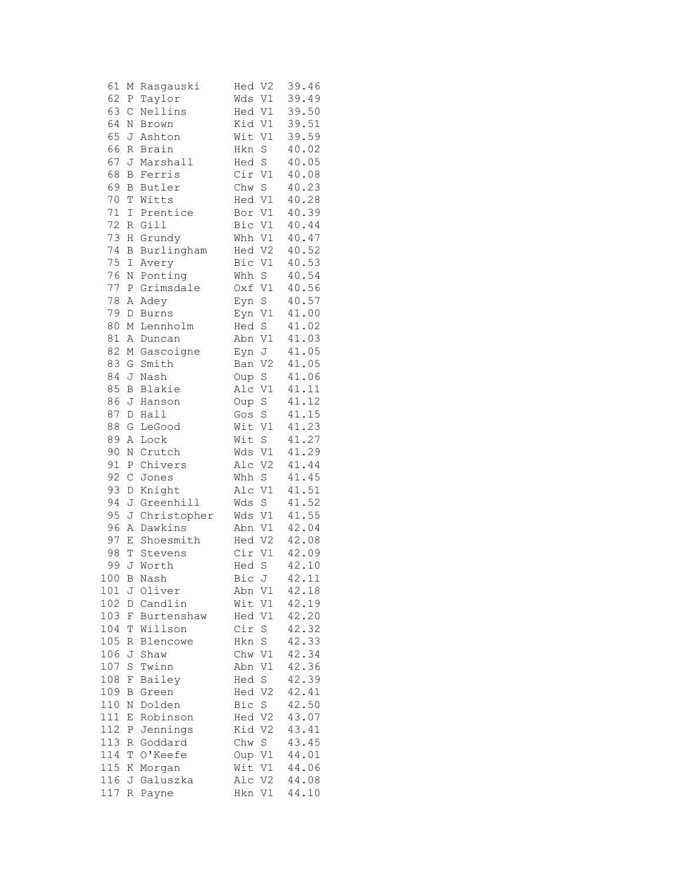| | | | | | |
|---|---|---|---|---|---|
| 61 | M | Rasgauski | Hed | V2 | 39.46 |
| 62 | P | Taylor | Wds | V1 | 39.49 |
| 63 | C | Nellins | Hed | V1 | 39.50 |
| 64 | N | Brown | Kid | V1 | 39.51 |
| 65 | J | Ashton | Wit | V1 | 39.59 |
| 66 | R | Brain | Hkn | S | 40.02 |
| 67 | J | Marshall | Hed | S | 40.05 |
| 68 | B | Ferris | Cir | V1 | 40.08 |
| 69 | B | Butler | Chw | S | 40.23 |
| 70 | T | Witts | Hed | V1 | 40.28 |
| 71 | I | Prentice | Bor | V1 | 40.39 |
| 72 | R | Gill | Bic | V1 | 40.44 |
| 73 | H | Grundy | Whh | V1 | 40.47 |
| 74 | B | Burlingham | Hed | V2 | 40.52 |
| 75 | I | Avery | Bic | V1 | 40.53 |
| 76 | N | Ponting | Whh | S | 40.54 |
| 77 | P | Grimsdale | Oxf | V1 | 40.56 |
| 78 | A | Adey | Eyn | S | 40.57 |
| 79 | D | Burns | Eyn | V1 | 41.00 |
| 80 | M | Lennholm | Hed | S | 41.02 |
| 81 | A | Duncan | Abn | V1 | 41.03 |
| 82 | M | Gascoigne | Eyn | J | 41.05 |
| 83 | G | Smith | Ban | V2 | 41.05 |
| 84 | J | Nash | Oup | S | 41.06 |
| 85 | B | Blakie | Alc | V1 | 41.11 |
| 86 | J | Hanson | Oup | S | 41.12 |
| 87 | D | Hall | Gos | S | 41.15 |
| 88 | G | LeGood | Wit | V1 | 41.23 |
| 89 | A | Lock | Wit | S | 41.27 |
| 90 | N | Crutch | Wds | V1 | 41.29 |
| 91 | P | Chivers | Alc | V2 | 41.44 |
| 92 | C | Jones | Whh | S | 41.45 |
| 93 | D | Knight | Alc | V1 | 41.51 |
| 94 | J | Greenhill | Wds | S | 41.52 |
| 95 | J | Christopher | Wds | V1 | 41.55 |
| 96 | A | Dawkins | Abn | V1 | 42.04 |
| 97 | E | Shoesmith | Hed | V2 | 42.08 |
| 98 | T | Stevens | Cir | V1 | 42.09 |
| 99 | J | Worth | Hed | S | 42.10 |
| 100 | B | Nash | Bic | J | 42.11 |
| 101 | J | Oliver | Abn | V1 | 42.18 |
| 102 | D | Candlin | Wit | V1 | 42.19 |
| 103 | F | Burtenshaw | Hed | V1 | 42.20 |
| 104 | T | Willson | Cir | S | 42.32 |
| 105 | R | Blencowe | Hkn | S | 42.33 |
| 106 | J | Shaw | Chw | V1 | 42.34 |
| 107 | S | Twinn | Abn | V1 | 42.36 |
| 108 | F | Bailey | Hed | S | 42.39 |
| 109 | B | Green | Hed | V2 | 42.41 |
| 110 | N | Dolden | Bic | S | 42.50 |
| 111 | E | Robinson | Hed | V2 | 43.07 |
| 112 | P | Jennings | Kid | V2 | 43.41 |
| 113 | R | Goddard | Chw | S | 43.45 |
| 114 | T | O'Keefe | Oup | V1 | 44.01 |
| 115 | K | Morgan | Wit | V1 | 44.06 |
| 116 | J | Galuszka | Alc | V2 | 44.08 |
| 117 | R | Payne | Hkn | V1 | 44.10 |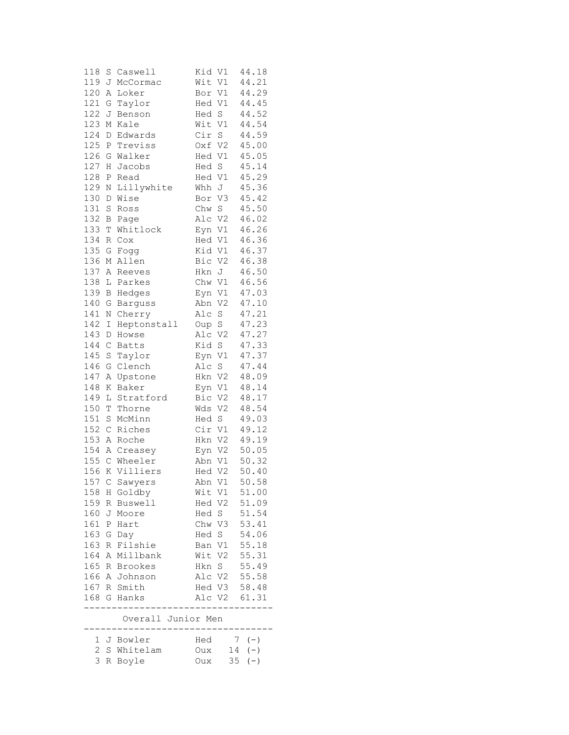| | | | | | |
|---|---|---|---|---|---|
| 118 | S | Caswell | Kid | V1 | 44.18 |
| 119 | J | McCormac | Wit | V1 | 44.21 |
| 120 | A | Loker | Bor | V1 | 44.29 |
| 121 | G | Taylor | Hed | V1 | 44.45 |
| 122 | J | Benson | Hed | S | 44.52 |
| 123 | M | Kale | Wit | V1 | 44.54 |
| 124 | D | Edwards | Cir | S | 44.59 |
| 125 | P | Treviss | Oxf | V2 | 45.00 |
| 126 | G | Walker | Hed | V1 | 45.05 |
| 127 | H | Jacobs | Hed | S | 45.14 |
| 128 | P | Read | Hed | V1 | 45.29 |
| 129 | N | Lillywhite | Whh | J | 45.36 |
| 130 | D | Wise | Bor | V3 | 45.42 |
| 131 | S | Ross | Chw | S | 45.50 |
| 132 | B | Page | Alc | V2 | 46.02 |
| 133 | T | Whitlock | Eyn | V1 | 46.26 |
| 134 | R | Cox | Hed | V1 | 46.36 |
| 135 | G | Fogg | Kid | V1 | 46.37 |
| 136 | M | Allen | Bic | V2 | 46.38 |
| 137 | A | Reeves | Hkn | J | 46.50 |
| 138 | L | Parkes | Chw | V1 | 46.56 |
| 139 | B | Hedges | Eyn | V1 | 47.03 |
| 140 | G | Barguss | Abn | V2 | 47.10 |
| 141 | N | Cherry | Alc | S | 47.21 |
| 142 | I | Heptonstall | Oup | S | 47.23 |
| 143 | D | Howse | Alc | V2 | 47.27 |
| 144 | C | Batts | Kid | S | 47.33 |
| 145 | S | Taylor | Eyn | V1 | 47.37 |
| 146 | G | Clench | Alc | S | 47.44 |
| 147 | A | Upstone | Hkn | V2 | 48.09 |
| 148 | K | Baker | Eyn | V1 | 48.14 |
| 149 | L | Stratford | Bic | V2 | 48.17 |
| 150 | T | Thorne | Wds | V2 | 48.54 |
| 151 | S | McMinn | Hed | S | 49.03 |
| 152 | C | Riches | Cir | V1 | 49.12 |
| 153 | A | Roche | Hkn | V2 | 49.19 |
| 154 | A | Creasey | Eyn | V2 | 50.05 |
| 155 | C | Wheeler | Abn | V1 | 50.32 |
| 156 | K | Villiers | Hed | V2 | 50.40 |
| 157 | C | Sawyers | Abn | V1 | 50.58 |
| 158 | H | Goldby | Wit | V1 | 51.00 |
| 159 | R | Buswell | Hed | V2 | 51.09 |
| 160 | J | Moore | Hed | S | 51.54 |
| 161 | P | Hart | Chw | V3 | 53.41 |
| 163 | G | Day | Hed | S | 54.06 |
| 163 | R | Filshie | Ban | V1 | 55.18 |
| 164 | A | Millbank | Wit | V2 | 55.31 |
| 165 | R | Brookes | Hkn | S | 55.49 |
| 166 | A | Johnson | Alc | V2 | 55.58 |
| 167 | R | Smith | Hed | V3 | 58.48 |
| 168 | G | Hanks | Alc | V2 | 61.31 |

## Overall Junior Men

| | | | | |
|---|---|---|---|---|
| 1 | J | Bowler | Hed | 7 (-) |
| 2 | S | Whitelam | Oux | 14 (-) |
| 3 | R | Boyle | Oux | 35 (-) |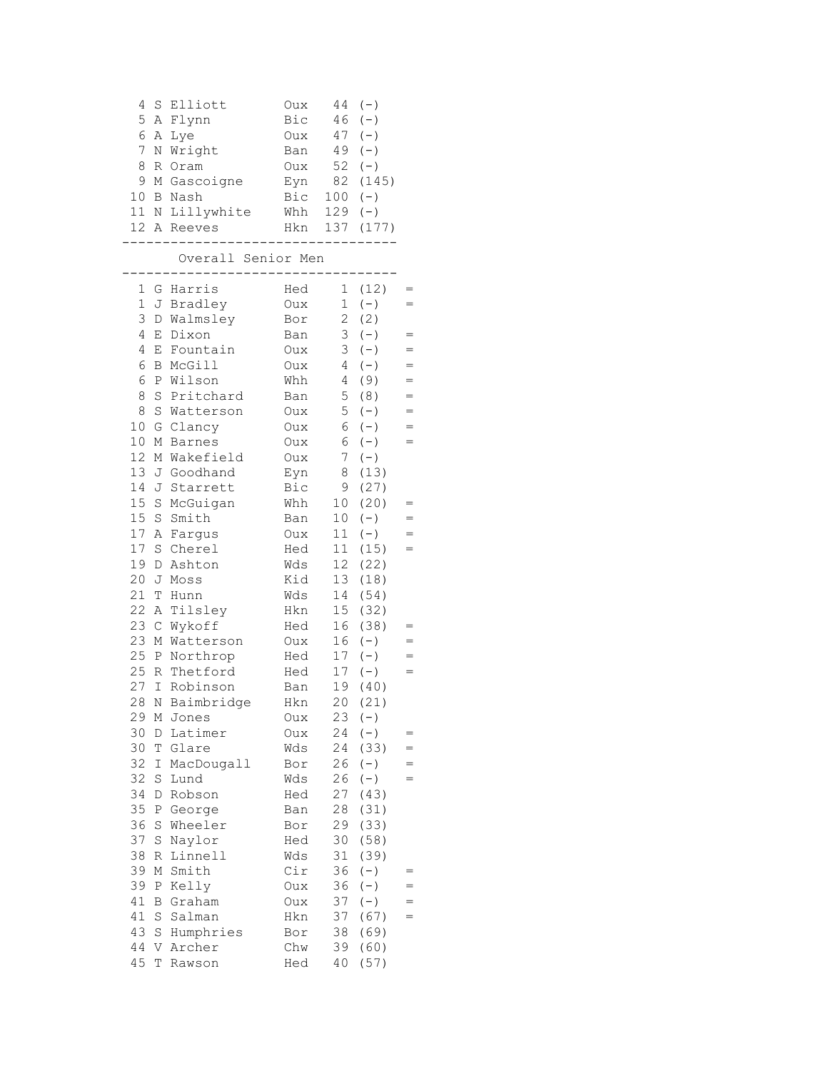| | | | | | |
|---|---|---|---|---|---|
| 4 | S Elliott | Oux | 44 | (-) | |
| 5 | A Flynn | Bic | 46 | (-) | |
| 6 | A Lye | Oux | 47 | (-) | |
| 7 | N Wright | Ban | 49 | (-) | |
| 8 | R Oram | Oux | 52 | (-) | |
| 9 | M Gascoigne | Eyn | 82 | (145) | |
| 10 | B Nash | Bic | 100 | (-) | |
| 11 | N Lillywhite | Whh | 129 | (-) | |
| 12 | A Reeves | Hkn | 137 | (177) | |

## Overall Senior Men

| | | | | | |
|---|---|---|---|---|---|
| 1 | G Harris | Hed | 1 | (12) | = |
| 1 | J Bradley | Oux | 1 | (-) | = |
| 3 | D Walmsley | Bor | 2 | (2) | |
| 4 | E Dixon | Ban | 3 | (-) | = |
| 4 | E Fountain | Oux | 3 | (-) | = |
| 6 | B McGill | Oux | 4 | (-) | = |
| 6 | P Wilson | Whh | 4 | (9) | = |
| 8 | S Pritchard | Ban | 5 | (8) | = |
| 8 | S Watterson | Oux | 5 | (-) | = |
| 10 | G Clancy | Oux | 6 | (-) | = |
| 10 | M Barnes | Oux | 6 | (-) | = |
| 12 | M Wakefield | Oux | 7 | (-) | |
| 13 | J Goodhand | Eyn | 8 | (13) | |
| 14 | J Starrett | Bic | 9 | (27) | |
| 15 | S McGuigan | Whh | 10 | (20) | = |
| 15 | S Smith | Ban | 10 | (-) | = |
| 17 | A Fargus | Oux | 11 | (-) | = |
| 17 | S Cherel | Hed | 11 | (15) | = |
| 19 | D Ashton | Wds | 12 | (22) | |
| 20 | J Moss | Kid | 13 | (18) | |
| 21 | T Hunn | Wds | 14 | (54) | |
| 22 | A Tilsley | Hkn | 15 | (32) | |
| 23 | C Wykoff | Hed | 16 | (38) | = |
| 23 | M Watterson | Oux | 16 | (-) | = |
| 25 | P Northrop | Hed | 17 | (-) | = |
| 25 | R Thetford | Hed | 17 | (-) | = |
| 27 | I Robinson | Ban | 19 | (40) | |
| 28 | N Baimbridge | Hkn | 20 | (21) | |
| 29 | M Jones | Oux | 23 | (-) | |
| 30 | D Latimer | Oux | 24 | (-) | = |
| 30 | T Glare | Wds | 24 | (33) | = |
| 32 | I MacDougall | Bor | 26 | (-) | = |
| 32 | S Lund | Wds | 26 | (-) | = |
| 34 | D Robson | Hed | 27 | (43) | |
| 35 | P George | Ban | 28 | (31) | |
| 36 | S Wheeler | Bor | 29 | (33) | |
| 37 | S Naylor | Hed | 30 | (58) | |
| 38 | R Linnell | Wds | 31 | (39) | |
| 39 | M Smith | Cir | 36 | (-) | = |
| 39 | P Kelly | Oux | 36 | (-) | = |
| 41 | B Graham | Oux | 37 | (-) | = |
| 41 | S Salman | Hkn | 37 | (67) | = |
| 43 | S Humphries | Bor | 38 | (69) | |
| 44 | V Archer | Chw | 39 | (60) | |
| 45 | T Rawson | Hed | 40 | (57) | |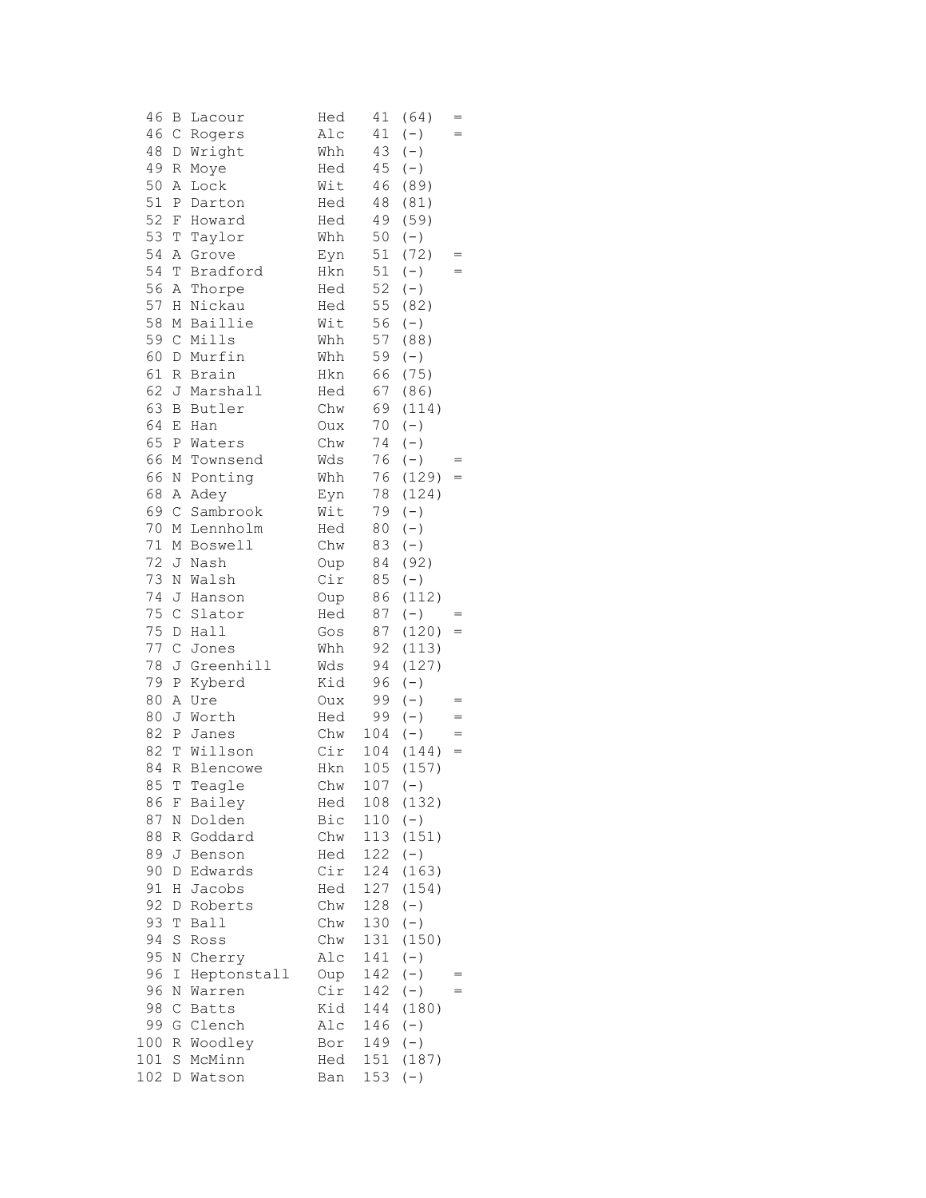| | | | | | | |
|---|---|---|---|---|---|---|
| 46 | B | Lacour | Hed | 41 | (64) | = |
| 46 | C | Rogers | Alc | 41 | (-) | = |
| 48 | D | Wright | Whh | 43 | (-) | |
| 49 | R | Moye | Hed | 45 | (-) | |
| 50 | A | Lock | Wit | 46 | (89) | |
| 51 | P | Darton | Hed | 48 | (81) | |
| 52 | F | Howard | Hed | 49 | (59) | |
| 53 | T | Taylor | Whh | 50 | (-) | |
| 54 | A | Grove | Eyn | 51 | (72) | = |
| 54 | T | Bradford | Hkn | 51 | (-) | = |
| 56 | A | Thorpe | Hed | 52 | (-) | |
| 57 | H | Nickau | Hed | 55 | (82) | |
| 58 | M | Baillie | Wit | 56 | (-) | |
| 59 | C | Mills | Whh | 57 | (88) | |
| 60 | D | Murfin | Whh | 59 | (-) | |
| 61 | R | Brain | Hkn | 66 | (75) | |
| 62 | J | Marshall | Hed | 67 | (86) | |
| 63 | B | Butler | Chw | 69 | (114) | |
| 64 | E | Han | Oux | 70 | (-) | |
| 65 | P | Waters | Chw | 74 | (-) | |
| 66 | M | Townsend | Wds | 76 | (-) | = |
| 66 | N | Ponting | Whh | 76 | (129) | = |
| 68 | A | Adey | Eyn | 78 | (124) | |
| 69 | C | Sambrook | Wit | 79 | (-) | |
| 70 | M | Lennholm | Hed | 80 | (-) | |
| 71 | M | Boswell | Chw | 83 | (-) | |
| 72 | J | Nash | Oup | 84 | (92) | |
| 73 | N | Walsh | Cir | 85 | (-) | |
| 74 | J | Hanson | Oup | 86 | (112) | |
| 75 | C | Slator | Hed | 87 | (-) | = |
| 75 | D | Hall | Gos | 87 | (120) | = |
| 77 | C | Jones | Whh | 92 | (113) | |
| 78 | J | Greenhill | Wds | 94 | (127) | |
| 79 | P | Kyberd | Kid | 96 | (-) | |
| 80 | A | Ure | Oux | 99 | (-) | = |
| 80 | J | Worth | Hed | 99 | (-) | = |
| 82 | P | Janes | Chw | 104 | (-) | = |
| 82 | T | Willson | Cir | 104 | (144) | = |
| 84 | R | Blencowe | Hkn | 105 | (157) | |
| 85 | T | Teagle | Chw | 107 | (-) | |
| 86 | F | Bailey | Hed | 108 | (132) | |
| 87 | N | Dolden | Bic | 110 | (-) | |
| 88 | R | Goddard | Chw | 113 | (151) | |
| 89 | J | Benson | Hed | 122 | (-) | |
| 90 | D | Edwards | Cir | 124 | (163) | |
| 91 | H | Jacobs | Hed | 127 | (154) | |
| 92 | D | Roberts | Chw | 128 | (-) | |
| 93 | T | Ball | Chw | 130 | (-) | |
| 94 | S | Ross | Chw | 131 | (150) | |
| 95 | N | Cherry | Alc | 141 | (-) | |
| 96 | I | Heptonstall | Oup | 142 | (-) | = |
| 96 | N | Warren | Cir | 142 | (-) | = |
| 98 | C | Batts | Kid | 144 | (180) | |
| 99 | G | Clench | Alc | 146 | (-) | |
| 100 | R | Woodley | Bor | 149 | (-) | |
| 101 | S | McMinn | Hed | 151 | (187) | |
| 102 | D | Watson | Ban | 153 | (-) | |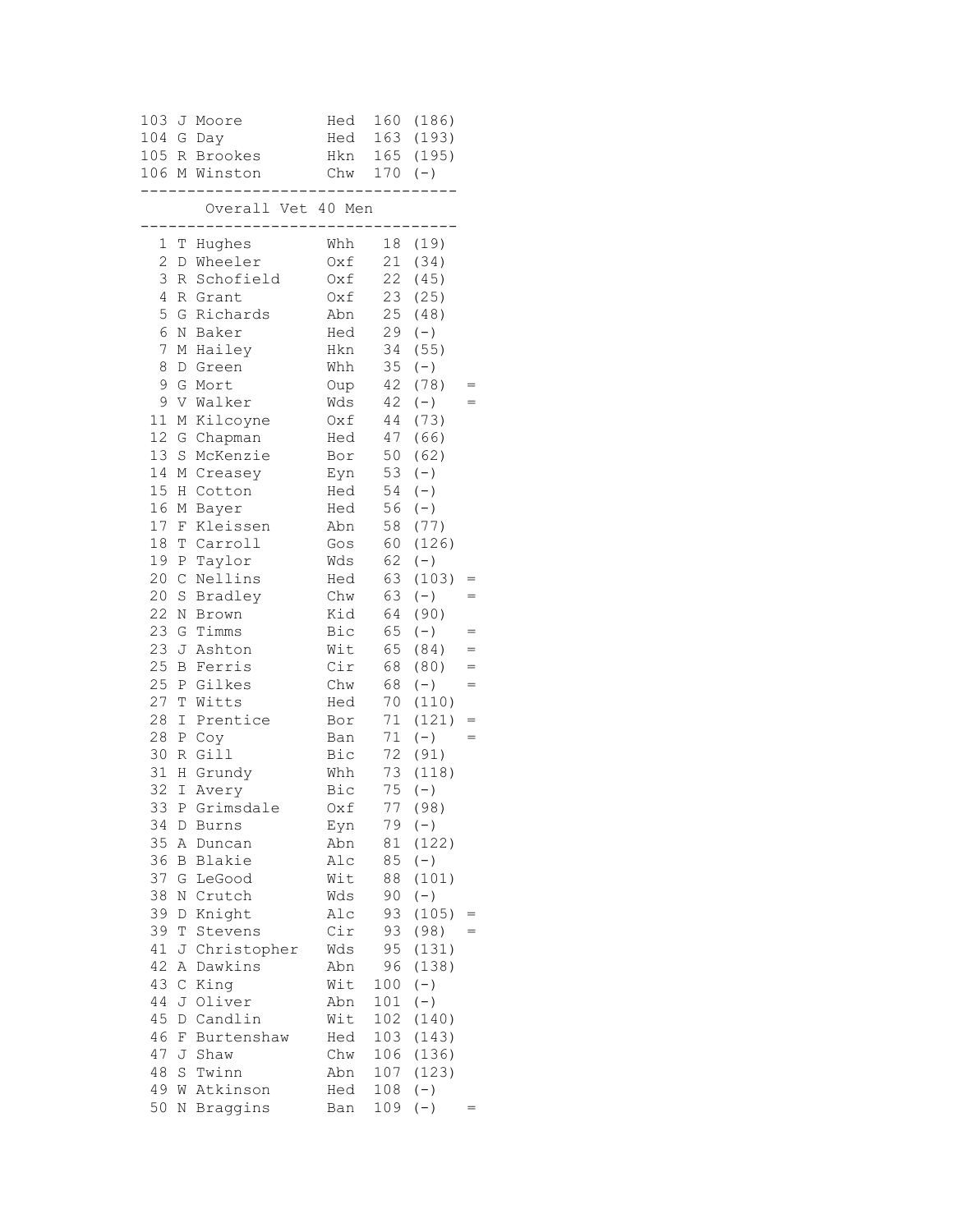| | | | | | |
|---|---|---|---|---|---|
| 103 | J Moore | Hed | 160 | (186) | |
| 104 | G Day | Hed | 163 | (193) | |
| 105 | R Brookes | Hkn | 165 | (195) | |
| 106 | M Winston | Chw | 170 | (-) | |

## Overall Vet 40 Men

| | | | | | |
|---|---|---|---|---|---|
| 1 | T Hughes | Whh | 18 | (19) | |
| 2 | D Wheeler | Oxf | 21 | (34) | |
| 3 | R Schofield | Oxf | 22 | (45) | |
| 4 | R Grant | Oxf | 23 | (25) | |
| 5 | G Richards | Abn | 25 | (48) | |
| 6 | N Baker | Hed | 29 | (-) | |
| 7 | M Hailey | Hkn | 34 | (55) | |
| 8 | D Green | Whh | 35 | (-) | |
| 9 | G Mort | Oup | 42 | (78) | = |
| 9 | V Walker | Wds | 42 | (-) | = |
| 11 | M Kilcoyne | Oxf | 44 | (73) | |
| 12 | G Chapman | Hed | 47 | (66) | |
| 13 | S McKenzie | Bor | 50 | (62) | |
| 14 | M Creasey | Eyn | 53 | (-) | |
| 15 | H Cotton | Hed | 54 | (-) | |
| 16 | M Bayer | Hed | 56 | (-) | |
| 17 | F Kleissen | Abn | 58 | (77) | |
| 18 | T Carroll | Gos | 60 | (126) | |
| 19 | P Taylor | Wds | 62 | (-) | |
| 20 | C Nellins | Hed | 63 | (103) | = |
| 20 | S Bradley | Chw | 63 | (-) | = |
| 22 | N Brown | Kid | 64 | (90) | |
| 23 | G Timms | Bic | 65 | (-) | = |
| 23 | J Ashton | Wit | 65 | (84) | = |
| 25 | B Ferris | Cir | 68 | (80) | = |
| 25 | P Gilkes | Chw | 68 | (-) | = |
| 27 | T Witts | Hed | 70 | (110) | |
| 28 | I Prentice | Bor | 71 | (121) | = |
| 28 | P Coy | Ban | 71 | (-) | = |
| 30 | R Gill | Bic | 72 | (91) | |
| 31 | H Grundy | Whh | 73 | (118) | |
| 32 | I Avery | Bic | 75 | (-) | |
| 33 | P Grimsdale | Oxf | 77 | (98) | |
| 34 | D Burns | Eyn | 79 | (-) | |
| 35 | A Duncan | Abn | 81 | (122) | |
| 36 | B Blakie | Alc | 85 | (-) | |
| 37 | G LeGood | Wit | 88 | (101) | |
| 38 | N Crutch | Wds | 90 | (-) | |
| 39 | D Knight | Alc | 93 | (105) | = |
| 39 | T Stevens | Cir | 93 | (98) | = |
| 41 | J Christopher | Wds | 95 | (131) | |
| 42 | A Dawkins | Abn | 96 | (138) | |
| 43 | C King | Wit | 100 | (-) | |
| 44 | J Oliver | Abn | 101 | (-) | |
| 45 | D Candlin | Wit | 102 | (140) | |
| 46 | F Burtenshaw | Hed | 103 | (143) | |
| 47 | J Shaw | Chw | 106 | (136) | |
| 48 | S Twinn | Abn | 107 | (123) | |
| 49 | W Atkinson | Hed | 108 | (-) | |
| 50 | N Braggins | Ban | 109 | (-) | = |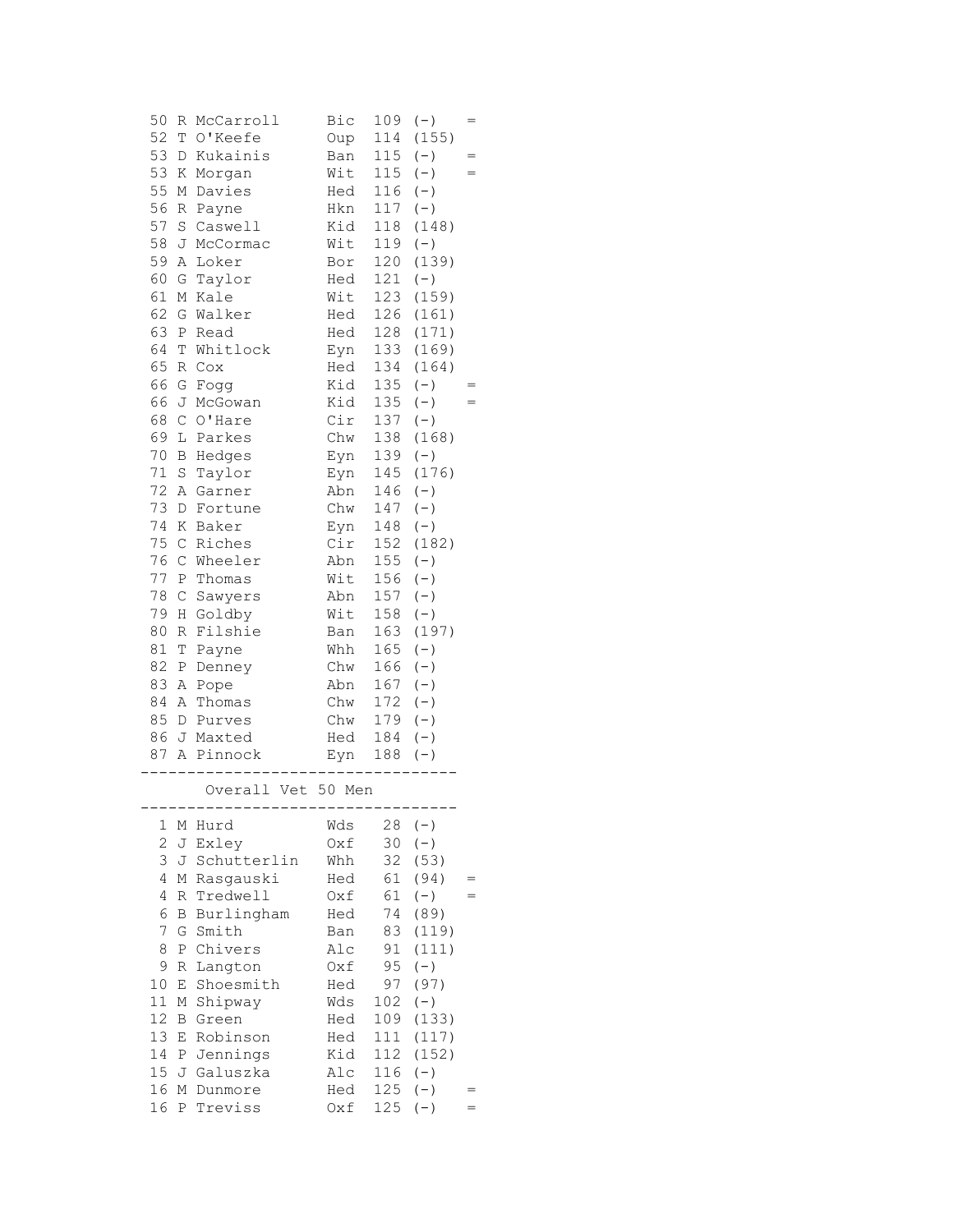| | | | | | | |
|---|---|---|---|---|---|---|
| 50 | R | McCarroll | Bic | 109 | (-) | = |
| 52 | T | O'Keefe | Oup | 114 | (155) | |
| 53 | D | Kukainis | Ban | 115 | (-) | = |
| 53 | K | Morgan | Wit | 115 | (-) | = |
| 55 | M | Davies | Hed | 116 | (-) | |
| 56 | R | Payne | Hkn | 117 | (-) | |
| 57 | S | Caswell | Kid | 118 | (148) | |
| 58 | J | McCormac | Wit | 119 | (-) | |
| 59 | A | Loker | Bor | 120 | (139) | |
| 60 | G | Taylor | Hed | 121 | (-) | |
| 61 | M | Kale | Wit | 123 | (159) | |
| 62 | G | Walker | Hed | 126 | (161) | |
| 63 | P | Read | Hed | 128 | (171) | |
| 64 | T | Whitlock | Eyn | 133 | (169) | |
| 65 | R | Cox | Hed | 134 | (164) | |
| 66 | G | Fogg | Kid | 135 | (-) | = |
| 66 | J | McGowan | Kid | 135 | (-) | = |
| 68 | C | O'Hare | Cir | 137 | (-) | |
| 69 | L | Parkes | Chw | 138 | (168) | |
| 70 | B | Hedges | Eyn | 139 | (-) | |
| 71 | S | Taylor | Eyn | 145 | (176) | |
| 72 | A | Garner | Abn | 146 | (-) | |
| 73 | D | Fortune | Chw | 147 | (-) | |
| 74 | K | Baker | Eyn | 148 | (-) | |
| 75 | C | Riches | Cir | 152 | (182) | |
| 76 | C | Wheeler | Abn | 155 | (-) | |
| 77 | P | Thomas | Wit | 156 | (-) | |
| 78 | C | Sawyers | Abn | 157 | (-) | |
| 79 | H | Goldby | Wit | 158 | (-) | |
| 80 | R | Filshie | Ban | 163 | (197) | |
| 81 | T | Payne | Whh | 165 | (-) | |
| 82 | P | Denney | Chw | 166 | (-) | |
| 83 | A | Pope | Abn | 167 | (-) | |
| 84 | A | Thomas | Chw | 172 | (-) | |
| 85 | D | Purves | Chw | 179 | (-) | |
| 86 | J | Maxted | Hed | 184 | (-) | |
| 87 | A | Pinnock | Eyn | 188 | (-) | |

## Overall Vet 50 Men

| | | | | | | |
|---|---|---|---|---|---|---|
| 1 | M | Hurd | Wds | 28 | (-) | |
| 2 | J | Exley | Oxf | 30 | (-) | |
| 3 | J | Schutterlin | Whh | 32 | (53) | |
| 4 | M | Rasgauski | Hed | 61 | (94) | = |
| 4 | R | Tredwell | Oxf | 61 | (-) | = |
| 6 | B | Burlingham | Hed | 74 | (89) | |
| 7 | G | Smith | Ban | 83 | (119) | |
| 8 | P | Chivers | Alc | 91 | (111) | |
| 9 | R | Langton | Oxf | 95 | (-) | |
| 10 | E | Shoesmith | Hed | 97 | (97) | |
| 11 | M | Shipway | Wds | 102 | (-) | |
| 12 | B | Green | Hed | 109 | (133) | |
| 13 | E | Robinson | Hed | 111 | (117) | |
| 14 | P | Jennings | Kid | 112 | (152) | |
| 15 | J | Galuszka | Alc | 116 | (-) | |
| 16 | M | Dunmore | Hed | 125 | (-) | = |
| 16 | P | Treviss | Oxf | 125 | (-) | = |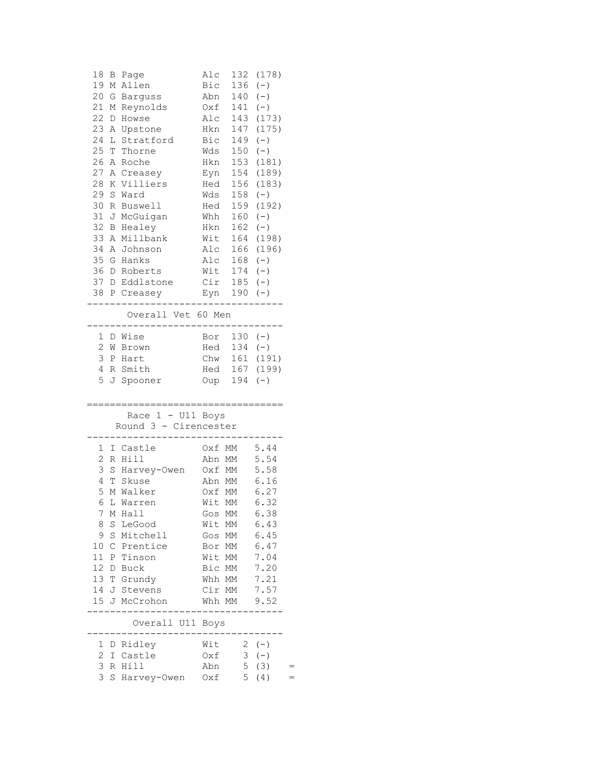| | | | | |
|---|---|---|---|---|
| 18 | B Page | Alc | 132 | (178) |
| 19 | M Allen | Bic | 136 | (-) |
| 20 | G Barguss | Abn | 140 | (-) |
| 21 | M Reynolds | Oxf | 141 | (-) |
| 22 | D Howse | Alc | 143 | (173) |
| 23 | A Upstone | Hkn | 147 | (175) |
| 24 | L Stratford | Bic | 149 | (-) |
| 25 | T Thorne | Wds | 150 | (-) |
| 26 | A Roche | Hkn | 153 | (181) |
| 27 | A Creasey | Eyn | 154 | (189) |
| 28 | K Villiers | Hed | 156 | (183) |
| 29 | S Ward | Wds | 158 | (-) |
| 30 | R Buswell | Hed | 159 | (192) |
| 31 | J McGuigan | Whh | 160 | (-) |
| 32 | B Healey | Hkn | 162 | (-) |
| 33 | A Millbank | Wit | 164 | (198) |
| 34 | A Johnson | Alc | 166 | (196) |
| 35 | G Hanks | Alc | 168 | (-) |
| 36 | D Roberts | Wit | 174 | (-) |
| 37 | D Eddlstone | Cir | 185 | (-) |
| 38 | P Creasey | Eyn | 190 | (-) |

### Overall Vet 60 Men

| | | | | |
|---|---|---|---|---|
| 1 | D Wise | Bor | 130 | (-) |
| 2 | W Brown | Hed | 134 | (-) |
| 3 | P Hart | Chw | 161 | (191) |
| 4 | R Smith | Hed | 167 | (199) |
| 5 | J Spooner | Oup | 194 | (-) |

## Race 1 - U11 Boys
### Round 3 - Cirencester

| | | | | |
|---|---|---|---|---|
| 1 | I Castle | Oxf | MM | 5.44 |
| 2 | R Hill | Abn | MM | 5.54 |
| 3 | S Harvey-Owen | Oxf | MM | 5.58 |
| 4 | T Skuse | Abn | MM | 6.16 |
| 5 | M Walker | Oxf | MM | 6.27 |
| 6 | L Warren | Wit | MM | 6.32 |
| 7 | M Hall | Gos | MM | 6.38 |
| 8 | S LeGood | Wit | MM | 6.43 |
| 9 | S Mitchell | Gos | MM | 6.45 |
| 10 | C Prentice | Bor | MM | 6.47 |
| 11 | P Tinson | Wit | MM | 7.04 |
| 12 | D Buck | Bic | MM | 7.20 |
| 13 | T Grundy | Whh | MM | 7.21 |
| 14 | J Stevens | Cir | MM | 7.57 |
| 15 | J McCrohon | Whh | MM | 9.52 |

### Overall U11 Boys

| | | | | | |
|---|---|---|---|---|---|
| 1 | D Ridley | Wit | 2 | (-) | |
| 2 | I Castle | Oxf | 3 | (-) | |
| 3 | R Hill | Abn | 5 | (3) | = |
| 3 | S Harvey-Owen | Oxf | 5 | (4) | = |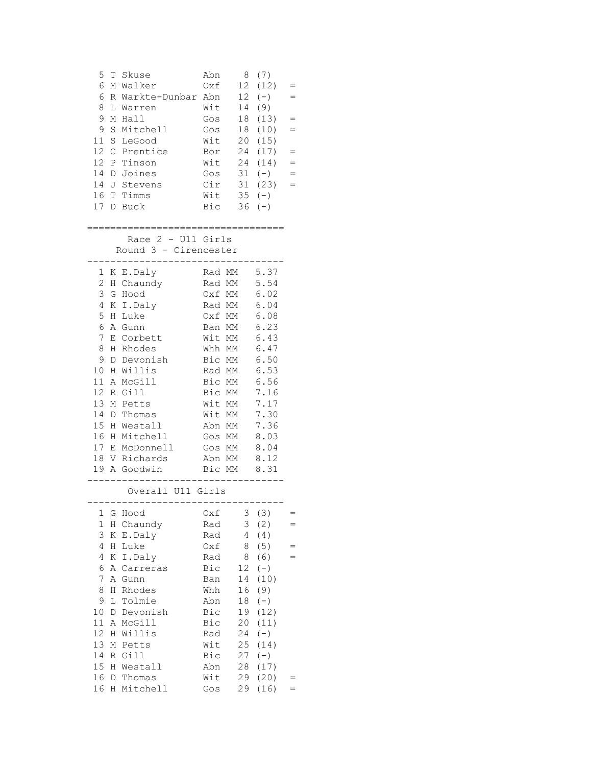| | | | | | | |
|---|---|---|---|---|---|---|
| 5 | T | Skuse | Abn | 8 | (7) | |
| 6 | M | Walker | Oxf | 12 | (12) | = |
| 6 | R | Warkte-Dunbar | Abn | 12 | (-) | = |
| 8 | L | Warren | Wit | 14 | (9) | |
| 9 | M | Hall | Gos | 18 | (13) | = |
| 9 | S | Mitchell | Gos | 18 | (10) | = |
| 11 | S | LeGood | Wit | 20 | (15) | |
| 12 | C | Prentice | Bor | 24 | (17) | = |
| 12 | P | Tinson | Wit | 24 | (14) | = |
| 14 | D | Joines | Gos | 31 | (-) | = |
| 14 | J | Stevens | Cir | 31 | (23) | = |
| 16 | T | Timms | Wit | 35 | (-) | |
| 17 | D | Buck | Bic | 36 | (-) | |

## Race 2 - U11 Girls
### Round 3 - Cirencester

| | | | | | |
|---|---|---|---|---|---|
| 1 | K | E.Daly | Rad | MM | 5.37 |
| 2 | H | Chaundy | Rad | MM | 5.54 |
| 3 | G | Hood | Oxf | MM | 6.02 |
| 4 | K | I.Daly | Rad | MM | 6.04 |
| 5 | H | Luke | Oxf | MM | 6.08 |
| 6 | A | Gunn | Ban | MM | 6.23 |
| 7 | E | Corbett | Wit | MM | 6.43 |
| 8 | H | Rhodes | Whh | MM | 6.47 |
| 9 | D | Devonish | Bic | MM | 6.50 |
| 10 | H | Willis | Rad | MM | 6.53 |
| 11 | A | McGill | Bic | MM | 6.56 |
| 12 | R | Gill | Bic | MM | 7.16 |
| 13 | M | Petts | Wit | MM | 7.17 |
| 14 | D | Thomas | Wit | MM | 7.30 |
| 15 | H | Westall | Abn | MM | 7.36 |
| 16 | H | Mitchell | Gos | MM | 8.03 |
| 17 | E | McDonnell | Gos | MM | 8.04 |
| 18 | V | Richards | Abn | MM | 8.12 |
| 19 | A | Goodwin | Bic | MM | 8.31 |

### Overall U11 Girls

| | | | | | | |
|---|---|---|---|---|---|---|
| 1 | G | Hood | Oxf | 3 | (3) | = |
| 1 | H | Chaundy | Rad | 3 | (2) | = |
| 3 | K | E.Daly | Rad | 4 | (4) | |
| 4 | H | Luke | Oxf | 8 | (5) | = |
| 4 | K | I.Daly | Rad | 8 | (6) | = |
| 6 | A | Carreras | Bic | 12 | (-) | |
| 7 | A | Gunn | Ban | 14 | (10) | |
| 8 | H | Rhodes | Whh | 16 | (9) | |
| 9 | L | Tolmie | Abn | 18 | (-) | |
| 10 | D | Devonish | Bic | 19 | (12) | |
| 11 | A | McGill | Bic | 20 | (11) | |
| 12 | H | Willis | Rad | 24 | (-) | |
| 13 | M | Petts | Wit | 25 | (14) | |
| 14 | R | Gill | Bic | 27 | (-) | |
| 15 | H | Westall | Abn | 28 | (17) | |
| 16 | D | Thomas | Wit | 29 | (20) | = |
| 16 | H | Mitchell | Gos | 29 | (16) | = |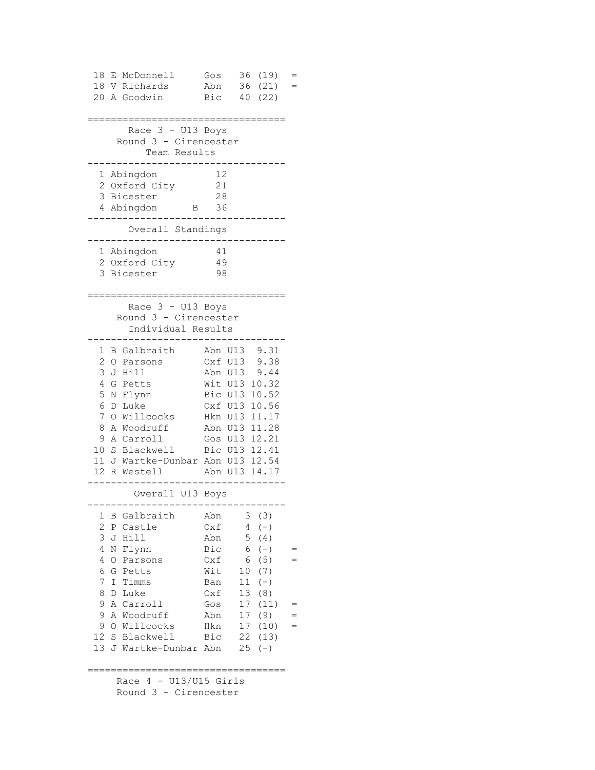| | | | | | |
|---|---|---|---|---|---|
| 18 | E McDonnell | Gos | 36 | (19) | = |
| 18 | V Richards | Abn | 36 | (21) | = |
| 20 | A Goodwin | Bic | 40 | (22) | |

## Race 3 - U13 Boys
### Round 3 - Cirencester
### Team Results

| | | | |
|---|---|---|---|
| 1 | Abingdon | | 12 |
| 2 | Oxford City | | 21 |
| 3 | Bicester | | 28 |
| 4 | Abingdon | B | 36 |

### Overall Standings

| | | |
|---|---|---|
| 1 | Abingdon | 41 |
| 2 | Oxford City | 49 |
| 3 | Bicester | 98 |

## Race 3 - U13 Boys
### Round 3 - Cirencester
### Individual Results

| | | | | |
|---|---|---|---|---|
| 1 | B Galbraith | Abn | U13 | 9.31 |
| 2 | O Parsons | Oxf | U13 | 9.38 |
| 3 | J Hill | Abn | U13 | 9.44 |
| 4 | G Petts | Wit | U13 | 10.32 |
| 5 | N Flynn | Bic | U13 | 10.52 |
| 6 | D Luke | Oxf | U13 | 10.56 |
| 7 | O Willcocks | Hkn | U13 | 11.17 |
| 8 | A Woodruff | Abn | U13 | 11.28 |
| 9 | A Carroll | Gos | U13 | 12.21 |
| 10 | S Blackwell | Bic | U13 | 12.41 |
| 11 | J Wartke-Dunbar | Abn | U13 | 12.54 |
| 12 | R Westell | Abn | U13 | 14.17 |

### Overall U13 Boys

| | | | | | |
|---|---|---|---|---|---|
| 1 | B Galbraith | Abn | 3 | (3) | |
| 2 | P Castle | Oxf | 4 | (-) | |
| 3 | J Hill | Abn | 5 | (4) | |
| 4 | N Flynn | Bic | 6 | (-) | = |
| 4 | O Parsons | Oxf | 6 | (5) | = |
| 6 | G Petts | Wit | 10 | (7) | |
| 7 | I Timms | Ban | 11 | (-) | |
| 8 | D Luke | Oxf | 13 | (8) | |
| 9 | A Carroll | Gos | 17 | (11) | = |
| 9 | A Woodruff | Abn | 17 | (9) | = |
| 9 | O Willcocks | Hkn | 17 | (10) | = |
| 12 | S Blackwell | Bic | 22 | (13) | |
| 13 | J Wartke-Dunbar | Abn | 25 | (-) | |

## Race 4 - U13/U15 Girls
### Round 3 - Cirencester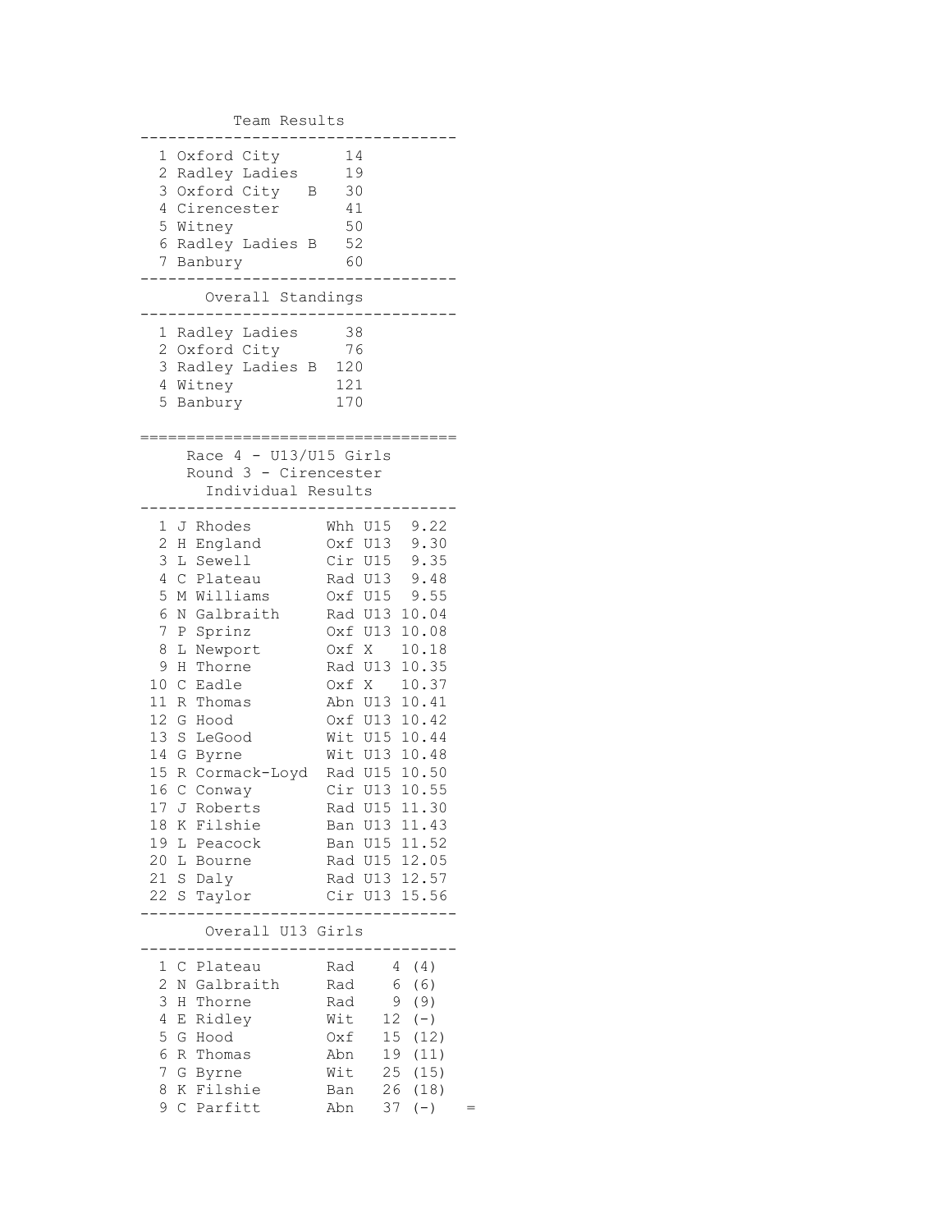### Team Results

| | | |
|---|---|---|
| 1 | Oxford City | 14 |
| 2 | Radley Ladies | 19 |
| 3 | Oxford City B | 30 |
| 4 | Cirencester | 41 |
| 5 | Witney | 50 |
| 6 | Radley Ladies B | 52 |
| 7 | Banbury | 60 |

### Overall Standings

| | | |
|---|---|---|
| 1 | Radley Ladies | 38 |
| 2 | Oxford City | 76 |
| 3 | Radley Ladies B | 120 |
| 4 | Witney | 121 |
| 5 | Banbury | 170 |

## Race 4 - U13/U15 Girls
### Round 3 - Cirencester
### Individual Results

| | | | | |
|---|---|---|---|---|
| 1 | J Rhodes | Whh | U15 | 9.22 |
| 2 | H England | Oxf | U13 | 9.30 |
| 3 | L Sewell | Cir | U15 | 9.35 |
| 4 | C Plateau | Rad | U13 | 9.48 |
| 5 | M Williams | Oxf | U15 | 9.55 |
| 6 | N Galbraith | Rad | U13 | 10.04 |
| 7 | P Sprinz | Oxf | U13 | 10.08 |
| 8 | L Newport | Oxf | X | 10.18 |
| 9 | H Thorne | Rad | U13 | 10.35 |
| 10 | C Eadle | Oxf | X | 10.37 |
| 11 | R Thomas | Abn | U13 | 10.41 |
| 12 | G Hood | Oxf | U13 | 10.42 |
| 13 | S LeGood | Wit | U15 | 10.44 |
| 14 | G Byrne | Wit | U13 | 10.48 |
| 15 | R Cormack-Loyd | Rad | U15 | 10.50 |
| 16 | C Conway | Cir | U13 | 10.55 |
| 17 | J Roberts | Rad | U15 | 11.30 |
| 18 | K Filshie | Ban | U13 | 11.43 |
| 19 | L Peacock | Ban | U15 | 11.52 |
| 20 | L Bourne | Rad | U15 | 12.05 |
| 21 | S Daly | Rad | U13 | 12.57 |
| 22 | S Taylor | Cir | U13 | 15.56 |

### Overall U13 Girls

| | | | | |
|---|---|---|---|---|
| 1 | C Plateau | Rad | 4 | (4) |
| 2 | N Galbraith | Rad | 6 | (6) |
| 3 | H Thorne | Rad | 9 | (9) |
| 4 | E Ridley | Wit | 12 | (-) |
| 5 | G Hood | Oxf | 15 | (12) |
| 6 | R Thomas | Abn | 19 | (11) |
| 7 | G Byrne | Wit | 25 | (15) |
| 8 | K Filshie | Ban | 26 | (18) |
| 9 | C Parfitt | Abn | 37 | (-) = |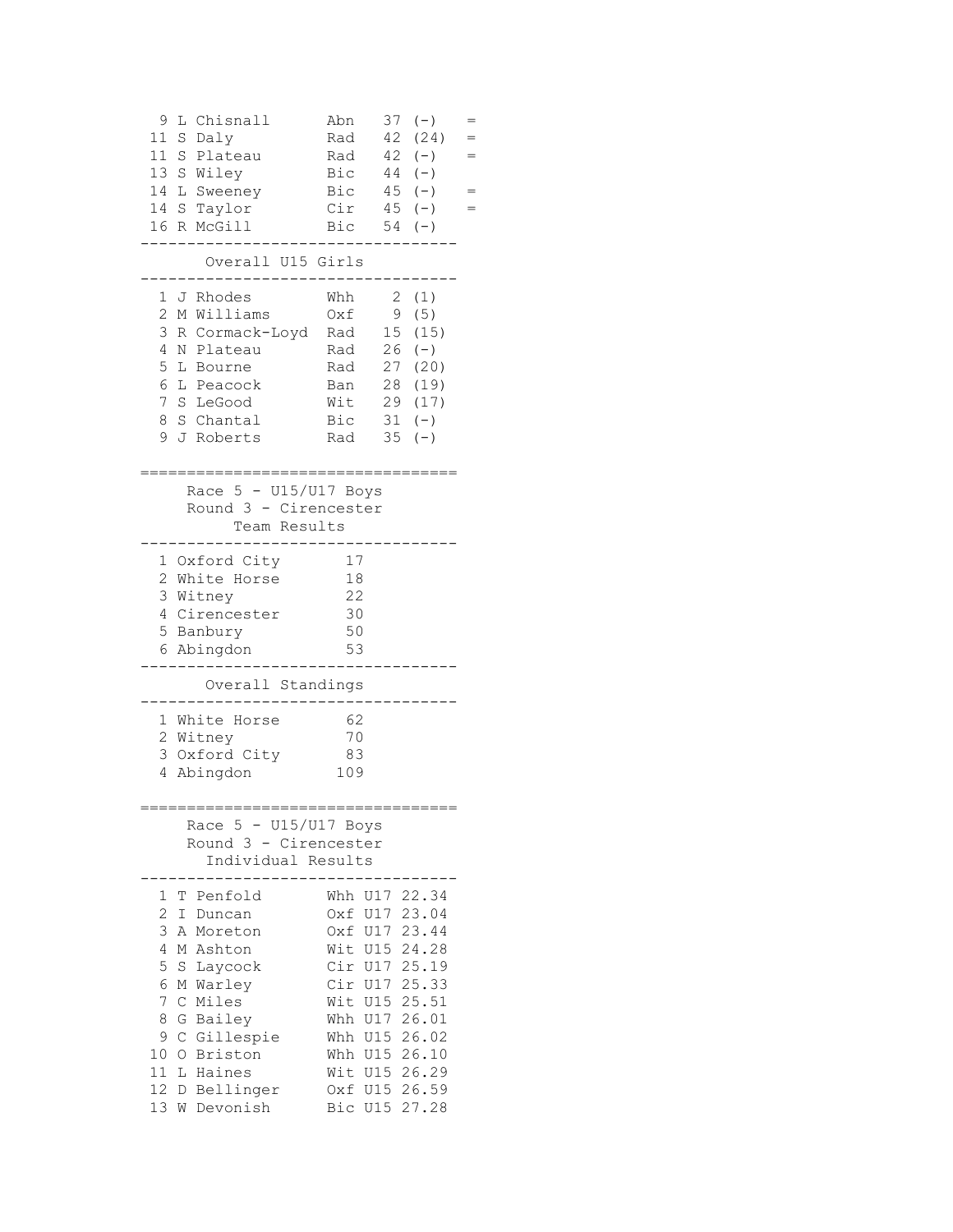| Pos | Name | Club | Points | Race pos | |
|---|---|---|---|---|---|
| 9 | L Chisnall | Abn | 37 | (-) | = |
| 11 | S Daly | Rad | 42 | (24) | = |
| 11 | S Plateau | Rad | 42 | (-) | = |
| 13 | S Wiley | Bic | 44 | (-) | |
| 14 | L Sweeney | Bic | 45 | (-) | = |
| 14 | S Taylor | Cir | 45 | (-) | = |
| 16 | R McGill | Bic | 54 | (-) | |

## Overall U15 Girls

| Pos | Name | Club | Points | Race pos |
|---|---|---|---|---|
| 1 | J Rhodes | Whh | 2 | (1) |
| 2 | M Williams | Oxf | 9 | (5) |
| 3 | R Cormack-Loyd | Rad | 15 | (15) |
| 4 | N Plateau | Rad | 26 | (-) |
| 5 | L Bourne | Rad | 27 | (20) |
| 6 | L Peacock | Ban | 28 | (19) |
| 7 | S LeGood | Wit | 29 | (17) |
| 8 | S Chantal | Bic | 31 | (-) |
| 9 | J Roberts | Rad | 35 | (-) |

## Race 5 - U15/U17 Boys
### Round 3 - Cirencester
### Team Results

| Pos | Team | Points |
|---|---|---|
| 1 | Oxford City | 17 |
| 2 | White Horse | 18 |
| 3 | Witney | 22 |
| 4 | Cirencester | 30 |
| 5 | Banbury | 50 |
| 6 | Abingdon | 53 |

### Overall Standings

| Pos | Team | Points |
|---|---|---|
| 1 | White Horse | 62 |
| 2 | Witney | 70 |
| 3 | Oxford City | 83 |
| 4 | Abingdon | 109 |

## Race 5 - U15/U17 Boys
### Round 3 - Cirencester
### Individual Results

| Pos | Name | Club | Cat | Time |
|---|---|---|---|---|
| 1 | T Penfold | Whh | U17 | 22.34 |
| 2 | I Duncan | Oxf | U17 | 23.04 |
| 3 | A Moreton | Oxf | U17 | 23.44 |
| 4 | M Ashton | Wit | U15 | 24.28 |
| 5 | S Laycock | Cir | U17 | 25.19 |
| 6 | M Warley | Cir | U17 | 25.33 |
| 7 | C Miles | Wit | U15 | 25.51 |
| 8 | G Bailey | Whh | U17 | 26.01 |
| 9 | C Gillespie | Whh | U15 | 26.02 |
| 10 | O Briston | Whh | U15 | 26.10 |
| 11 | L Haines | Wit | U15 | 26.29 |
| 12 | D Bellinger | Oxf | U15 | 26.59 |
| 13 | W Devonish | Bic | U15 | 27.28 |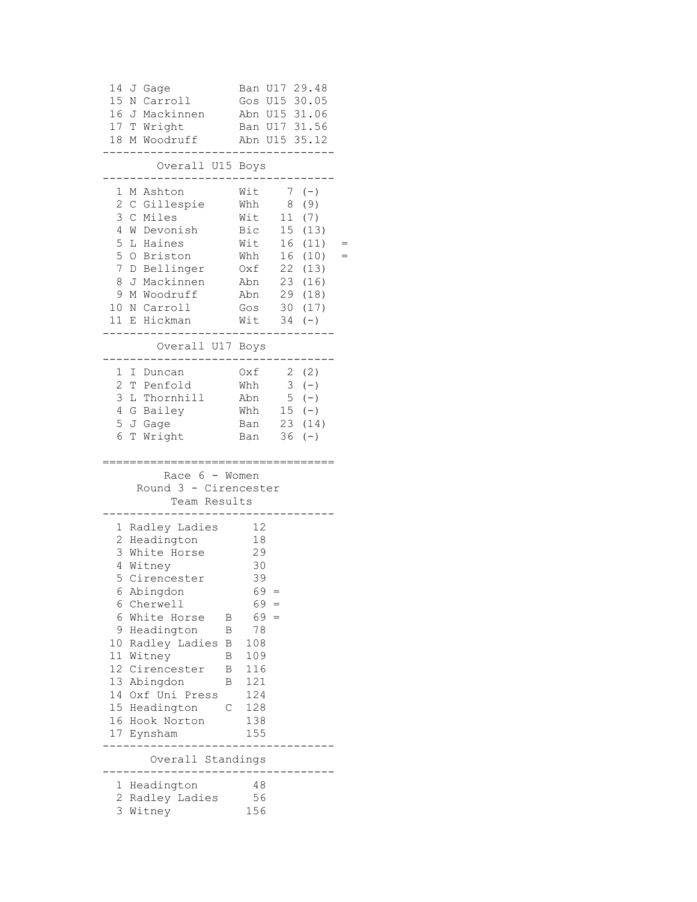| | | | | |
|---|---|---|---|---|
| 14 | J Gage | Ban | U17 | 29.48 |
| 15 | N Carroll | Gos | U15 | 30.05 |
| 16 | J Mackinnen | Abn | U15 | 31.06 |
| 17 | T Wright | Ban | U17 | 31.56 |
| 18 | M Woodruff | Abn | U15 | 35.12 |

## Overall U15 Boys

| | | | | | |
|---|---|---|---|---|---|
| 1 | M Ashton | Wit | 7 | (-) | |
| 2 | C Gillespie | Whh | 8 | (9) | |
| 3 | C Miles | Wit | 11 | (7) | |
| 4 | W Devonish | Bic | 15 | (13) | |
| 5 | L Haines | Wit | 16 | (11) | = |
| 5 | O Briston | Whh | 16 | (10) | = |
| 7 | D Bellinger | Oxf | 22 | (13) | |
| 8 | J Mackinnen | Abn | 23 | (16) | |
| 9 | M Woodruff | Abn | 29 | (18) | |
| 10 | N Carroll | Gos | 30 | (17) | |
| 11 | E Hickman | Wit | 34 | (-) | |

## Overall U17 Boys

| | | | | |
|---|---|---|---|---|
| 1 | I Duncan | Oxf | 2 | (2) |
| 2 | T Penfold | Whh | 3 | (-) |
| 3 | L Thornhill | Abn | 5 | (-) |
| 4 | G Bailey | Whh | 15 | (-) |
| 5 | J Gage | Ban | 23 | (14) |
| 6 | T Wright | Ban | 36 | (-) |

# Race 6 - Women

## Round 3 - Cirencester

### Team Results

| | | | |
|---|---|---|---|
| 1 | Radley Ladies | 12 | |
| 2 | Headington | 18 | |
| 3 | White Horse | 29 | |
| 4 | Witney | 30 | |
| 5 | Cirencester | 39 | |
| 6 | Abingdon | 69 | = |
| 6 | Cherwell | 69 | = |
| 6 | White Horse B | 69 | = |
| 9 | Headington B | 78 | |
| 10 | Radley Ladies B | 108 | |
| 11 | Witney B | 109 | |
| 12 | Cirencester B | 116 | |
| 13 | Abingdon B | 121 | |
| 14 | Oxf Uni Press | 124 | |
| 15 | Headington C | 128 | |
| 16 | Hook Norton | 138 | |
| 17 | Eynsham | 155 | |

### Overall Standings

| | | |
|---|---|---|
| 1 | Headington | 48 |
| 2 | Radley Ladies | 56 |
| 3 | Witney | 156 |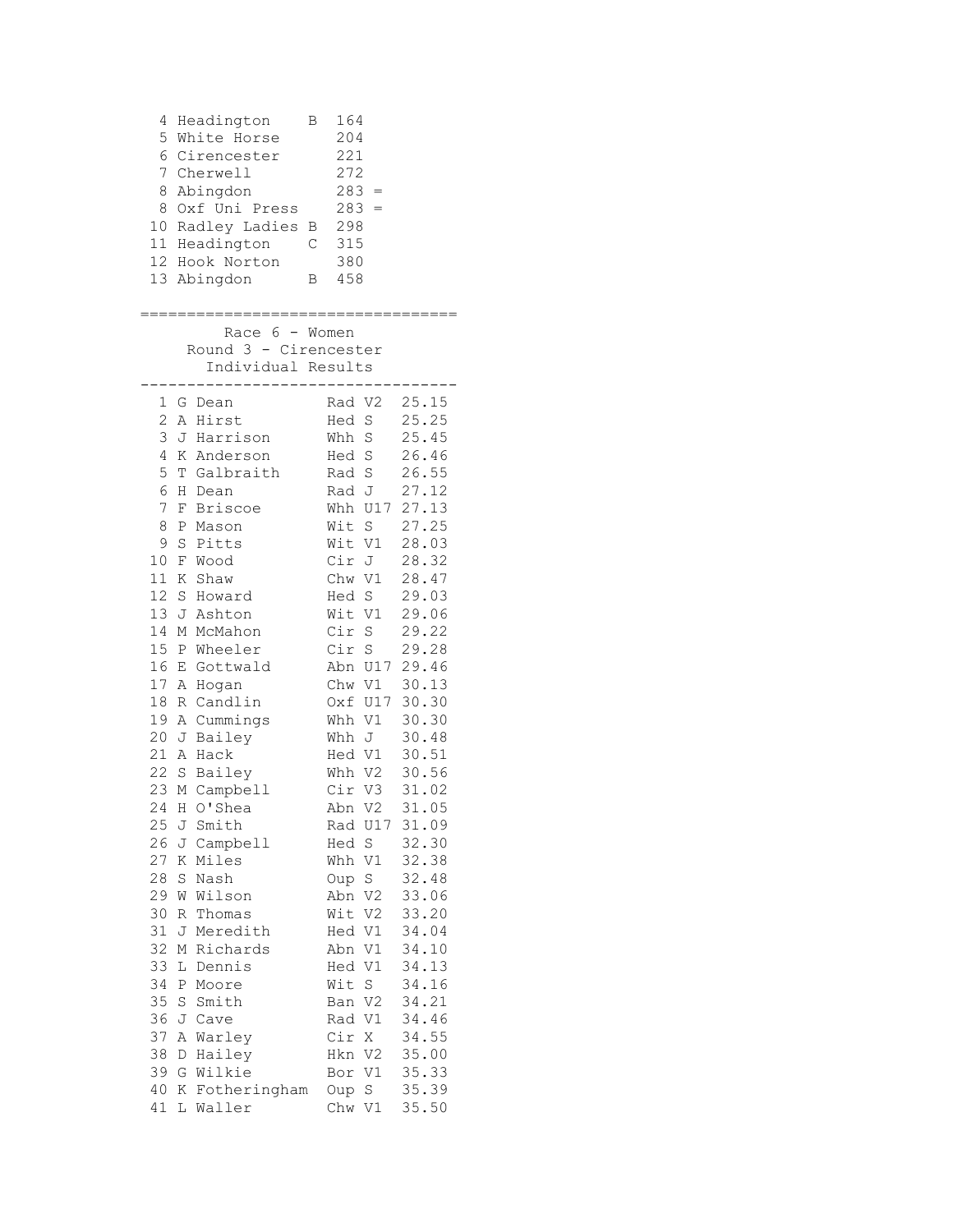| | | | | |
|---|---|---|---|---|
| 4 | Headington | B | 164 | |
| 5 | White Horse | | 204 | |
| 6 | Cirencester | | 221 | |
| 7 | Cherwell | | 272 | |
| 8 | Abingdon | | 283 | = |
| 8 | Oxf Uni Press | | 283 | = |
| 10 | Radley Ladies | B | 298 | |
| 11 | Headington | C | 315 | |
| 12 | Hook Norton | | 380 | |
| 13 | Abingdon | B | 458 | |

===================================

Race 6 - Women

Round 3 - Cirencester

Individual Results

-----------------------------------

| | | | | |
|---|---|---|---|---|
| 1 | G Dean | Rad | V2 | 25.15 |
| 2 | A Hirst | Hed | S | 25.25 |
| 3 | J Harrison | Whh | S | 25.45 |
| 4 | K Anderson | Hed | S | 26.46 |
| 5 | T Galbraith | Rad | S | 26.55 |
| 6 | H Dean | Rad | J | 27.12 |
| 7 | F Briscoe | Whh | U17 | 27.13 |
| 8 | P Mason | Wit | S | 27.25 |
| 9 | S Pitts | Wit | V1 | 28.03 |
| 10 | F Wood | Cir | J | 28.32 |
| 11 | K Shaw | Chw | V1 | 28.47 |
| 12 | S Howard | Hed | S | 29.03 |
| 13 | J Ashton | Wit | V1 | 29.06 |
| 14 | M McMahon | Cir | S | 29.22 |
| 15 | P Wheeler | Cir | S | 29.28 |
| 16 | E Gottwald | Abn | U17 | 29.46 |
| 17 | A Hogan | Chw | V1 | 30.13 |
| 18 | R Candlin | Oxf | U17 | 30.30 |
| 19 | A Cummings | Whh | V1 | 30.30 |
| 20 | J Bailey | Whh | J | 30.48 |
| 21 | A Hack | Hed | V1 | 30.51 |
| 22 | S Bailey | Whh | V2 | 30.56 |
| 23 | M Campbell | Cir | V3 | 31.02 |
| 24 | H O'Shea | Abn | V2 | 31.05 |
| 25 | J Smith | Rad | U17 | 31.09 |
| 26 | J Campbell | Hed | S | 32.30 |
| 27 | K Miles | Whh | V1 | 32.38 |
| 28 | S Nash | Oup | S | 32.48 |
| 29 | W Wilson | Abn | V2 | 33.06 |
| 30 | R Thomas | Wit | V2 | 33.20 |
| 31 | J Meredith | Hed | V1 | 34.04 |
| 32 | M Richards | Abn | V1 | 34.10 |
| 33 | L Dennis | Hed | V1 | 34.13 |
| 34 | P Moore | Wit | S | 34.16 |
| 35 | S Smith | Ban | V2 | 34.21 |
| 36 | J Cave | Rad | V1 | 34.46 |
| 37 | A Warley | Cir | X | 34.55 |
| 38 | D Hailey | Hkn | V2 | 35.00 |
| 39 | G Wilkie | Bor | V1 | 35.33 |
| 40 | K Fotheringham | Oup | S | 35.39 |
| 41 | L Waller | Chw | V1 | 35.50 |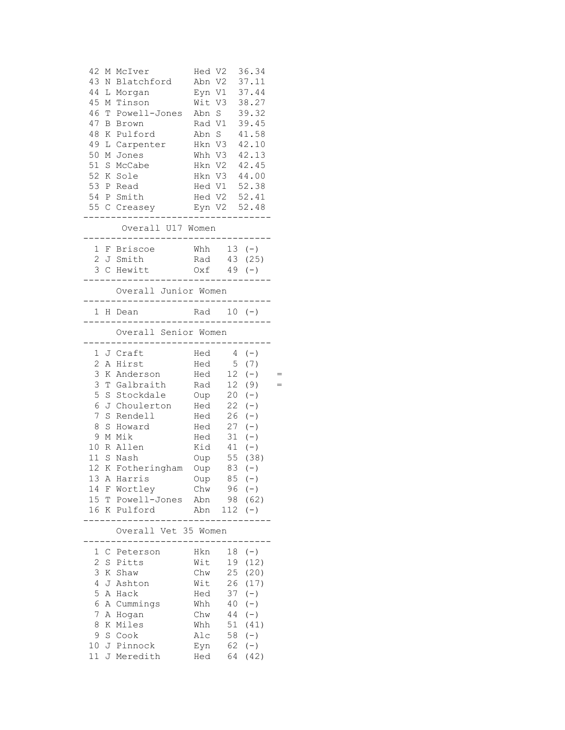| | | | | | |
|---|---|---|---|---|---|
| 42 | M | McIver | Hed | V2 | 36.34 |
| 43 | N | Blatchford | Abn | V2 | 37.11 |
| 44 | L | Morgan | Eyn | V1 | 37.44 |
| 45 | M | Tinson | Wit | V3 | 38.27 |
| 46 | T | Powell-Jones | Abn | S | 39.32 |
| 47 | B | Brown | Rad | V1 | 39.45 |
| 48 | K | Pulford | Abn | S | 41.58 |
| 49 | L | Carpenter | Hkn | V3 | 42.10 |
| 50 | M | Jones | Whh | V3 | 42.13 |
| 51 | S | McCabe | Hkn | V2 | 42.45 |
| 52 | K | Sole | Hkn | V3 | 44.00 |
| 53 | P | Read | Hed | V1 | 52.38 |
| 54 | P | Smith | Hed | V2 | 52.41 |
| 55 | C | Creasey | Eyn | V2 | 52.48 |

## Overall U17 Women

| | | | | | |
|---|---|---|---|---|---|
| 1 | F | Briscoe | Whh | 13 | (-) |
| 2 | J | Smith | Rad | 43 | (25) |
| 3 | C | Hewitt | Oxf | 49 | (-) |

## Overall Junior Women

| | | | | | |
|---|---|---|---|---|---|
| 1 | H | Dean | Rad | 10 | (-) |

## Overall Senior Women

| | | | | | | |
|---|---|---|---|---|---|---|
| 1 | J | Craft | Hed | 4 | (-) | |
| 2 | A | Hirst | Hed | 5 | (7) | |
| 3 | K | Anderson | Hed | 12 | (-) | = |
| 3 | T | Galbraith | Rad | 12 | (9) | = |
| 5 | S | Stockdale | Oup | 20 | (-) | |
| 6 | J | Choulerton | Hed | 22 | (-) | |
| 7 | S | Rendell | Hed | 26 | (-) | |
| 8 | S | Howard | Hed | 27 | (-) | |
| 9 | M | Mik | Hed | 31 | (-) | |
| 10 | R | Allen | Kid | 41 | (-) | |
| 11 | S | Nash | Oup | 55 | (38) | |
| 12 | K | Fotheringham | Oup | 83 | (-) | |
| 13 | A | Harris | Oup | 85 | (-) | |
| 14 | F | Wortley | Chw | 96 | (-) | |
| 15 | T | Powell-Jones | Abn | 98 | (62) | |
| 16 | K | Pulford | Abn | 112 | (-) | |

## Overall Vet 35 Women

| | | | | | |
|---|---|---|---|---|---|
| 1 | C | Peterson | Hkn | 18 | (-) |
| 2 | S | Pitts | Wit | 19 | (12) |
| 3 | K | Shaw | Chw | 25 | (20) |
| 4 | J | Ashton | Wit | 26 | (17) |
| 5 | A | Hack | Hed | 37 | (-) |
| 6 | A | Cummings | Whh | 40 | (-) |
| 7 | A | Hogan | Chw | 44 | (-) |
| 8 | K | Miles | Whh | 51 | (41) |
| 9 | S | Cook | Alc | 58 | (-) |
| 10 | J | Pinnock | Eyn | 62 | (-) |
| 11 | J | Meredith | Hed | 64 | (42) |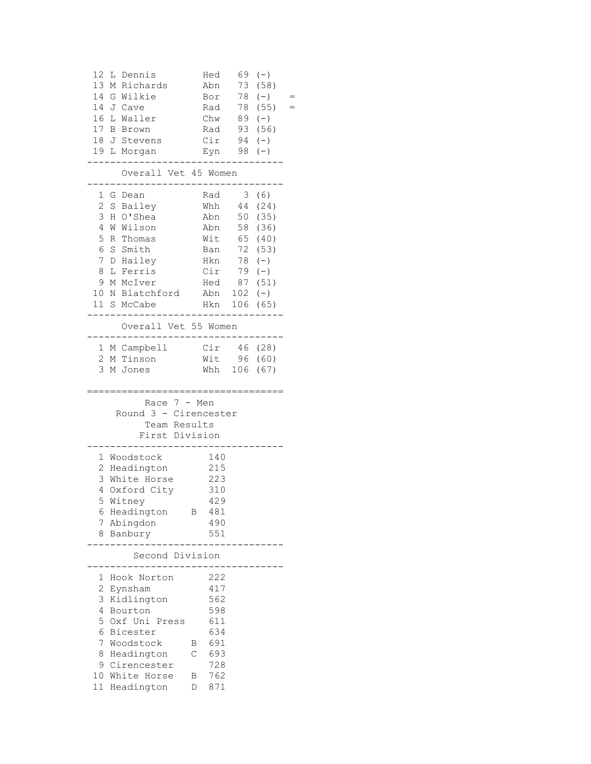| | | | | | |
|---|---|---|---|---|---|
| 12 | L Dennis | Hed | 69 | (-) | |
| 13 | M Richards | Abn | 73 | (58) | |
| 14 | G Wilkie | Bor | 78 | (-) | = |
| 14 | J Cave | Rad | 78 | (55) | = |
| 16 | L Waller | Chw | 89 | (-) | |
| 17 | B Brown | Rad | 93 | (56) | |
| 18 | J Stevens | Cir | 94 | (-) | |
| 19 | L Morgan | Eyn | 98 | (-) | |

Overall Vet 45 Women

| | | | | |
|---|---|---|---|---|
| 1 | G Dean | Rad | 3 | (6) |
| 2 | S Bailey | Whh | 44 | (24) |
| 3 | H O'Shea | Abn | 50 | (35) |
| 4 | W Wilson | Abn | 58 | (36) |
| 5 | R Thomas | Wit | 65 | (40) |
| 6 | S Smith | Ban | 72 | (53) |
| 7 | D Hailey | Hkn | 78 | (-) |
| 8 | L Ferris | Cir | 79 | (-) |
| 9 | M McIver | Hed | 87 | (51) |
| 10 | N Blatchford | Abn | 102 | (-) |
| 11 | S McCabe | Hkn | 106 | (65) |

Overall Vet 55 Women

| | | | | |
|---|---|---|---|---|
| 1 | M Campbell | Cir | 46 | (28) |
| 2 | M Tinson | Wit | 96 | (60) |
| 3 | M Jones | Whh | 106 | (67) |

Race 7 - Men
Round 3 - Cirencester
Team Results
First Division

| | | | |
|---|---|---|---|
| 1 | Woodstock | | 140 |
| 2 | Headington | | 215 |
| 3 | White Horse | | 223 |
| 4 | Oxford City | | 310 |
| 5 | Witney | | 429 |
| 6 | Headington | B | 481 |
| 7 | Abingdon | | 490 |
| 8 | Banbury | | 551 |

Second Division

| | | | |
|---|---|---|---|
| 1 | Hook Norton | | 222 |
| 2 | Eynsham | | 417 |
| 3 | Kidlington | | 562 |
| 4 | Bourton | | 598 |
| 5 | Oxf Uni Press | | 611 |
| 6 | Bicester | | 634 |
| 7 | Woodstock | B | 691 |
| 8 | Headington | C | 693 |
| 9 | Cirencester | | 728 |
| 10 | White Horse | B | 762 |
| 11 | Headington | D | 871 |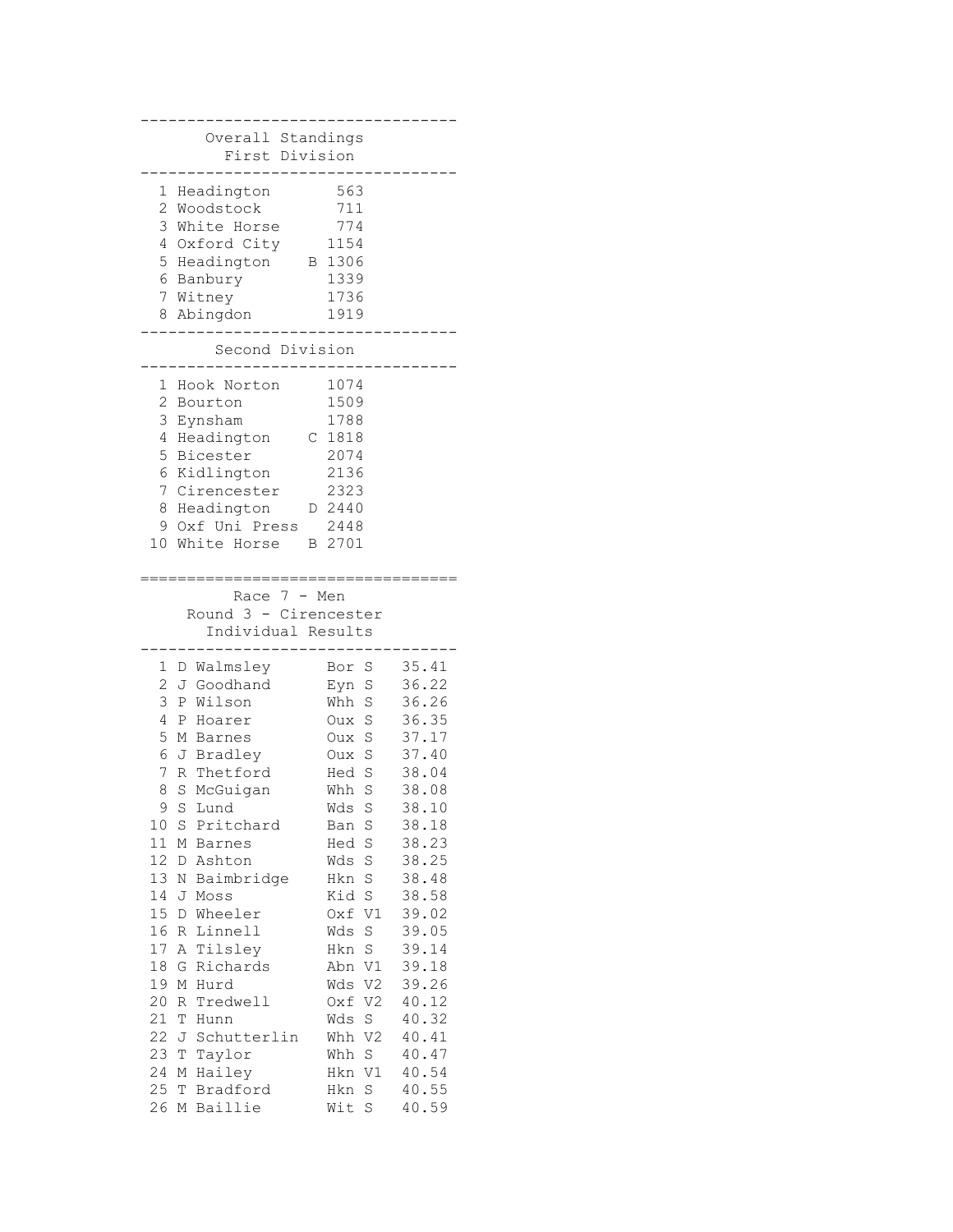## Overall Standings

### First Division

| | | | |
|---|---|---|---|
| 1 | Headington | | 563 |
| 2 | Woodstock | | 711 |
| 3 | White Horse | | 774 |
| 4 | Oxford City | | 1154 |
| 5 | Headington | B | 1306 |
| 6 | Banbury | | 1339 |
| 7 | Witney | | 1736 |
| 8 | Abingdon | | 1919 |

### Second Division

| | | | |
|---|---|---|---|
| 1 | Hook Norton | | 1074 |
| 2 | Bourton | | 1509 |
| 3 | Eynsham | | 1788 |
| 4 | Headington | C | 1818 |
| 5 | Bicester | | 2074 |
| 6 | Kidlington | | 2136 |
| 7 | Cirencester | | 2323 |
| 8 | Headington | D | 2440 |
| 9 | Oxf Uni Press | | 2448 |
| 10 | White Horse | B | 2701 |

## Race 7 - Men

### Round 3 - Cirencester

### Individual Results

| | | | | |
|---|---|---|---|---|
| 1 | D Walmsley | Bor | S | 35.41 |
| 2 | J Goodhand | Eyn | S | 36.22 |
| 3 | P Wilson | Whh | S | 36.26 |
| 4 | P Hoarer | Oux | S | 36.35 |
| 5 | M Barnes | Oux | S | 37.17 |
| 6 | J Bradley | Oux | S | 37.40 |
| 7 | R Thetford | Hed | S | 38.04 |
| 8 | S McGuigan | Whh | S | 38.08 |
| 9 | S Lund | Wds | S | 38.10 |
| 10 | S Pritchard | Ban | S | 38.18 |
| 11 | M Barnes | Hed | S | 38.23 |
| 12 | D Ashton | Wds | S | 38.25 |
| 13 | N Baimbridge | Hkn | S | 38.48 |
| 14 | J Moss | Kid | S | 38.58 |
| 15 | D Wheeler | Oxf | V1 | 39.02 |
| 16 | R Linnell | Wds | S | 39.05 |
| 17 | A Tilsley | Hkn | S | 39.14 |
| 18 | G Richards | Abn | V1 | 39.18 |
| 19 | M Hurd | Wds | V2 | 39.26 |
| 20 | R Tredwell | Oxf | V2 | 40.12 |
| 21 | T Hunn | Wds | S | 40.32 |
| 22 | J Schutterlin | Whh | V2 | 40.41 |
| 23 | T Taylor | Whh | S | 40.47 |
| 24 | M Hailey | Hkn | V1 | 40.54 |
| 25 | T Bradford | Hkn | S | 40.55 |
| 26 | M Baillie | Wit | S | 40.59 |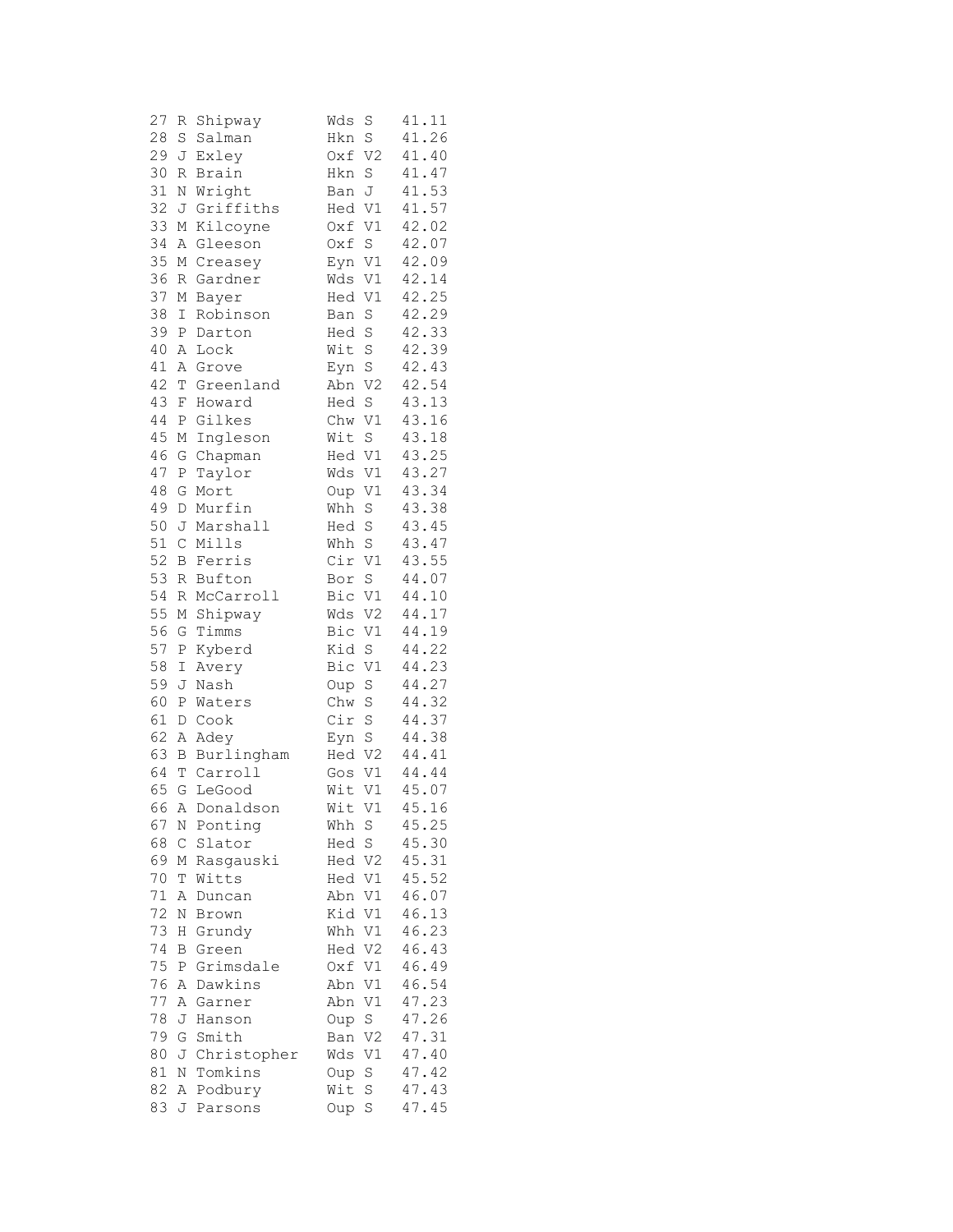| | | | | | |
|---|---|---|---|---|---|
| 27 | R | Shipway | Wds | S | 41.11 |
| 28 | S | Salman | Hkn | S | 41.26 |
| 29 | J | Exley | Oxf | V2 | 41.40 |
| 30 | R | Brain | Hkn | S | 41.47 |
| 31 | N | Wright | Ban | J | 41.53 |
| 32 | J | Griffiths | Hed | V1 | 41.57 |
| 33 | M | Kilcoyne | Oxf | V1 | 42.02 |
| 34 | A | Gleeson | Oxf | S | 42.07 |
| 35 | M | Creasey | Eyn | V1 | 42.09 |
| 36 | R | Gardner | Wds | V1 | 42.14 |
| 37 | M | Bayer | Hed | V1 | 42.25 |
| 38 | I | Robinson | Ban | S | 42.29 |
| 39 | P | Darton | Hed | S | 42.33 |
| 40 | A | Lock | Wit | S | 42.39 |
| 41 | A | Grove | Eyn | S | 42.43 |
| 42 | T | Greenland | Abn | V2 | 42.54 |
| 43 | F | Howard | Hed | S | 43.13 |
| 44 | P | Gilkes | Chw | V1 | 43.16 |
| 45 | M | Ingleson | Wit | S | 43.18 |
| 46 | G | Chapman | Hed | V1 | 43.25 |
| 47 | P | Taylor | Wds | V1 | 43.27 |
| 48 | G | Mort | Oup | V1 | 43.34 |
| 49 | D | Murfin | Whh | S | 43.38 |
| 50 | J | Marshall | Hed | S | 43.45 |
| 51 | C | Mills | Whh | S | 43.47 |
| 52 | B | Ferris | Cir | V1 | 43.55 |
| 53 | R | Bufton | Bor | S | 44.07 |
| 54 | R | McCarroll | Bic | V1 | 44.10 |
| 55 | M | Shipway | Wds | V2 | 44.17 |
| 56 | G | Timms | Bic | V1 | 44.19 |
| 57 | P | Kyberd | Kid | S | 44.22 |
| 58 | I | Avery | Bic | V1 | 44.23 |
| 59 | J | Nash | Oup | S | 44.27 |
| 60 | P | Waters | Chw | S | 44.32 |
| 61 | D | Cook | Cir | S | 44.37 |
| 62 | A | Adey | Eyn | S | 44.38 |
| 63 | B | Burlingham | Hed | V2 | 44.41 |
| 64 | T | Carroll | Gos | V1 | 44.44 |
| 65 | G | LeGood | Wit | V1 | 45.07 |
| 66 | A | Donaldson | Wit | V1 | 45.16 |
| 67 | N | Ponting | Whh | S | 45.25 |
| 68 | C | Slator | Hed | S | 45.30 |
| 69 | M | Rasgauski | Hed | V2 | 45.31 |
| 70 | T | Witts | Hed | V1 | 45.52 |
| 71 | A | Duncan | Abn | V1 | 46.07 |
| 72 | N | Brown | Kid | V1 | 46.13 |
| 73 | H | Grundy | Whh | V1 | 46.23 |
| 74 | B | Green | Hed | V2 | 46.43 |
| 75 | P | Grimsdale | Oxf | V1 | 46.49 |
| 76 | A | Dawkins | Abn | V1 | 46.54 |
| 77 | A | Garner | Abn | V1 | 47.23 |
| 78 | J | Hanson | Oup | S | 47.26 |
| 79 | G | Smith | Ban | V2 | 47.31 |
| 80 | J | Christopher | Wds | V1 | 47.40 |
| 81 | N | Tomkins | Oup | S | 47.42 |
| 82 | A | Podbury | Wit | S | 47.43 |
| 83 | J | Parsons | Oup | S | 47.45 |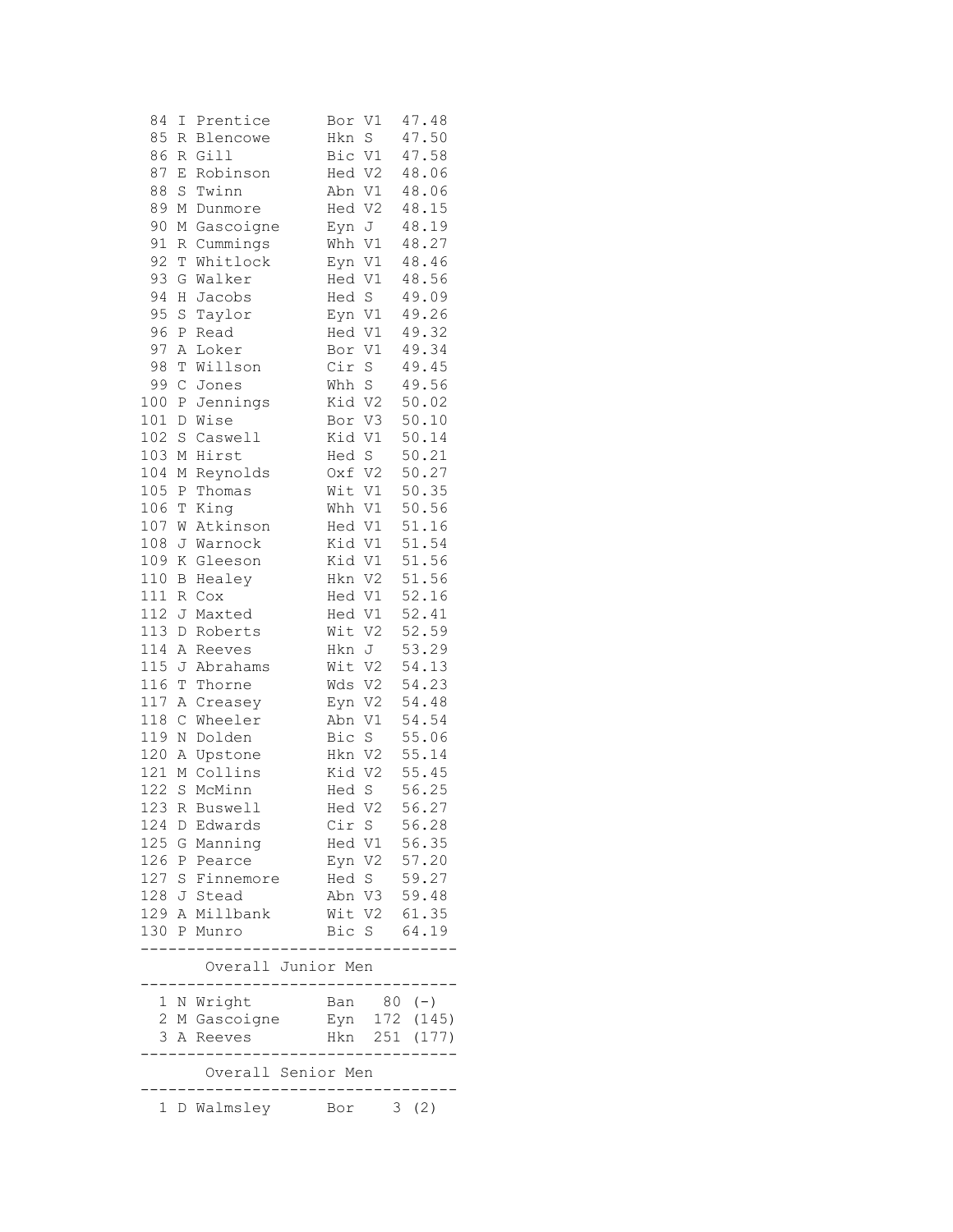| | | | | | |
|---|---|---|---|---|---|
| 84 | I | Prentice | Bor | V1 | 47.48 |
| 85 | R | Blencowe | Hkn | S | 47.50 |
| 86 | R | Gill | Bic | V1 | 47.58 |
| 87 | E | Robinson | Hed | V2 | 48.06 |
| 88 | S | Twinn | Abn | V1 | 48.06 |
| 89 | M | Dunmore | Hed | V2 | 48.15 |
| 90 | M | Gascoigne | Eyn | J | 48.19 |
| 91 | R | Cummings | Whh | V1 | 48.27 |
| 92 | T | Whitlock | Eyn | V1 | 48.46 |
| 93 | G | Walker | Hed | V1 | 48.56 |
| 94 | H | Jacobs | Hed | S | 49.09 |
| 95 | S | Taylor | Eyn | V1 | 49.26 |
| 96 | P | Read | Hed | V1 | 49.32 |
| 97 | A | Loker | Bor | V1 | 49.34 |
| 98 | T | Willson | Cir | S | 49.45 |
| 99 | C | Jones | Whh | S | 49.56 |
| 100 | P | Jennings | Kid | V2 | 50.02 |
| 101 | D | Wise | Bor | V3 | 50.10 |
| 102 | S | Caswell | Kid | V1 | 50.14 |
| 103 | M | Hirst | Hed | S | 50.21 |
| 104 | M | Reynolds | Oxf | V2 | 50.27 |
| 105 | P | Thomas | Wit | V1 | 50.35 |
| 106 | T | King | Whh | V1 | 50.56 |
| 107 | W | Atkinson | Hed | V1 | 51.16 |
| 108 | J | Warnock | Kid | V1 | 51.54 |
| 109 | K | Gleeson | Kid | V1 | 51.56 |
| 110 | B | Healey | Hkn | V2 | 51.56 |
| 111 | R | Cox | Hed | V1 | 52.16 |
| 112 | J | Maxted | Hed | V1 | 52.41 |
| 113 | D | Roberts | Wit | V2 | 52.59 |
| 114 | A | Reeves | Hkn | J | 53.29 |
| 115 | J | Abrahams | Wit | V2 | 54.13 |
| 116 | T | Thorne | Wds | V2 | 54.23 |
| 117 | A | Creasey | Eyn | V2 | 54.48 |
| 118 | C | Wheeler | Abn | V1 | 54.54 |
| 119 | N | Dolden | Bic | S | 55.06 |
| 120 | A | Upstone | Hkn | V2 | 55.14 |
| 121 | M | Collins | Kid | V2 | 55.45 |
| 122 | S | McMinn | Hed | S | 56.25 |
| 123 | R | Buswell | Hed | V2 | 56.27 |
| 124 | D | Edwards | Cir | S | 56.28 |
| 125 | G | Manning | Hed | V1 | 56.35 |
| 126 | P | Pearce | Eyn | V2 | 57.20 |
| 127 | S | Finnemore | Hed | S | 59.27 |
| 128 | J | Stead | Abn | V3 | 59.48 |
| 129 | A | Millbank | Wit | V2 | 61.35 |
| 130 | P | Munro | Bic | S | 64.19 |

## Overall Junior Men

| | | | | | |
|---|---|---|---|---|---|
| 1 | N | Wright | Ban | 80 | (-) |
| 2 | M | Gascoigne | Eyn | 172 | (145) |
| 3 | A | Reeves | Hkn | 251 | (177) |

## Overall Senior Men

| | | | | | |
|---|---|---|---|---|---|
| 1 | D | Walmsley | Bor | 3 | (2) |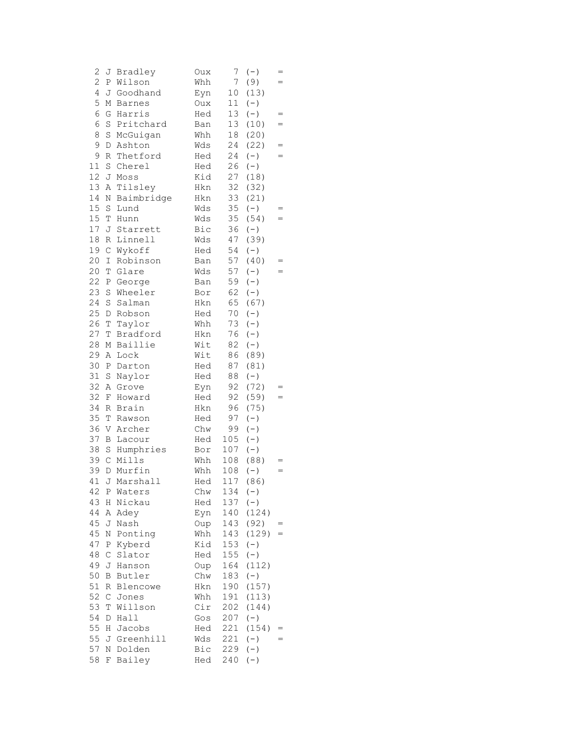| | | | | | | |
|---|---|---|---|---|---|---|
| 2 | J | Bradley | Oux | 7 | (-) | = |
| 2 | P | Wilson | Whh | 7 | (9) | = |
| 4 | J | Goodhand | Eyn | 10 | (13) | |
| 5 | M | Barnes | Oux | 11 | (-) | |
| 6 | G | Harris | Hed | 13 | (-) | = |
| 6 | S | Pritchard | Ban | 13 | (10) | = |
| 8 | S | McGuigan | Whh | 18 | (20) | |
| 9 | D | Ashton | Wds | 24 | (22) | = |
| 9 | R | Thetford | Hed | 24 | (-) | = |
| 11 | S | Cherel | Hed | 26 | (-) | |
| 12 | J | Moss | Kid | 27 | (18) | |
| 13 | A | Tilsley | Hkn | 32 | (32) | |
| 14 | N | Baimbridge | Hkn | 33 | (21) | |
| 15 | S | Lund | Wds | 35 | (-) | = |
| 15 | T | Hunn | Wds | 35 | (54) | = |
| 17 | J | Starrett | Bic | 36 | (-) | |
| 18 | R | Linnell | Wds | 47 | (39) | |
| 19 | C | Wykoff | Hed | 54 | (-) | |
| 20 | I | Robinson | Ban | 57 | (40) | = |
| 20 | T | Glare | Wds | 57 | (-) | = |
| 22 | P | George | Ban | 59 | (-) | |
| 23 | S | Wheeler | Bor | 62 | (-) | |
| 24 | S | Salman | Hkn | 65 | (67) | |
| 25 | D | Robson | Hed | 70 | (-) | |
| 26 | T | Taylor | Whh | 73 | (-) | |
| 27 | T | Bradford | Hkn | 76 | (-) | |
| 28 | M | Baillie | Wit | 82 | (-) | |
| 29 | A | Lock | Wit | 86 | (89) | |
| 30 | P | Darton | Hed | 87 | (81) | |
| 31 | S | Naylor | Hed | 88 | (-) | |
| 32 | A | Grove | Eyn | 92 | (72) | = |
| 32 | F | Howard | Hed | 92 | (59) | = |
| 34 | R | Brain | Hkn | 96 | (75) | |
| 35 | T | Rawson | Hed | 97 | (-) | |
| 36 | V | Archer | Chw | 99 | (-) | |
| 37 | B | Lacour | Hed | 105 | (-) | |
| 38 | S | Humphries | Bor | 107 | (-) | |
| 39 | C | Mills | Whh | 108 | (88) | = |
| 39 | D | Murfin | Whh | 108 | (-) | = |
| 41 | J | Marshall | Hed | 117 | (86) | |
| 42 | P | Waters | Chw | 134 | (-) | |
| 43 | H | Nickau | Hed | 137 | (-) | |
| 44 | A | Adey | Eyn | 140 | (124) | |
| 45 | J | Nash | Oup | 143 | (92) | = |
| 45 | N | Ponting | Whh | 143 | (129) | = |
| 47 | P | Kyberd | Kid | 153 | (-) | |
| 48 | C | Slator | Hed | 155 | (-) | |
| 49 | J | Hanson | Oup | 164 | (112) | |
| 50 | B | Butler | Chw | 183 | (-) | |
| 51 | R | Blencowe | Hkn | 190 | (157) | |
| 52 | C | Jones | Whh | 191 | (113) | |
| 53 | T | Willson | Cir | 202 | (144) | |
| 54 | D | Hall | Gos | 207 | (-) | |
| 55 | H | Jacobs | Hed | 221 | (154) | = |
| 55 | J | Greenhill | Wds | 221 | (-) | = |
| 57 | N | Dolden | Bic | 229 | (-) | |
| 58 | F | Bailey | Hed | 240 | (-) | |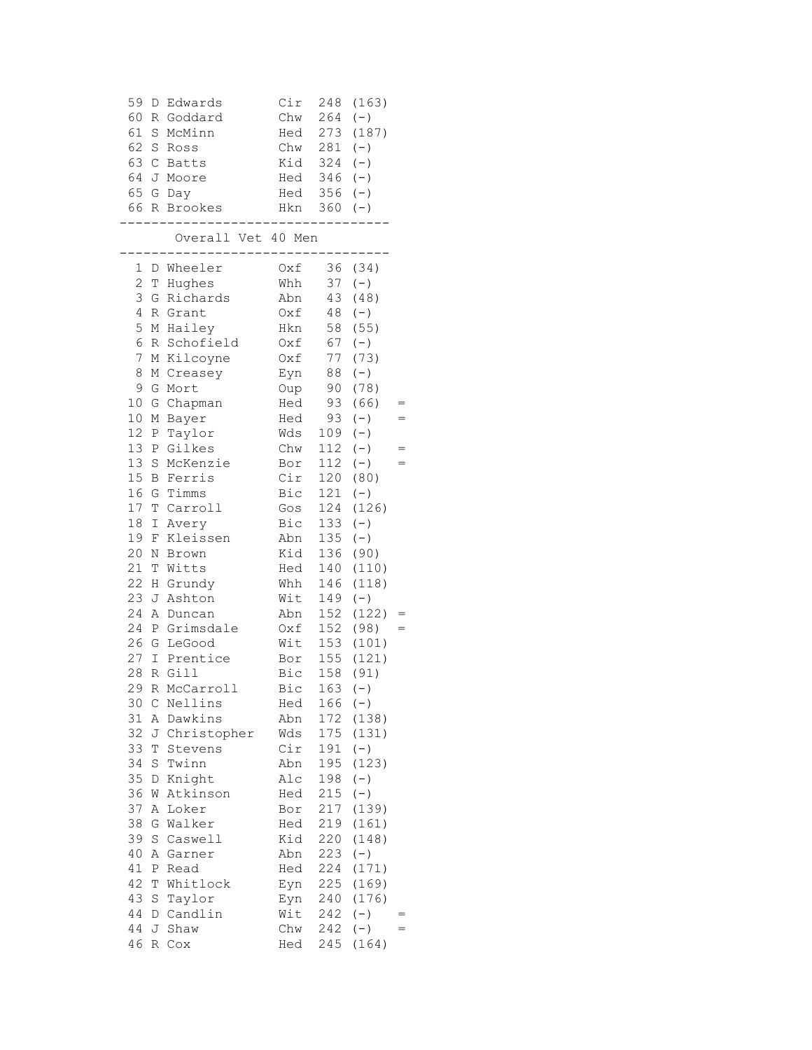| | | | | | |
|---|---|---|---|---|---|
| 59 | D Edwards | Cir | 248 | (163) | |
| 60 | R Goddard | Chw | 264 | (-) | |
| 61 | S McMinn | Hed | 273 | (187) | |
| 62 | S Ross | Chw | 281 | (-) | |
| 63 | C Batts | Kid | 324 | (-) | |
| 64 | J Moore | Hed | 346 | (-) | |
| 65 | G Day | Hed | 356 | (-) | |
| 66 | R Brookes | Hkn | 360 | (-) | |

## Overall Vet 40 Men

| | | | | | |
|---|---|---|---|---|---|
| 1 | D Wheeler | Oxf | 36 | (34) | |
| 2 | T Hughes | Whh | 37 | (-) | |
| 3 | G Richards | Abn | 43 | (48) | |
| 4 | R Grant | Oxf | 48 | (-) | |
| 5 | M Hailey | Hkn | 58 | (55) | |
| 6 | R Schofield | Oxf | 67 | (-) | |
| 7 | M Kilcoyne | Oxf | 77 | (73) | |
| 8 | M Creasey | Eyn | 88 | (-) | |
| 9 | G Mort | Oup | 90 | (78) | |
| 10 | G Chapman | Hed | 93 | (66) | = |
| 10 | M Bayer | Hed | 93 | (-) | = |
| 12 | P Taylor | Wds | 109 | (-) | |
| 13 | P Gilkes | Chw | 112 | (-) | = |
| 13 | S McKenzie | Bor | 112 | (-) | = |
| 15 | B Ferris | Cir | 120 | (80) | |
| 16 | G Timms | Bic | 121 | (-) | |
| 17 | T Carroll | Gos | 124 | (126) | |
| 18 | I Avery | Bic | 133 | (-) | |
| 19 | F Kleissen | Abn | 135 | (-) | |
| 20 | N Brown | Kid | 136 | (90) | |
| 21 | T Witts | Hed | 140 | (110) | |
| 22 | H Grundy | Whh | 146 | (118) | |
| 23 | J Ashton | Wit | 149 | (-) | |
| 24 | A Duncan | Abn | 152 | (122) | = |
| 24 | P Grimsdale | Oxf | 152 | (98) | = |
| 26 | G LeGood | Wit | 153 | (101) | |
| 27 | I Prentice | Bor | 155 | (121) | |
| 28 | R Gill | Bic | 158 | (91) | |
| 29 | R McCarroll | Bic | 163 | (-) | |
| 30 | C Nellins | Hed | 166 | (-) | |
| 31 | A Dawkins | Abn | 172 | (138) | |
| 32 | J Christopher | Wds | 175 | (131) | |
| 33 | T Stevens | Cir | 191 | (-) | |
| 34 | S Twinn | Abn | 195 | (123) | |
| 35 | D Knight | Alc | 198 | (-) | |
| 36 | W Atkinson | Hed | 215 | (-) | |
| 37 | A Loker | Bor | 217 | (139) | |
| 38 | G Walker | Hed | 219 | (161) | |
| 39 | S Caswell | Kid | 220 | (148) | |
| 40 | A Garner | Abn | 223 | (-) | |
| 41 | P Read | Hed | 224 | (171) | |
| 42 | T Whitlock | Eyn | 225 | (169) | |
| 43 | S Taylor | Eyn | 240 | (176) | |
| 44 | D Candlin | Wit | 242 | (-) | = |
| 44 | J Shaw | Chw | 242 | (-) | = |
| 46 | R Cox | Hed | 245 | (164) | |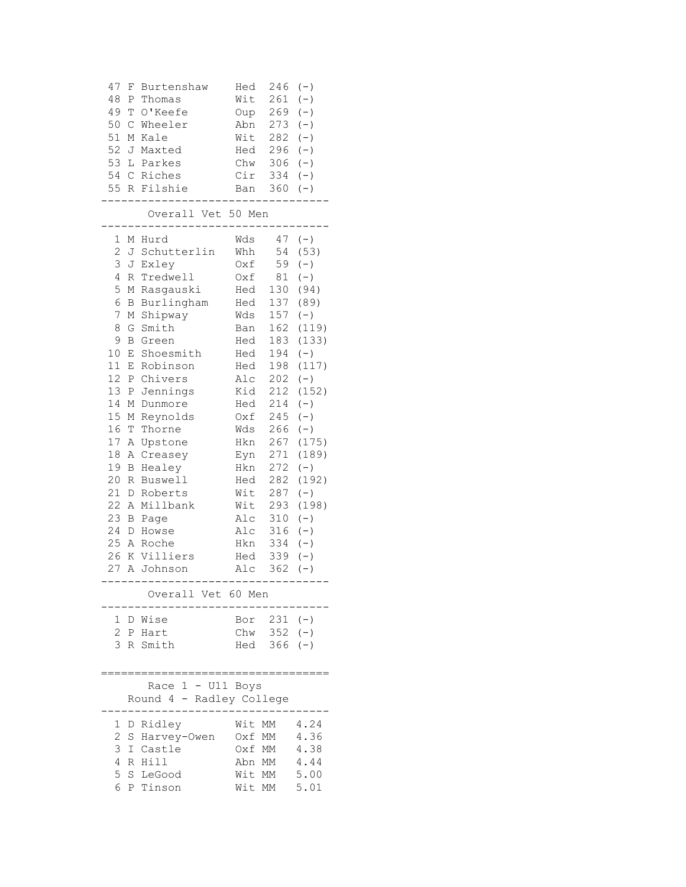| | | | | | |
|---|---|---|---|---|---|
| 47 | F | Burtenshaw | Hed | 246 | (-) |
| 48 | P | Thomas | Wit | 261 | (-) |
| 49 | T | O'Keefe | Oup | 269 | (-) |
| 50 | C | Wheeler | Abn | 273 | (-) |
| 51 | M | Kale | Wit | 282 | (-) |
| 52 | J | Maxted | Hed | 296 | (-) |
| 53 | L | Parkes | Chw | 306 | (-) |
| 54 | C | Riches | Cir | 334 | (-) |
| 55 | R | Filshie | Ban | 360 | (-) |

## Overall Vet 50 Men

| | | | | | |
|---|---|---|---|---|---|
| 1 | M | Hurd | Wds | 47 | (-) |
| 2 | J | Schutterlin | Whh | 54 | (53) |
| 3 | J | Exley | Oxf | 59 | (-) |
| 4 | R | Tredwell | Oxf | 81 | (-) |
| 5 | M | Rasgauski | Hed | 130 | (94) |
| 6 | B | Burlingham | Hed | 137 | (89) |
| 7 | M | Shipway | Wds | 157 | (-) |
| 8 | G | Smith | Ban | 162 | (119) |
| 9 | B | Green | Hed | 183 | (133) |
| 10 | E | Shoesmith | Hed | 194 | (-) |
| 11 | E | Robinson | Hed | 198 | (117) |
| 12 | P | Chivers | Alc | 202 | (-) |
| 13 | P | Jennings | Kid | 212 | (152) |
| 14 | M | Dunmore | Hed | 214 | (-) |
| 15 | M | Reynolds | Oxf | 245 | (-) |
| 16 | T | Thorne | Wds | 266 | (-) |
| 17 | A | Upstone | Hkn | 267 | (175) |
| 18 | A | Creasey | Eyn | 271 | (189) |
| 19 | B | Healey | Hkn | 272 | (-) |
| 20 | R | Buswell | Hed | 282 | (192) |
| 21 | D | Roberts | Wit | 287 | (-) |
| 22 | A | Millbank | Wit | 293 | (198) |
| 23 | B | Page | Alc | 310 | (-) |
| 24 | D | Howse | Alc | 316 | (-) |
| 25 | A | Roche | Hkn | 334 | (-) |
| 26 | K | Villiers | Hed | 339 | (-) |
| 27 | A | Johnson | Alc | 362 | (-) |

## Overall Vet 60 Men

| | | | | | |
|---|---|---|---|---|---|
| 1 | D | Wise | Bor | 231 | (-) |
| 2 | P | Hart | Chw | 352 | (-) |
| 3 | R | Smith | Hed | 366 | (-) |

## Race 1 - U11 Boys
### Round 4 - Radley College

| | | | | | |
|---|---|---|---|---|---|
| 1 | D | Ridley | Wit | MM | 4.24 |
| 2 | S | Harvey-Owen | Oxf | MM | 4.36 |
| 3 | I | Castle | Oxf | MM | 4.38 |
| 4 | R | Hill | Abn | MM | 4.44 |
| 5 | S | LeGood | Wit | MM | 5.00 |
| 6 | P | Tinson | Wit | MM | 5.01 |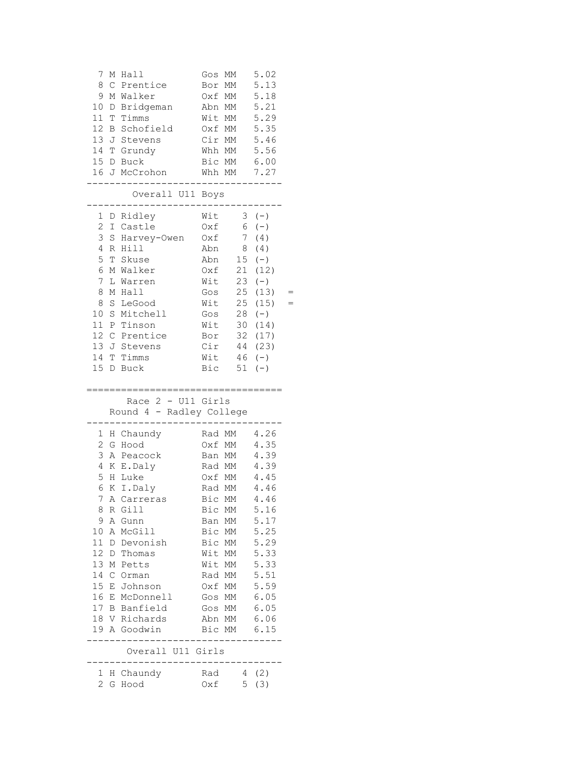| | | | | |
|---|---|---|---|---|
| 7 | M Hall | Gos | MM | 5.02 |
| 8 | C Prentice | Bor | MM | 5.13 |
| 9 | M Walker | Oxf | MM | 5.18 |
| 10 | D Bridgeman | Abn | MM | 5.21 |
| 11 | T Timms | Wit | MM | 5.29 |
| 12 | B Schofield | Oxf | MM | 5.35 |
| 13 | J Stevens | Cir | MM | 5.46 |
| 14 | T Grundy | Whh | MM | 5.56 |
| 15 | D Buck | Bic | MM | 6.00 |
| 16 | J McCrohon | Whh | MM | 7.27 |

## Overall U11 Boys

| | | | | | |
|---|---|---|---|---|---|
| 1 | D Ridley | Wit | 3 | (-) | |
| 2 | I Castle | Oxf | 6 | (-) | |
| 3 | S Harvey-Owen | Oxf | 7 | (4) | |
| 4 | R Hill | Abn | 8 | (4) | |
| 5 | T Skuse | Abn | 15 | (-) | |
| 6 | M Walker | Oxf | 21 | (12) | |
| 7 | L Warren | Wit | 23 | (-) | |
| 8 | M Hall | Gos | 25 | (13) | = |
| 8 | S LeGood | Wit | 25 | (15) | = |
| 10 | S Mitchell | Gos | 28 | (-) | |
| 11 | P Tinson | Wit | 30 | (14) | |
| 12 | C Prentice | Bor | 32 | (17) | |
| 13 | J Stevens | Cir | 44 | (23) | |
| 14 | T Timms | Wit | 46 | (-) | |
| 15 | D Buck | Bic | 51 | (-) | |

## Race 2 - U11 Girls
### Round 4 - Radley College

| | | | | |
|---|---|---|---|---|
| 1 | H Chaundy | Rad | MM | 4.26 |
| 2 | G Hood | Oxf | MM | 4.35 |
| 3 | A Peacock | Ban | MM | 4.39 |
| 4 | K E.Daly | Rad | MM | 4.39 |
| 5 | H Luke | Oxf | MM | 4.45 |
| 6 | K I.Daly | Rad | MM | 4.46 |
| 7 | A Carreras | Bic | MM | 4.46 |
| 8 | R Gill | Bic | MM | 5.16 |
| 9 | A Gunn | Ban | MM | 5.17 |
| 10 | A McGill | Bic | MM | 5.25 |
| 11 | D Devonish | Bic | MM | 5.29 |
| 12 | D Thomas | Wit | MM | 5.33 |
| 13 | M Petts | Wit | MM | 5.33 |
| 14 | C Orman | Rad | MM | 5.51 |
| 15 | E Johnson | Oxf | MM | 5.59 |
| 16 | E McDonnell | Gos | MM | 6.05 |
| 17 | B Banfield | Gos | MM | 6.05 |
| 18 | V Richards | Abn | MM | 6.06 |
| 19 | A Goodwin | Bic | MM | 6.15 |

## Overall U11 Girls

| | | | | |
|---|---|---|---|---|
| 1 | H Chaundy | Rad | 4 | (2) |
| 2 | G Hood | Oxf | 5 | (3) |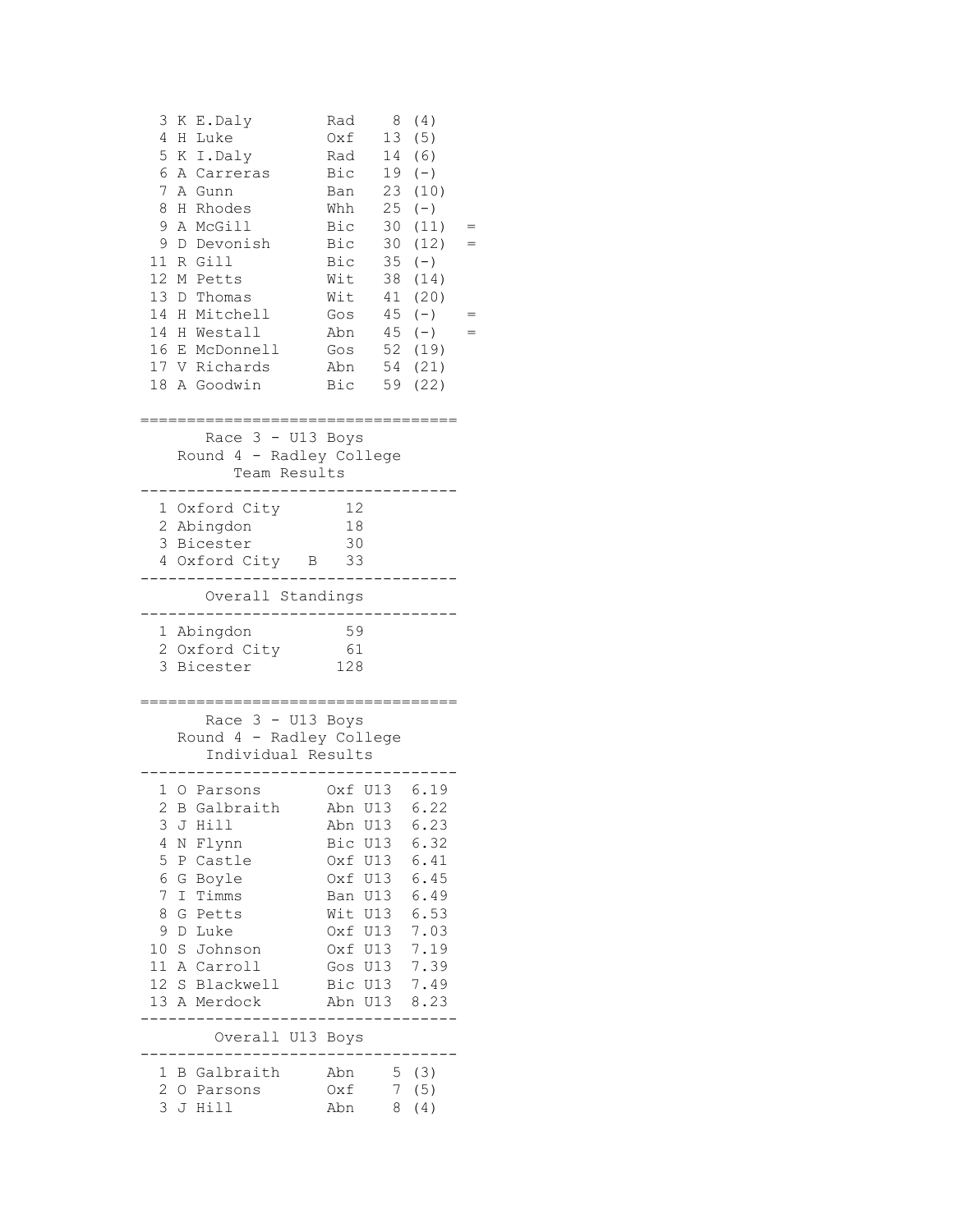|  |  |  |  |  |  |
|---|---|---|---|---|---|
| 3 | K E.Daly | Rad | 8 | (4) | |
| 4 | H Luke | Oxf | 13 | (5) | |
| 5 | K I.Daly | Rad | 14 | (6) | |
| 6 | A Carreras | Bic | 19 | (-) | |
| 7 | A Gunn | Ban | 23 | (10) | |
| 8 | H Rhodes | Whh | 25 | (-) | |
| 9 | A McGill | Bic | 30 | (11) | = |
| 9 | D Devonish | Bic | 30 | (12) | = |
| 11 | R Gill | Bic | 35 | (-) | |
| 12 | M Petts | Wit | 38 | (14) | |
| 13 | D Thomas | Wit | 41 | (20) | |
| 14 | H Mitchell | Gos | 45 | (-) | = |
| 14 | H Westall | Abn | 45 | (-) | = |
| 16 | E McDonnell | Gos | 52 | (19) | |
| 17 | V Richards | Abn | 54 | (21) | |
| 18 | A Goodwin | Bic | 59 | (22) | |

Race 3 - U13 Boys
Round 4 - Radley College
Team Results

|  |  |  |
|---|---|---|
| 1 | Oxford City | 12 |
| 2 | Abingdon | 18 |
| 3 | Bicester | 30 |
| 4 | Oxford City B | 33 |

Overall Standings

|  |  |  |
|---|---|---|
| 1 | Abingdon | 59 |
| 2 | Oxford City | 61 |
| 3 | Bicester | 128 |

Race 3 - U13 Boys
Round 4 - Radley College
Individual Results

|  |  |  |  |  |
|---|---|---|---|---|
| 1 | O Parsons | Oxf | U13 | 6.19 |
| 2 | B Galbraith | Abn | U13 | 6.22 |
| 3 | J Hill | Abn | U13 | 6.23 |
| 4 | N Flynn | Bic | U13 | 6.32 |
| 5 | P Castle | Oxf | U13 | 6.41 |
| 6 | G Boyle | Oxf | U13 | 6.45 |
| 7 | I Timms | Ban | U13 | 6.49 |
| 8 | G Petts | Wit | U13 | 6.53 |
| 9 | D Luke | Oxf | U13 | 7.03 |
| 10 | S Johnson | Oxf | U13 | 7.19 |
| 11 | A Carroll | Gos | U13 | 7.39 |
| 12 | S Blackwell | Bic | U13 | 7.49 |
| 13 | A Merdock | Abn | U13 | 8.23 |

Overall U13 Boys

|  |  |  |  |  |
|---|---|---|---|---|
| 1 | B Galbraith | Abn | 5 | (3) |
| 2 | O Parsons | Oxf | 7 | (5) |
| 3 | J Hill | Abn | 8 | (4) |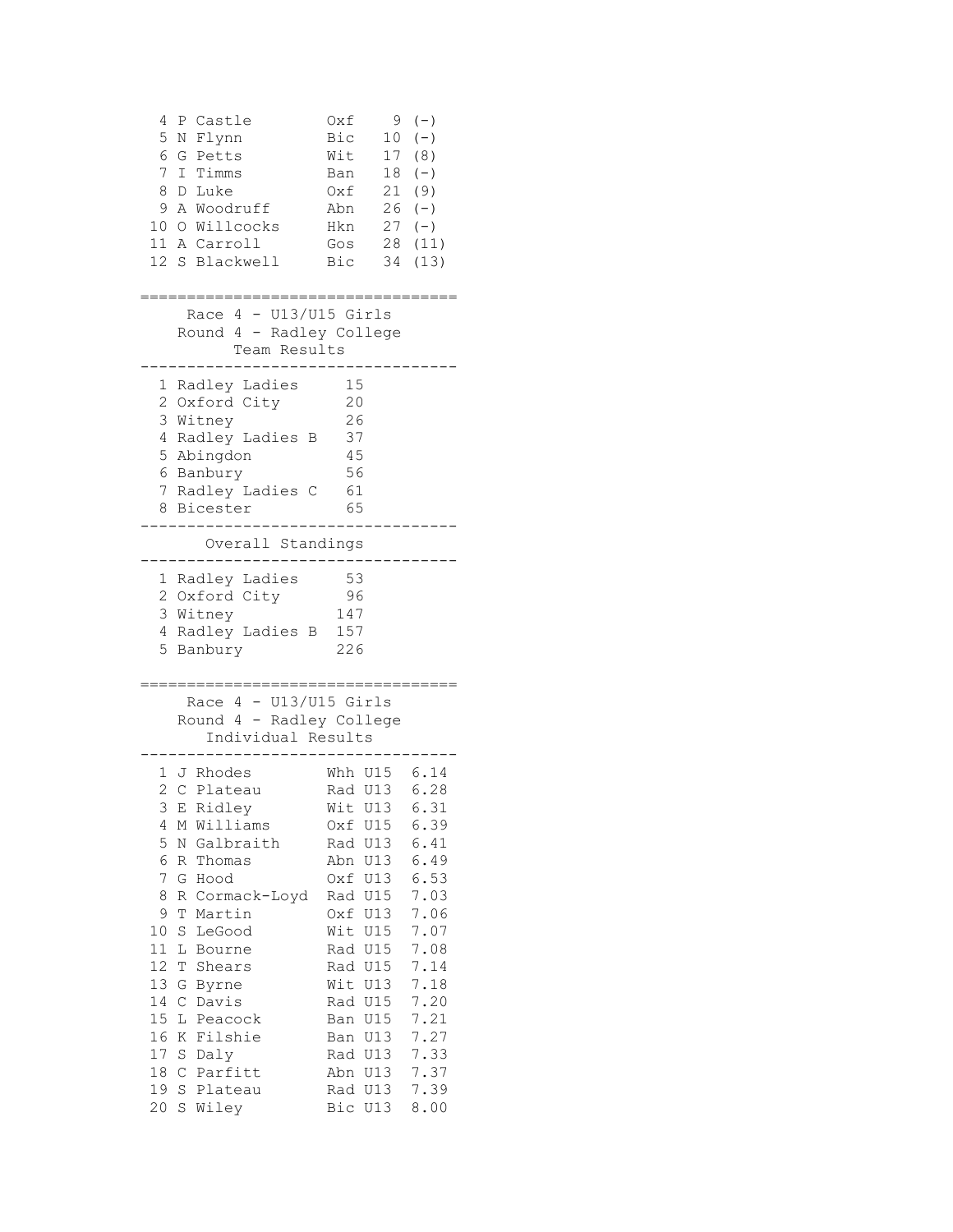| | | | | |
|---|---|---|---|---|
| 4 | P Castle | Oxf | 9 | (-) |
| 5 | N Flynn | Bic | 10 | (-) |
| 6 | G Petts | Wit | 17 | (8) |
| 7 | I Timms | Ban | 18 | (-) |
| 8 | D Luke | Oxf | 21 | (9) |
| 9 | A Woodruff | Abn | 26 | (-) |
| 10 | O Willcocks | Hkn | 27 | (-) |
| 11 | A Carroll | Gos | 28 | (11) |
| 12 | S Blackwell | Bic | 34 | (13) |

==================================

### Race 4 - U13/U15 Girls
### Round 4 - Radley College
### Team Results

| | | |
|---|---|---|
| 1 | Radley Ladies | 15 |
| 2 | Oxford City | 20 |
| 3 | Witney | 26 |
| 4 | Radley Ladies B | 37 |
| 5 | Abingdon | 45 |
| 6 | Banbury | 56 |
| 7 | Radley Ladies C | 61 |
| 8 | Bicester | 65 |

### Overall Standings

| | | |
|---|---|---|
| 1 | Radley Ladies | 53 |
| 2 | Oxford City | 96 |
| 3 | Witney | 147 |
| 4 | Radley Ladies B | 157 |
| 5 | Banbury | 226 |

==================================

### Race 4 - U13/U15 Girls
### Round 4 - Radley College
### Individual Results

| | | | | |
|---|---|---|---|---|
| 1 | J Rhodes | Whh | U15 | 6.14 |
| 2 | C Plateau | Rad | U13 | 6.28 |
| 3 | E Ridley | Wit | U13 | 6.31 |
| 4 | M Williams | Oxf | U15 | 6.39 |
| 5 | N Galbraith | Rad | U13 | 6.41 |
| 6 | R Thomas | Abn | U13 | 6.49 |
| 7 | G Hood | Oxf | U13 | 6.53 |
| 8 | R Cormack-Loyd | Rad | U15 | 7.03 |
| 9 | T Martin | Oxf | U13 | 7.06 |
| 10 | S LeGood | Wit | U15 | 7.07 |
| 11 | L Bourne | Rad | U15 | 7.08 |
| 12 | T Shears | Rad | U15 | 7.14 |
| 13 | G Byrne | Wit | U13 | 7.18 |
| 14 | C Davis | Rad | U15 | 7.20 |
| 15 | L Peacock | Ban | U15 | 7.21 |
| 16 | K Filshie | Ban | U13 | 7.27 |
| 17 | S Daly | Rad | U13 | 7.33 |
| 18 | C Parfitt | Abn | U13 | 7.37 |
| 19 | S Plateau | Rad | U13 | 7.39 |
| 20 | S Wiley | Bic | U13 | 8.00 |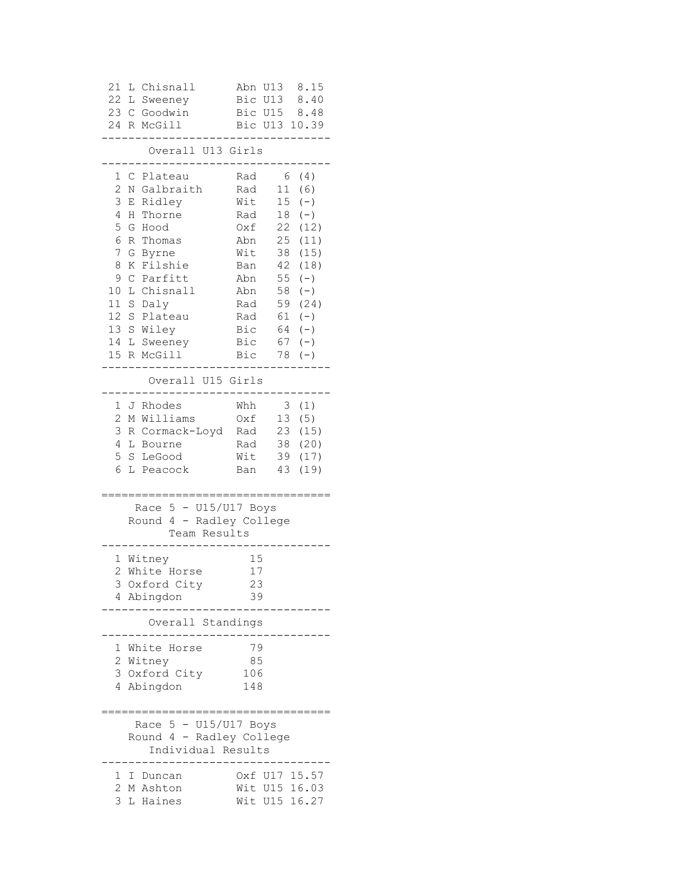| | | | | |
|---|---|---|---|---|
| 21 | L Chisnall | Abn | U13 | 8.15 |
| 22 | L Sweeney | Bic | U13 | 8.40 |
| 23 | C Goodwin | Bic | U15 | 8.48 |
| 24 | R McGill | Bic | U13 | 10.39 |

### Overall U13 Girls

| | | | | |
|---|---|---|---|---|
| 1 | C Plateau | Rad | 6 | (4) |
| 2 | N Galbraith | Rad | 11 | (6) |
| 3 | E Ridley | Wit | 15 | (-) |
| 4 | H Thorne | Rad | 18 | (-) |
| 5 | G Hood | Oxf | 22 | (12) |
| 6 | R Thomas | Abn | 25 | (11) |
| 7 | G Byrne | Wit | 38 | (15) |
| 8 | K Filshie | Ban | 42 | (18) |
| 9 | C Parfitt | Abn | 55 | (-) |
| 10 | L Chisnall | Abn | 58 | (-) |
| 11 | S Daly | Rad | 59 | (24) |
| 12 | S Plateau | Rad | 61 | (-) |
| 13 | S Wiley | Bic | 64 | (-) |
| 14 | L Sweeney | Bic | 67 | (-) |
| 15 | R McGill | Bic | 78 | (-) |

### Overall U15 Girls

| | | | | |
|---|---|---|---|---|
| 1 | J Rhodes | Whh | 3 | (1) |
| 2 | M Williams | Oxf | 13 | (5) |
| 3 | R Cormack-Loyd | Rad | 23 | (15) |
| 4 | L Bourne | Rad | 38 | (20) |
| 5 | S LeGood | Wit | 39 | (17) |
| 6 | L Peacock | Ban | 43 | (19) |

## Race 5 - U15/U17 Boys
### Round 4 - Radley College
### Team Results

| | | |
|---|---|---|
| 1 | Witney | 15 |
| 2 | White Horse | 17 |
| 3 | Oxford City | 23 |
| 4 | Abingdon | 39 |

### Overall Standings

| | | |
|---|---|---|
| 1 | White Horse | 79 |
| 2 | Witney | 85 |
| 3 | Oxford City | 106 |
| 4 | Abingdon | 148 |

## Race 5 - U15/U17 Boys
### Round 4 - Radley College
### Individual Results

| | | | | |
|---|---|---|---|---|
| 1 | I Duncan | Oxf | U17 | 15.57 |
| 2 | M Ashton | Wit | U15 | 16.03 |
| 3 | L Haines | Wit | U15 | 16.27 |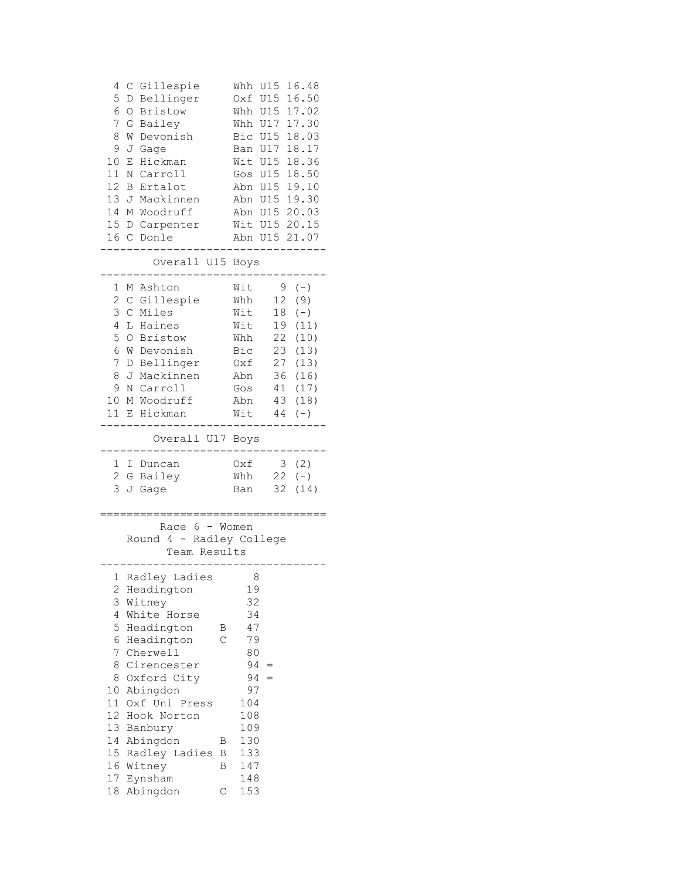| | | | | |
|---|---|---|---|---|
| 4 | C Gillespie | Whh | U15 | 16.48 |
| 5 | D Bellinger | Oxf | U15 | 16.50 |
| 6 | O Bristow | Whh | U15 | 17.02 |
| 7 | G Bailey | Whh | U17 | 17.30 |
| 8 | W Devonish | Bic | U15 | 18.03 |
| 9 | J Gage | Ban | U17 | 18.17 |
| 10 | E Hickman | Wit | U15 | 18.36 |
| 11 | N Carroll | Gos | U15 | 18.50 |
| 12 | B Ertalot | Abn | U15 | 19.10 |
| 13 | J Mackinnen | Abn | U15 | 19.30 |
| 14 | M Woodruff | Abn | U15 | 20.03 |
| 15 | D Carpenter | Wit | U15 | 20.15 |
| 16 | C Donle | Abn | U15 | 21.07 |

### Overall U15 Boys

| | | | | |
|---|---|---|---|---|
| 1 | M Ashton | Wit | 9 | (-) |
| 2 | C Gillespie | Whh | 12 | (9) |
| 3 | C Miles | Wit | 18 | (-) |
| 4 | L Haines | Wit | 19 | (11) |
| 5 | O Bristow | Whh | 22 | (10) |
| 6 | W Devonish | Bic | 23 | (13) |
| 7 | D Bellinger | Oxf | 27 | (13) |
| 8 | J Mackinnen | Abn | 36 | (16) |
| 9 | N Carroll | Gos | 41 | (17) |
| 10 | M Woodruff | Abn | 43 | (18) |
| 11 | E Hickman | Wit | 44 | (-) |

### Overall U17 Boys

| | | | | |
|---|---|---|---|---|
| 1 | I Duncan | Oxf | 3 | (2) |
| 2 | G Bailey | Whh | 22 | (-) |
| 3 | J Gage | Ban | 32 | (14) |

## Race 6 - Women
## Round 4 - Radley College
### Team Results

| | | | |
|---|---|---|---|
| 1 | Radley Ladies | | 8 |
| 2 | Headington | | 19 |
| 3 | Witney | | 32 |
| 4 | White Horse | | 34 |
| 5 | Headington | B | 47 |
| 6 | Headington | C | 79 |
| 7 | Cherwell | | 80 |
| 8 | Cirencester | | 94 = |
| 8 | Oxford City | | 94 = |
| 10 | Abingdon | | 97 |
| 11 | Oxf Uni Press | | 104 |
| 12 | Hook Norton | | 108 |
| 13 | Banbury | | 109 |
| 14 | Abingdon | B | 130 |
| 15 | Radley Ladies | B | 133 |
| 16 | Witney | B | 147 |
| 17 | Eynsham | | 148 |
| 18 | Abingdon | C | 153 |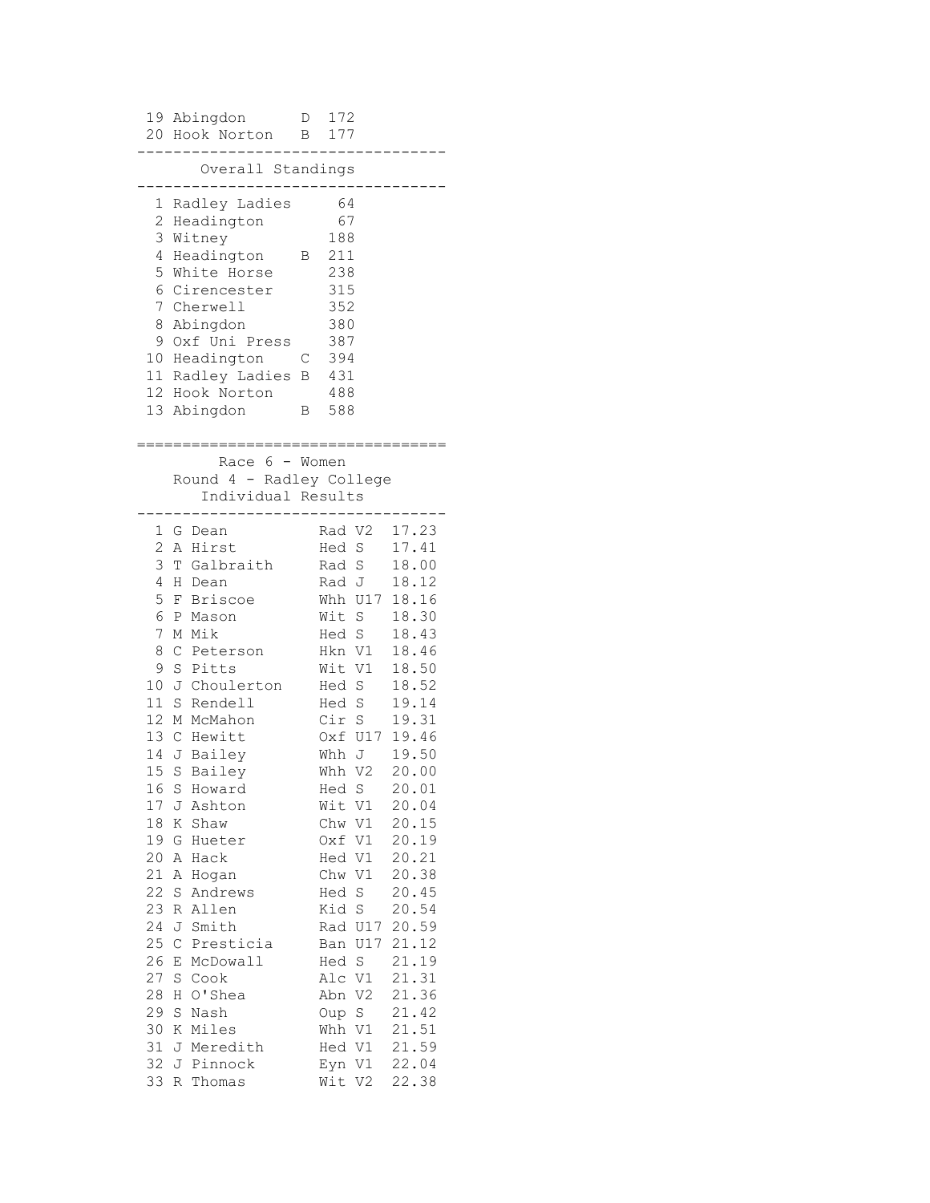| | | | |
|---|---|---|---|
| 19 | Abingdon | D | 172 |
| 20 | Hook Norton | B | 177 |

## Overall Standings

| | | | |
|---|---|---|---|
| 1 | Radley Ladies | | 64 |
| 2 | Headington | | 67 |
| 3 | Witney | | 188 |
| 4 | Headington | B | 211 |
| 5 | White Horse | | 238 |
| 6 | Cirencester | | 315 |
| 7 | Cherwell | | 352 |
| 8 | Abingdon | | 380 |
| 9 | Oxf Uni Press | | 387 |
| 10 | Headington | C | 394 |
| 11 | Radley Ladies | B | 431 |
| 12 | Hook Norton | | 488 |
| 13 | Abingdon | B | 588 |

## Race 6 - Women
### Round 4 - Radley College
### Individual Results

| | | | | |
|---|---|---|---|---|
| 1 | G Dean | Rad | V2 | 17.23 |
| 2 | A Hirst | Hed | S | 17.41 |
| 3 | T Galbraith | Rad | S | 18.00 |
| 4 | H Dean | Rad | J | 18.12 |
| 5 | F Briscoe | Whh | U17 | 18.16 |
| 6 | P Mason | Wit | S | 18.30 |
| 7 | M Mik | Hed | S | 18.43 |
| 8 | C Peterson | Hkn | V1 | 18.46 |
| 9 | S Pitts | Wit | V1 | 18.50 |
| 10 | J Choulerton | Hed | S | 18.52 |
| 11 | S Rendell | Hed | S | 19.14 |
| 12 | M McMahon | Cir | S | 19.31 |
| 13 | C Hewitt | Oxf | U17 | 19.46 |
| 14 | J Bailey | Whh | J | 19.50 |
| 15 | S Bailey | Whh | V2 | 20.00 |
| 16 | S Howard | Hed | S | 20.01 |
| 17 | J Ashton | Wit | V1 | 20.04 |
| 18 | K Shaw | Chw | V1 | 20.15 |
| 19 | G Hueter | Oxf | V1 | 20.19 |
| 20 | A Hack | Hed | V1 | 20.21 |
| 21 | A Hogan | Chw | V1 | 20.38 |
| 22 | S Andrews | Hed | S | 20.45 |
| 23 | R Allen | Kid | S | 20.54 |
| 24 | J Smith | Rad | U17 | 20.59 |
| 25 | C Presticia | Ban | U17 | 21.12 |
| 26 | E McDowall | Hed | S | 21.19 |
| 27 | S Cook | Alc | V1 | 21.31 |
| 28 | H O'Shea | Abn | V2 | 21.36 |
| 29 | S Nash | Oup | S | 21.42 |
| 30 | K Miles | Whh | V1 | 21.51 |
| 31 | J Meredith | Hed | V1 | 21.59 |
| 32 | J Pinnock | Eyn | V1 | 22.04 |
| 33 | R Thomas | Wit | V2 | 22.38 |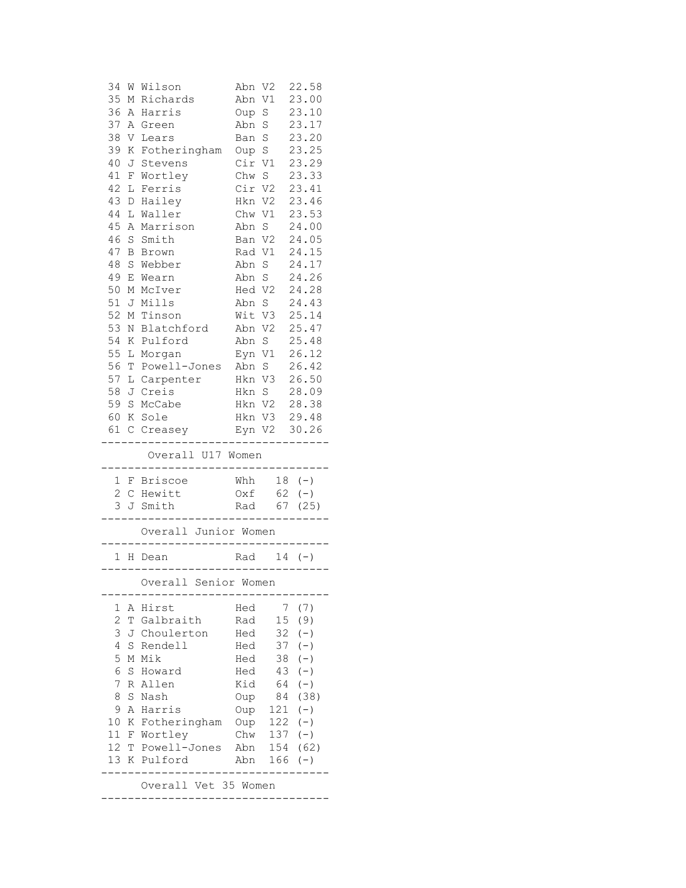| | | | | | |
|---|---|---|---|---|---|
| 34 | W | Wilson | Abn | V2 | 22.58 |
| 35 | M | Richards | Abn | V1 | 23.00 |
| 36 | A | Harris | Oup | S | 23.10 |
| 37 | A | Green | Abn | S | 23.17 |
| 38 | V | Lears | Ban | S | 23.20 |
| 39 | K | Fotheringham | Oup | S | 23.25 |
| 40 | J | Stevens | Cir | V1 | 23.29 |
| 41 | F | Wortley | Chw | S | 23.33 |
| 42 | L | Ferris | Cir | V2 | 23.41 |
| 43 | D | Hailey | Hkn | V2 | 23.46 |
| 44 | L | Waller | Chw | V1 | 23.53 |
| 45 | A | Marrison | Abn | S | 24.00 |
| 46 | S | Smith | Ban | V2 | 24.05 |
| 47 | B | Brown | Rad | V1 | 24.15 |
| 48 | S | Webber | Abn | S | 24.17 |
| 49 | E | Wearn | Abn | S | 24.26 |
| 50 | M | McIver | Hed | V2 | 24.28 |
| 51 | J | Mills | Abn | S | 24.43 |
| 52 | M | Tinson | Wit | V3 | 25.14 |
| 53 | N | Blatchford | Abn | V2 | 25.47 |
| 54 | K | Pulford | Abn | S | 25.48 |
| 55 | L | Morgan | Eyn | V1 | 26.12 |
| 56 | T | Powell-Jones | Abn | S | 26.42 |
| 57 | L | Carpenter | Hkn | V3 | 26.50 |
| 58 | J | Creis | Hkn | S | 28.09 |
| 59 | S | McCabe | Hkn | V2 | 28.38 |
| 60 | K | Sole | Hkn | V3 | 29.48 |
| 61 | C | Creasey | Eyn | V2 | 30.26 |

## Overall U17 Women

| | | | | | |
|---|---|---|---|---|---|
| 1 | F | Briscoe | Whh | 18 | (-) |
| 2 | C | Hewitt | Oxf | 62 | (-) |
| 3 | J | Smith | Rad | 67 | (25) |

## Overall Junior Women

| | | | | | |
|---|---|---|---|---|---|
| 1 | H | Dean | Rad | 14 | (-) |

## Overall Senior Women

| | | | | | |
|---|---|---|---|---|---|
| 1 | A | Hirst | Hed | 7 | (7) |
| 2 | T | Galbraith | Rad | 15 | (9) |
| 3 | J | Choulerton | Hed | 32 | (-) |
| 4 | S | Rendell | Hed | 37 | (-) |
| 5 | M | Mik | Hed | 38 | (-) |
| 6 | S | Howard | Hed | 43 | (-) |
| 7 | R | Allen | Kid | 64 | (-) |
| 8 | S | Nash | Oup | 84 | (38) |
| 9 | A | Harris | Oup | 121 | (-) |
| 10 | K | Fotheringham | Oup | 122 | (-) |
| 11 | F | Wortley | Chw | 137 | (-) |
| 12 | T | Powell-Jones | Abn | 154 | (62) |
| 13 | K | Pulford | Abn | 166 | (-) |

## Overall Vet 35 Women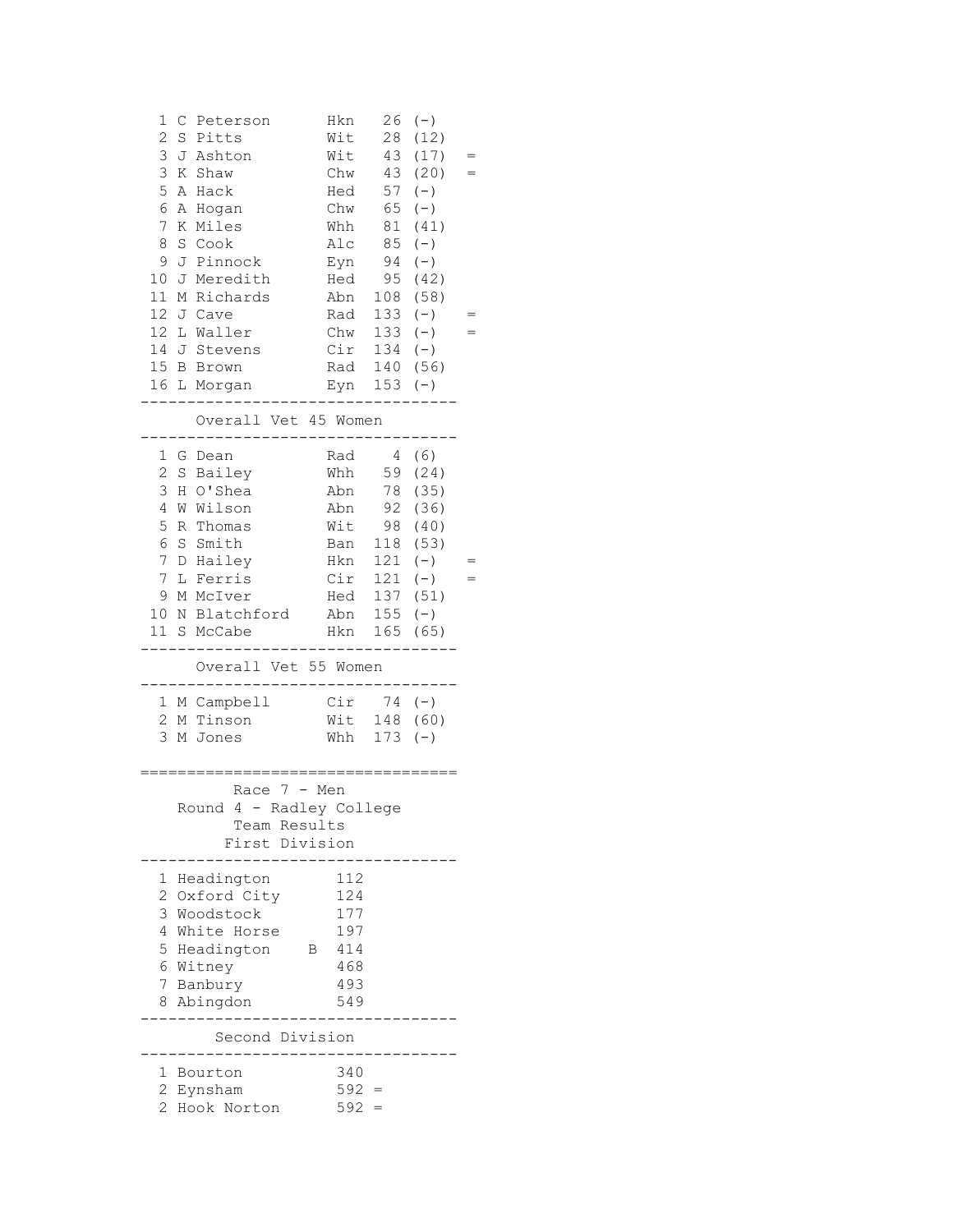| | | | | | |
|---|---|---|---|---|---|
| 1 | C Peterson | Hkn | 26 | (-) | |
| 2 | S Pitts | Wit | 28 | (12) | |
| 3 | J Ashton | Wit | 43 | (17) | = |
| 3 | K Shaw | Chw | 43 | (20) | = |
| 5 | A Hack | Hed | 57 | (-) | |
| 6 | A Hogan | Chw | 65 | (-) | |
| 7 | K Miles | Whh | 81 | (41) | |
| 8 | S Cook | Alc | 85 | (-) | |
| 9 | J Pinnock | Eyn | 94 | (-) | |
| 10 | J Meredith | Hed | 95 | (42) | |
| 11 | M Richards | Abn | 108 | (58) | |
| 12 | J Cave | Rad | 133 | (-) | = |
| 12 | L Waller | Chw | 133 | (-) | = |
| 14 | J Stevens | Cir | 134 | (-) | |
| 15 | B Brown | Rad | 140 | (56) | |
| 16 | L Morgan | Eyn | 153 | (-) | |

## Overall Vet 45 Women

| | | | | | |
|---|---|---|---|---|---|
| 1 | G Dean | Rad | 4 | (6) | |
| 2 | S Bailey | Whh | 59 | (24) | |
| 3 | H O'Shea | Abn | 78 | (35) | |
| 4 | W Wilson | Abn | 92 | (36) | |
| 5 | R Thomas | Wit | 98 | (40) | |
| 6 | S Smith | Ban | 118 | (53) | |
| 7 | D Hailey | Hkn | 121 | (-) | = |
| 7 | L Ferris | Cir | 121 | (-) | = |
| 9 | M McIver | Hed | 137 | (51) | |
| 10 | N Blatchford | Abn | 155 | (-) | |
| 11 | S McCabe | Hkn | 165 | (65) | |

## Overall Vet 55 Women

| | | | | |
|---|---|---|---|---|
| 1 | M Campbell | Cir | 74 | (-) |
| 2 | M Tinson | Wit | 148 | (60) |
| 3 | M Jones | Whh | 173 | (-) |

# Race 7 - Men

## Round 4 - Radley College

## Team Results

## First Division

| | | | |
|---|---|---|---|
| 1 | Headington | | 112 |
| 2 | Oxford City | | 124 |
| 3 | Woodstock | | 177 |
| 4 | White Horse | | 197 |
| 5 | Headington | B | 414 |
| 6 | Witney | | 468 |
| 7 | Banbury | | 493 |
| 8 | Abingdon | | 549 |

## Second Division

| | | | |
|---|---|---|---|
| 1 | Bourton | 340 | |
| 2 | Eynsham | 592 | = |
| 2 | Hook Norton | 592 | = |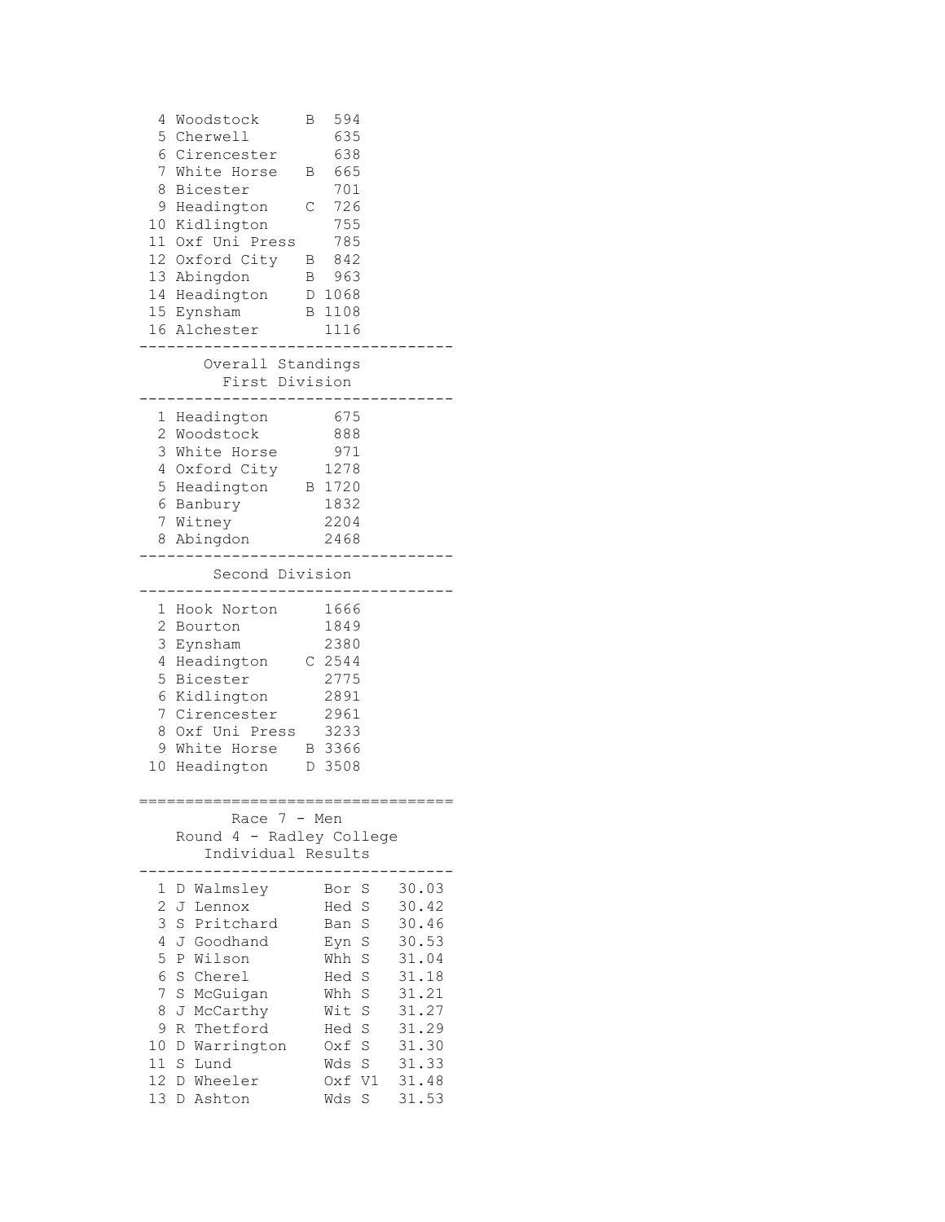| Pos | Team | | Points |
|---|---|---|---|
| 4 | Woodstock | B | 594 |
| 5 | Cherwell | | 635 |
| 6 | Cirencester | | 638 |
| 7 | White Horse | B | 665 |
| 8 | Bicester | | 701 |
| 9 | Headington | C | 726 |
| 10 | Kidlington | | 755 |
| 11 | Oxf Uni Press | | 785 |
| 12 | Oxford City | B | 842 |
| 13 | Abingdon | B | 963 |
| 14 | Headington | D | 1068 |
| 15 | Eynsham | B | 1108 |
| 16 | Alchester | | 1116 |

## Overall Standings

### First Division

| Pos | Team | | Points |
|---|---|---|---|
| 1 | Headington | | 675 |
| 2 | Woodstock | | 888 |
| 3 | White Horse | | 971 |
| 4 | Oxford City | | 1278 |
| 5 | Headington | B | 1720 |
| 6 | Banbury | | 1832 |
| 7 | Witney | | 2204 |
| 8 | Abingdon | | 2468 |

### Second Division

| Pos | Team | | Points |
|---|---|---|---|
| 1 | Hook Norton | | 1666 |
| 2 | Bourton | | 1849 |
| 3 | Eynsham | | 2380 |
| 4 | Headington | C | 2544 |
| 5 | Bicester | | 2775 |
| 6 | Kidlington | | 2891 |
| 7 | Cirencester | | 2961 |
| 8 | Oxf Uni Press | | 3233 |
| 9 | White Horse | B | 3366 |
| 10 | Headington | D | 3508 |

## Race 7 - Men

### Round 4 - Radley College

### Individual Results

| Pos | Name | Club | Cat | Time |
|---|---|---|---|---|
| 1 | D Walmsley | Bor | S | 30.03 |
| 2 | J Lennox | Hed | S | 30.42 |
| 3 | S Pritchard | Ban | S | 30.46 |
| 4 | J Goodhand | Eyn | S | 30.53 |
| 5 | P Wilson | Whh | S | 31.04 |
| 6 | S Cherel | Hed | S | 31.18 |
| 7 | S McGuigan | Whh | S | 31.21 |
| 8 | J McCarthy | Wit | S | 31.27 |
| 9 | R Thetford | Hed | S | 31.29 |
| 10 | D Warrington | Oxf | S | 31.30 |
| 11 | S Lund | Wds | S | 31.33 |
| 12 | D Wheeler | Oxf | V1 | 31.48 |
| 13 | D Ashton | Wds | S | 31.53 |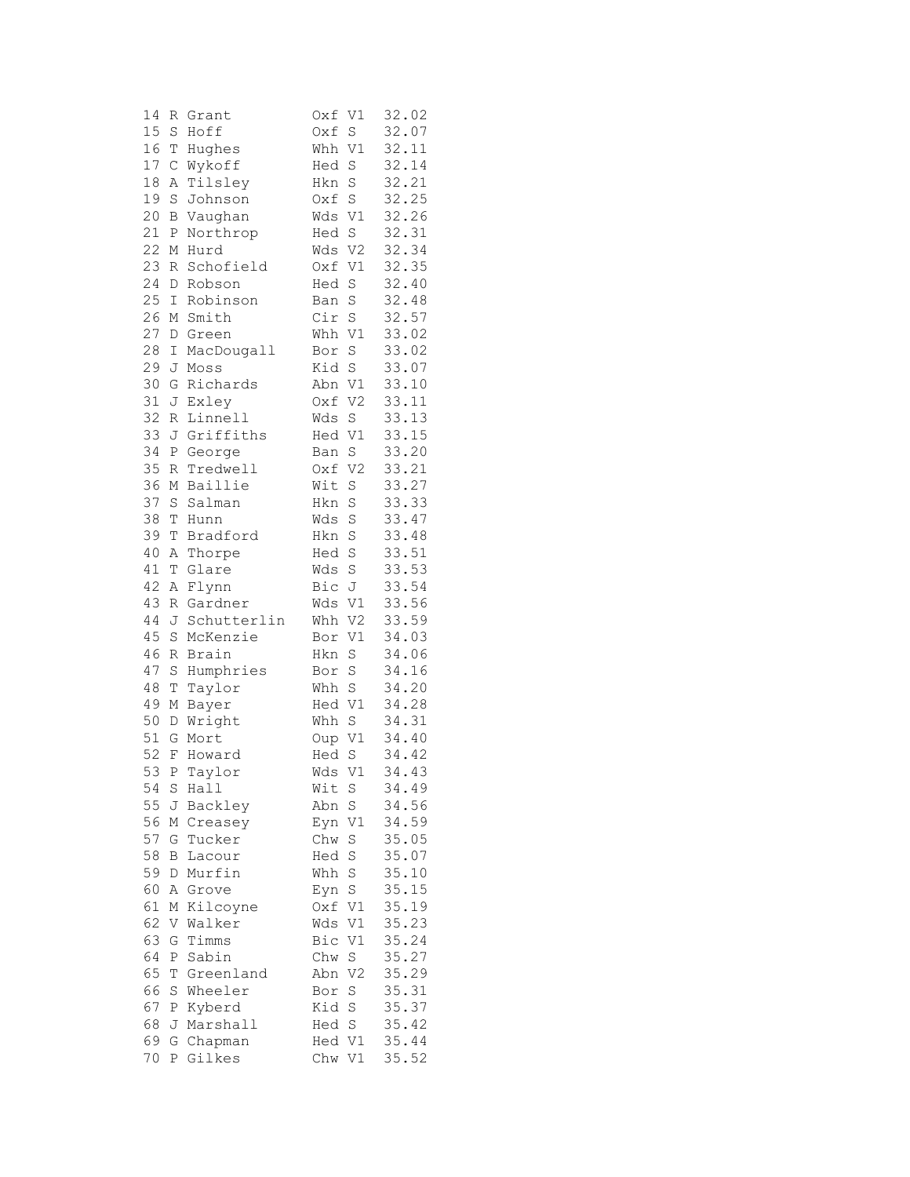| | | | | | |
|---|---|---|---|---|---|
| 14 | R | Grant | Oxf | V1 | 32.02 |
| 15 | S | Hoff | Oxf | S | 32.07 |
| 16 | T | Hughes | Whh | V1 | 32.11 |
| 17 | C | Wykoff | Hed | S | 32.14 |
| 18 | A | Tilsley | Hkn | S | 32.21 |
| 19 | S | Johnson | Oxf | S | 32.25 |
| 20 | B | Vaughan | Wds | V1 | 32.26 |
| 21 | P | Northrop | Hed | S | 32.31 |
| 22 | M | Hurd | Wds | V2 | 32.34 |
| 23 | R | Schofield | Oxf | V1 | 32.35 |
| 24 | D | Robson | Hed | S | 32.40 |
| 25 | I | Robinson | Ban | S | 32.48 |
| 26 | M | Smith | Cir | S | 32.57 |
| 27 | D | Green | Whh | V1 | 33.02 |
| 28 | I | MacDougall | Bor | S | 33.02 |
| 29 | J | Moss | Kid | S | 33.07 |
| 30 | G | Richards | Abn | V1 | 33.10 |
| 31 | J | Exley | Oxf | V2 | 33.11 |
| 32 | R | Linnell | Wds | S | 33.13 |
| 33 | J | Griffiths | Hed | V1 | 33.15 |
| 34 | P | George | Ban | S | 33.20 |
| 35 | R | Tredwell | Oxf | V2 | 33.21 |
| 36 | M | Baillie | Wit | S | 33.27 |
| 37 | S | Salman | Hkn | S | 33.33 |
| 38 | T | Hunn | Wds | S | 33.47 |
| 39 | T | Bradford | Hkn | S | 33.48 |
| 40 | A | Thorpe | Hed | S | 33.51 |
| 41 | T | Glare | Wds | S | 33.53 |
| 42 | A | Flynn | Bic | J | 33.54 |
| 43 | R | Gardner | Wds | V1 | 33.56 |
| 44 | J | Schutterlin | Whh | V2 | 33.59 |
| 45 | S | McKenzie | Bor | V1 | 34.03 |
| 46 | R | Brain | Hkn | S | 34.06 |
| 47 | S | Humphries | Bor | S | 34.16 |
| 48 | T | Taylor | Whh | S | 34.20 |
| 49 | M | Bayer | Hed | V1 | 34.28 |
| 50 | D | Wright | Whh | S | 34.31 |
| 51 | G | Mort | Oup | V1 | 34.40 |
| 52 | F | Howard | Hed | S | 34.42 |
| 53 | P | Taylor | Wds | V1 | 34.43 |
| 54 | S | Hall | Wit | S | 34.49 |
| 55 | J | Backley | Abn | S | 34.56 |
| 56 | M | Creasey | Eyn | V1 | 34.59 |
| 57 | G | Tucker | Chw | S | 35.05 |
| 58 | B | Lacour | Hed | S | 35.07 |
| 59 | D | Murfin | Whh | S | 35.10 |
| 60 | A | Grove | Eyn | S | 35.15 |
| 61 | M | Kilcoyne | Oxf | V1 | 35.19 |
| 62 | V | Walker | Wds | V1 | 35.23 |
| 63 | G | Timms | Bic | V1 | 35.24 |
| 64 | P | Sabin | Chw | S | 35.27 |
| 65 | T | Greenland | Abn | V2 | 35.29 |
| 66 | S | Wheeler | Bor | S | 35.31 |
| 67 | P | Kyberd | Kid | S | 35.37 |
| 68 | J | Marshall | Hed | S | 35.42 |
| 69 | G | Chapman | Hed | V1 | 35.44 |
| 70 | P | Gilkes | Chw | V1 | 35.52 |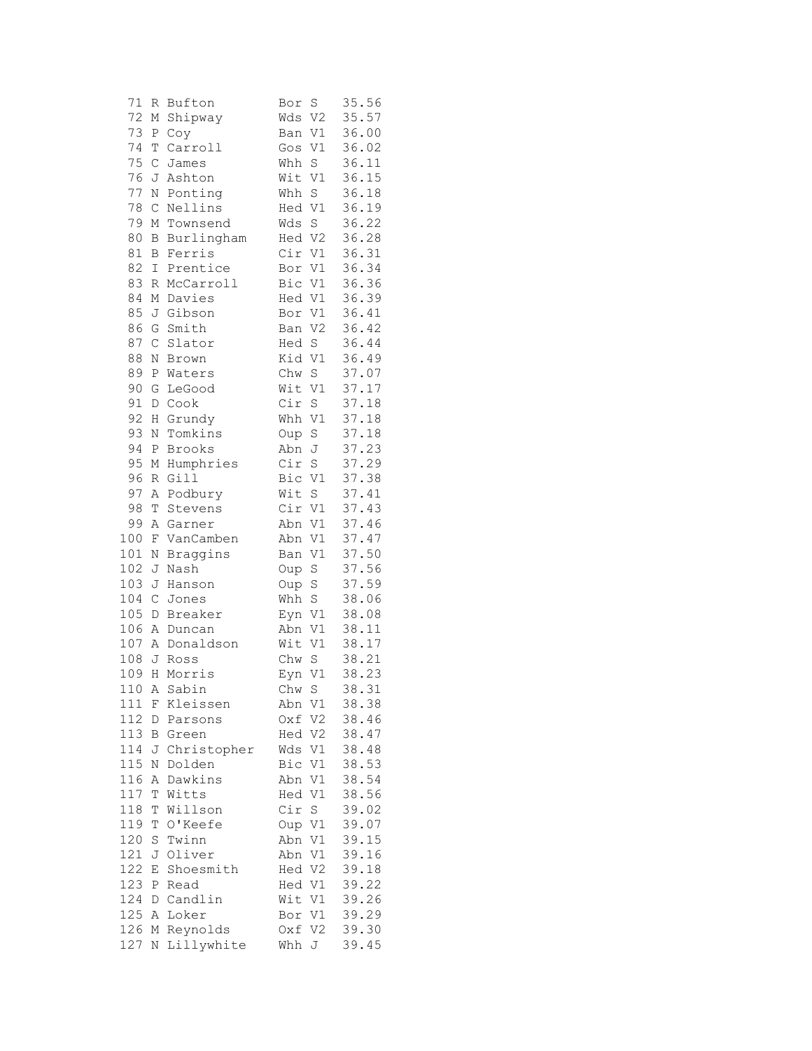| | | | | | |
|---|---|---|---|---|---|
| 71 | R | Bufton | Bor | S | 35.56 |
| 72 | M | Shipway | Wds | V2 | 35.57 |
| 73 | P | Coy | Ban | V1 | 36.00 |
| 74 | T | Carroll | Gos | V1 | 36.02 |
| 75 | C | James | Whh | S | 36.11 |
| 76 | J | Ashton | Wit | V1 | 36.15 |
| 77 | N | Ponting | Whh | S | 36.18 |
| 78 | C | Nellins | Hed | V1 | 36.19 |
| 79 | M | Townsend | Wds | S | 36.22 |
| 80 | B | Burlingham | Hed | V2 | 36.28 |
| 81 | B | Ferris | Cir | V1 | 36.31 |
| 82 | I | Prentice | Bor | V1 | 36.34 |
| 83 | R | McCarroll | Bic | V1 | 36.36 |
| 84 | M | Davies | Hed | V1 | 36.39 |
| 85 | J | Gibson | Bor | V1 | 36.41 |
| 86 | G | Smith | Ban | V2 | 36.42 |
| 87 | C | Slator | Hed | S | 36.44 |
| 88 | N | Brown | Kid | V1 | 36.49 |
| 89 | P | Waters | Chw | S | 37.07 |
| 90 | G | LeGood | Wit | V1 | 37.17 |
| 91 | D | Cook | Cir | S | 37.18 |
| 92 | H | Grundy | Whh | V1 | 37.18 |
| 93 | N | Tomkins | Oup | S | 37.18 |
| 94 | P | Brooks | Abn | J | 37.23 |
| 95 | M | Humphries | Cir | S | 37.29 |
| 96 | R | Gill | Bic | V1 | 37.38 |
| 97 | A | Podbury | Wit | S | 37.41 |
| 98 | T | Stevens | Cir | V1 | 37.43 |
| 99 | A | Garner | Abn | V1 | 37.46 |
| 100 | F | VanCamben | Abn | V1 | 37.47 |
| 101 | N | Braggins | Ban | V1 | 37.50 |
| 102 | J | Nash | Oup | S | 37.56 |
| 103 | J | Hanson | Oup | S | 37.59 |
| 104 | C | Jones | Whh | S | 38.06 |
| 105 | D | Breaker | Eyn | V1 | 38.08 |
| 106 | A | Duncan | Abn | V1 | 38.11 |
| 107 | A | Donaldson | Wit | V1 | 38.17 |
| 108 | J | Ross | Chw | S | 38.21 |
| 109 | H | Morris | Eyn | V1 | 38.23 |
| 110 | A | Sabin | Chw | S | 38.31 |
| 111 | F | Kleissen | Abn | V1 | 38.38 |
| 112 | D | Parsons | Oxf | V2 | 38.46 |
| 113 | B | Green | Hed | V2 | 38.47 |
| 114 | J | Christopher | Wds | V1 | 38.48 |
| 115 | N | Dolden | Bic | V1 | 38.53 |
| 116 | A | Dawkins | Abn | V1 | 38.54 |
| 117 | T | Witts | Hed | V1 | 38.56 |
| 118 | T | Willson | Cir | S | 39.02 |
| 119 | T | O'Keefe | Oup | V1 | 39.07 |
| 120 | S | Twinn | Abn | V1 | 39.15 |
| 121 | J | Oliver | Abn | V1 | 39.16 |
| 122 | E | Shoesmith | Hed | V2 | 39.18 |
| 123 | P | Read | Hed | V1 | 39.22 |
| 124 | D | Candlin | Wit | V1 | 39.26 |
| 125 | A | Loker | Bor | V1 | 39.29 |
| 126 | M | Reynolds | Oxf | V2 | 39.30 |
| 127 | N | Lillywhite | Whh | J | 39.45 |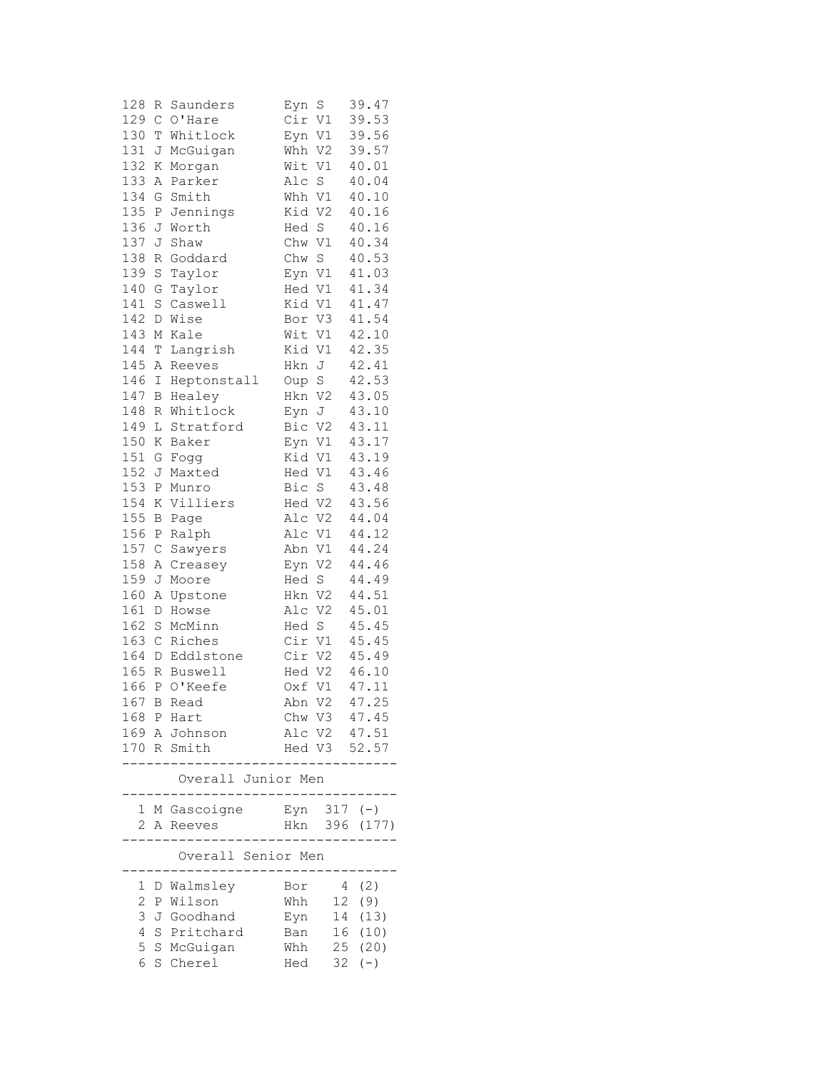| | | | | | |
|---|---|---|---|---|---|
| 128 | R Saunders | Eyn | S | 39.47 |
| 129 | C O'Hare | Cir | V1 | 39.53 |
| 130 | T Whitlock | Eyn | V1 | 39.56 |
| 131 | J McGuigan | Whh | V2 | 39.57 |
| 132 | K Morgan | Wit | V1 | 40.01 |
| 133 | A Parker | Alc | S | 40.04 |
| 134 | G Smith | Whh | V1 | 40.10 |
| 135 | P Jennings | Kid | V2 | 40.16 |
| 136 | J Worth | Hed | S | 40.16 |
| 137 | J Shaw | Chw | V1 | 40.34 |
| 138 | R Goddard | Chw | S | 40.53 |
| 139 | S Taylor | Eyn | V1 | 41.03 |
| 140 | G Taylor | Hed | V1 | 41.34 |
| 141 | S Caswell | Kid | V1 | 41.47 |
| 142 | D Wise | Bor | V3 | 41.54 |
| 143 | M Kale | Wit | V1 | 42.10 |
| 144 | T Langrish | Kid | V1 | 42.35 |
| 145 | A Reeves | Hkn | J | 42.41 |
| 146 | I Heptonstall | Oup | S | 42.53 |
| 147 | B Healey | Hkn | V2 | 43.05 |
| 148 | R Whitlock | Eyn | J | 43.10 |
| 149 | L Stratford | Bic | V2 | 43.11 |
| 150 | K Baker | Eyn | V1 | 43.17 |
| 151 | G Fogg | Kid | V1 | 43.19 |
| 152 | J Maxted | Hed | V1 | 43.46 |
| 153 | P Munro | Bic | S | 43.48 |
| 154 | K Villiers | Hed | V2 | 43.56 |
| 155 | B Page | Alc | V2 | 44.04 |
| 156 | P Ralph | Alc | V1 | 44.12 |
| 157 | C Sawyers | Abn | V1 | 44.24 |
| 158 | A Creasey | Eyn | V2 | 44.46 |
| 159 | J Moore | Hed | S | 44.49 |
| 160 | A Upstone | Hkn | V2 | 44.51 |
| 161 | D Howse | Alc | V2 | 45.01 |
| 162 | S McMinn | Hed | S | 45.45 |
| 163 | C Riches | Cir | V1 | 45.45 |
| 164 | D Eddlstone | Cir | V2 | 45.49 |
| 165 | R Buswell | Hed | V2 | 46.10 |
| 166 | P O'Keefe | Oxf | V1 | 47.11 |
| 167 | B Read | Abn | V2 | 47.25 |
| 168 | P Hart | Chw | V3 | 47.45 |
| 169 | A Johnson | Alc | V2 | 47.51 |
| 170 | R Smith | Hed | V3 | 52.57 |

## Overall Junior Men

| | | | | |
|---|---|---|---|---|
| 1 | M Gascoigne | Eyn | 317 | (-) |
| 2 | A Reeves | Hkn | 396 | (177) |

## Overall Senior Men

| | | | | |
|---|---|---|---|---|
| 1 | D Walmsley | Bor | 4 | (2) |
| 2 | P Wilson | Whh | 12 | (9) |
| 3 | J Goodhand | Eyn | 14 | (13) |
| 4 | S Pritchard | Ban | 16 | (10) |
| 5 | S McGuigan | Whh | 25 | (20) |
| 6 | S Cherel | Hed | 32 | (-) |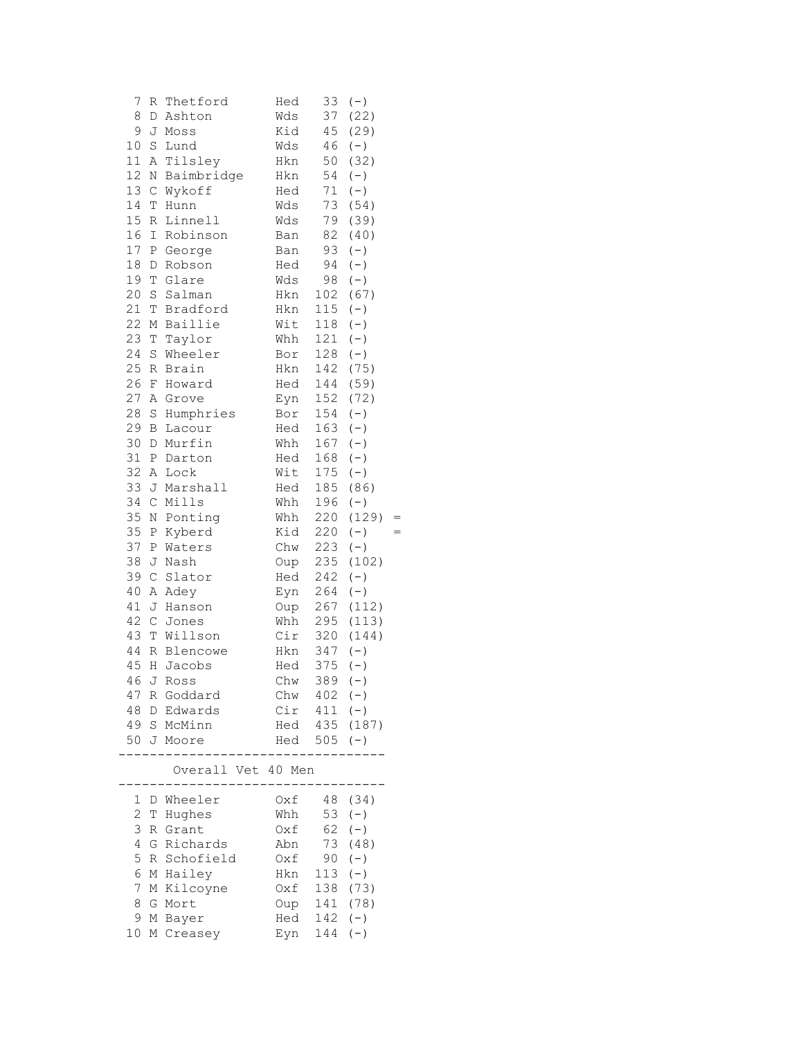| | | | | | | |
|---|---|---|---|---|---|---|
| 7 | R | Thetford | Hed | 33 | (-) | |
| 8 | D | Ashton | Wds | 37 | (22) | |
| 9 | J | Moss | Kid | 45 | (29) | |
| 10 | S | Lund | Wds | 46 | (-) | |
| 11 | A | Tilsley | Hkn | 50 | (32) | |
| 12 | N | Baimbridge | Hkn | 54 | (-) | |
| 13 | C | Wykoff | Hed | 71 | (-) | |
| 14 | T | Hunn | Wds | 73 | (54) | |
| 15 | R | Linnell | Wds | 79 | (39) | |
| 16 | I | Robinson | Ban | 82 | (40) | |
| 17 | P | George | Ban | 93 | (-) | |
| 18 | D | Robson | Hed | 94 | (-) | |
| 19 | T | Glare | Wds | 98 | (-) | |
| 20 | S | Salman | Hkn | 102 | (67) | |
| 21 | T | Bradford | Hkn | 115 | (-) | |
| 22 | M | Baillie | Wit | 118 | (-) | |
| 23 | T | Taylor | Whh | 121 | (-) | |
| 24 | S | Wheeler | Bor | 128 | (-) | |
| 25 | R | Brain | Hkn | 142 | (75) | |
| 26 | F | Howard | Hed | 144 | (59) | |
| 27 | A | Grove | Eyn | 152 | (72) | |
| 28 | S | Humphries | Bor | 154 | (-) | |
| 29 | B | Lacour | Hed | 163 | (-) | |
| 30 | D | Murfin | Whh | 167 | (-) | |
| 31 | P | Darton | Hed | 168 | (-) | |
| 32 | A | Lock | Wit | 175 | (-) | |
| 33 | J | Marshall | Hed | 185 | (86) | |
| 34 | C | Mills | Whh | 196 | (-) | |
| 35 | N | Ponting | Whh | 220 | (129) | = |
| 35 | P | Kyberd | Kid | 220 | (-) | = |
| 37 | P | Waters | Chw | 223 | (-) | |
| 38 | J | Nash | Oup | 235 | (102) | |
| 39 | C | Slator | Hed | 242 | (-) | |
| 40 | A | Adey | Eyn | 264 | (-) | |
| 41 | J | Hanson | Oup | 267 | (112) | |
| 42 | C | Jones | Whh | 295 | (113) | |
| 43 | T | Willson | Cir | 320 | (144) | |
| 44 | R | Blencowe | Hkn | 347 | (-) | |
| 45 | H | Jacobs | Hed | 375 | (-) | |
| 46 | J | Ross | Chw | 389 | (-) | |
| 47 | R | Goddard | Chw | 402 | (-) | |
| 48 | D | Edwards | Cir | 411 | (-) | |
| 49 | S | McMinn | Hed | 435 | (187) | |
| 50 | J | Moore | Hed | 505 | (-) | |

## Overall Vet 40 Men

| | | | | | |
|---|---|---|---|---|---|
| 1 | D | Wheeler | Oxf | 48 | (34) |
| 2 | T | Hughes | Whh | 53 | (-) |
| 3 | R | Grant | Oxf | 62 | (-) |
| 4 | G | Richards | Abn | 73 | (48) |
| 5 | R | Schofield | Oxf | 90 | (-) |
| 6 | M | Hailey | Hkn | 113 | (-) |
| 7 | M | Kilcoyne | Oxf | 138 | (73) |
| 8 | G | Mort | Oup | 141 | (78) |
| 9 | M | Bayer | Hed | 142 | (-) |
| 10 | M | Creasey | Eyn | 144 | (-) |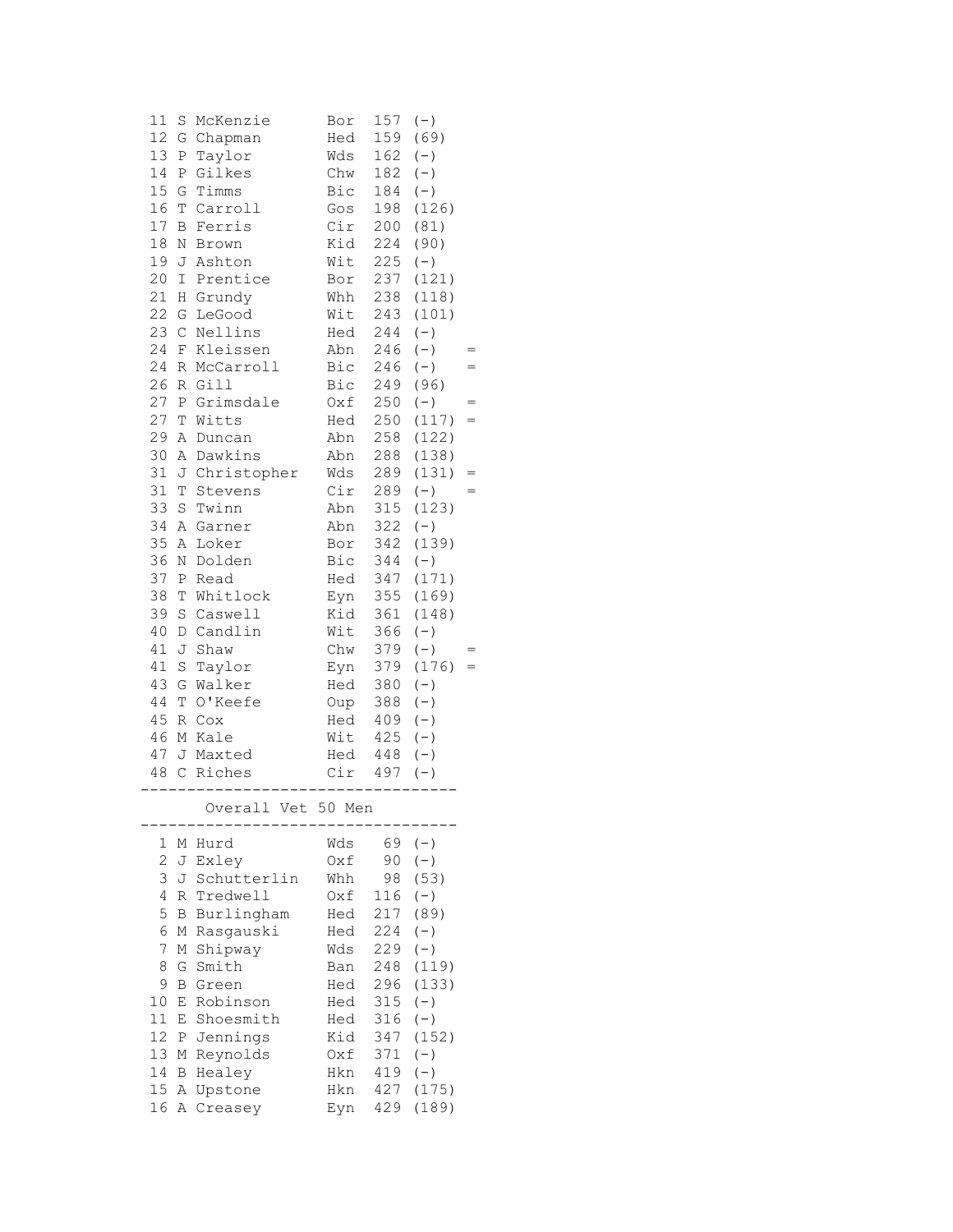| | | | | | | |
|---|---|---|---|---|---|---|
| 11 | S | McKenzie | Bor | 157 | (-) | |
| 12 | G | Chapman | Hed | 159 | (69) | |
| 13 | P | Taylor | Wds | 162 | (-) | |
| 14 | P | Gilkes | Chw | 182 | (-) | |
| 15 | G | Timms | Bic | 184 | (-) | |
| 16 | T | Carroll | Gos | 198 | (126) | |
| 17 | B | Ferris | Cir | 200 | (81) | |
| 18 | N | Brown | Kid | 224 | (90) | |
| 19 | J | Ashton | Wit | 225 | (-) | |
| 20 | I | Prentice | Bor | 237 | (121) | |
| 21 | H | Grundy | Whh | 238 | (118) | |
| 22 | G | LeGood | Wit | 243 | (101) | |
| 23 | C | Nellins | Hed | 244 | (-) | |
| 24 | F | Kleissen | Abn | 246 | (-) | = |
| 24 | R | McCarroll | Bic | 246 | (-) | = |
| 26 | R | Gill | Bic | 249 | (96) | |
| 27 | P | Grimsdale | Oxf | 250 | (-) | = |
| 27 | T | Witts | Hed | 250 | (117) | = |
| 29 | A | Duncan | Abn | 258 | (122) | |
| 30 | A | Dawkins | Abn | 288 | (138) | |
| 31 | J | Christopher | Wds | 289 | (131) | = |
| 31 | T | Stevens | Cir | 289 | (-) | = |
| 33 | S | Twinn | Abn | 315 | (123) | |
| 34 | A | Garner | Abn | 322 | (-) | |
| 35 | A | Loker | Bor | 342 | (139) | |
| 36 | N | Dolden | Bic | 344 | (-) | |
| 37 | P | Read | Hed | 347 | (171) | |
| 38 | T | Whitlock | Eyn | 355 | (169) | |
| 39 | S | Caswell | Kid | 361 | (148) | |
| 40 | D | Candlin | Wit | 366 | (-) | |
| 41 | J | Shaw | Chw | 379 | (-) | = |
| 41 | S | Taylor | Eyn | 379 | (176) | = |
| 43 | G | Walker | Hed | 380 | (-) | |
| 44 | T | O'Keefe | Oup | 388 | (-) | |
| 45 | R | Cox | Hed | 409 | (-) | |
| 46 | M | Kale | Wit | 425 | (-) | |
| 47 | J | Maxted | Hed | 448 | (-) | |
| 48 | C | Riches | Cir | 497 | (-) | |

## Overall Vet 50 Men

| | | | | | |
|---|---|---|---|---|---|
| 1 | M | Hurd | Wds | 69 | (-) |
| 2 | J | Exley | Oxf | 90 | (-) |
| 3 | J | Schutterlin | Whh | 98 | (53) |
| 4 | R | Tredwell | Oxf | 116 | (-) |
| 5 | B | Burlingham | Hed | 217 | (89) |
| 6 | M | Rasgauski | Hed | 224 | (-) |
| 7 | M | Shipway | Wds | 229 | (-) |
| 8 | G | Smith | Ban | 248 | (119) |
| 9 | B | Green | Hed | 296 | (133) |
| 10 | E | Robinson | Hed | 315 | (-) |
| 11 | E | Shoesmith | Hed | 316 | (-) |
| 12 | P | Jennings | Kid | 347 | (152) |
| 13 | M | Reynolds | Oxf | 371 | (-) |
| 14 | B | Healey | Hkn | 419 | (-) |
| 15 | A | Upstone | Hkn | 427 | (175) |
| 16 | A | Creasey | Eyn | 429 | (189) |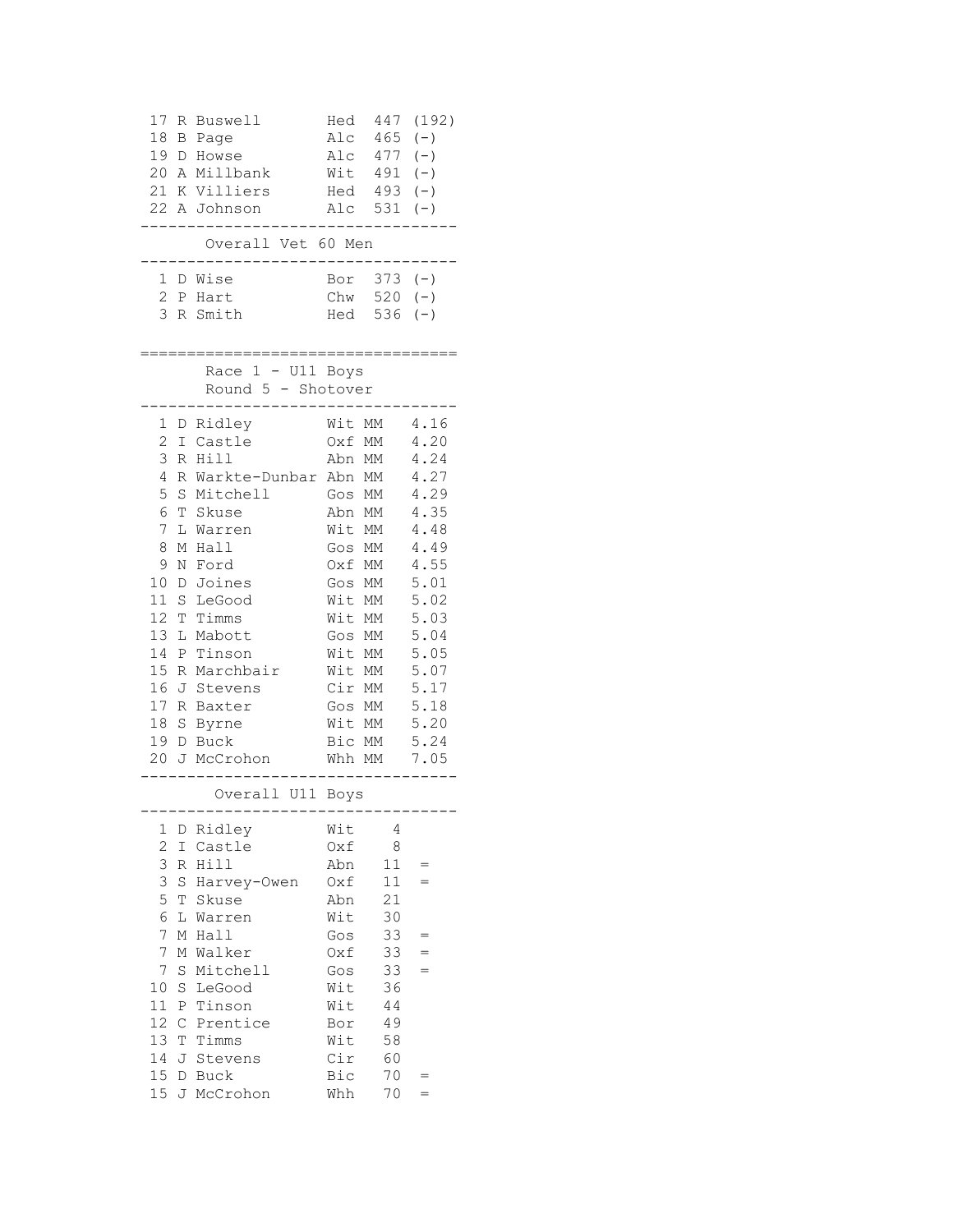| | | | | |
|---|---|---|---|---|
| 17 | R Buswell | Hed | 447 | (192) |
| 18 | B Page | Alc | 465 | (-) |
| 19 | D Howse | Alc | 477 | (-) |
| 20 | A Millbank | Wit | 491 | (-) |
| 21 | K Villiers | Hed | 493 | (-) |
| 22 | A Johnson | Alc | 531 | (-) |

## Overall Vet 60 Men

| | | | | |
|---|---|---|---|---|
| 1 | D Wise | Bor | 373 | (-) |
| 2 | P Hart | Chw | 520 | (-) |
| 3 | R Smith | Hed | 536 | (-) |

## Race 1 - U11 Boys
## Round 5 - Shotover

| | | | | |
|---|---|---|---|---|
| 1 | D Ridley | Wit | MM | 4.16 |
| 2 | I Castle | Oxf | MM | 4.20 |
| 3 | R Hill | Abn | MM | 4.24 |
| 4 | R Warkte-Dunbar | Abn | MM | 4.27 |
| 5 | S Mitchell | Gos | MM | 4.29 |
| 6 | T Skuse | Abn | MM | 4.35 |
| 7 | L Warren | Wit | MM | 4.48 |
| 8 | M Hall | Gos | MM | 4.49 |
| 9 | N Ford | Oxf | MM | 4.55 |
| 10 | D Joines | Gos | MM | 5.01 |
| 11 | S LeGood | Wit | MM | 5.02 |
| 12 | T Timms | Wit | MM | 5.03 |
| 13 | L Mabott | Gos | MM | 5.04 |
| 14 | P Tinson | Wit | MM | 5.05 |
| 15 | R Marchbair | Wit | MM | 5.07 |
| 16 | J Stevens | Cir | MM | 5.17 |
| 17 | R Baxter | Gos | MM | 5.18 |
| 18 | S Byrne | Wit | MM | 5.20 |
| 19 | D Buck | Bic | MM | 5.24 |
| 20 | J McCrohon | Whh | MM | 7.05 |

## Overall U11 Boys

| | | | | |
|---|---|---|---|---|
| 1 | D Ridley | Wit | 4 | |
| 2 | I Castle | Oxf | 8 | |
| 3 | R Hill | Abn | 11 | = |
| 3 | S Harvey-Owen | Oxf | 11 | = |
| 5 | T Skuse | Abn | 21 | |
| 6 | L Warren | Wit | 30 | |
| 7 | M Hall | Gos | 33 | = |
| 7 | M Walker | Oxf | 33 | = |
| 7 | S Mitchell | Gos | 33 | = |
| 10 | S LeGood | Wit | 36 | |
| 11 | P Tinson | Wit | 44 | |
| 12 | C Prentice | Bor | 49 | |
| 13 | T Timms | Wit | 58 | |
| 14 | J Stevens | Cir | 60 | |
| 15 | D Buck | Bic | 70 | = |
| 15 | J McCrohon | Whh | 70 | = |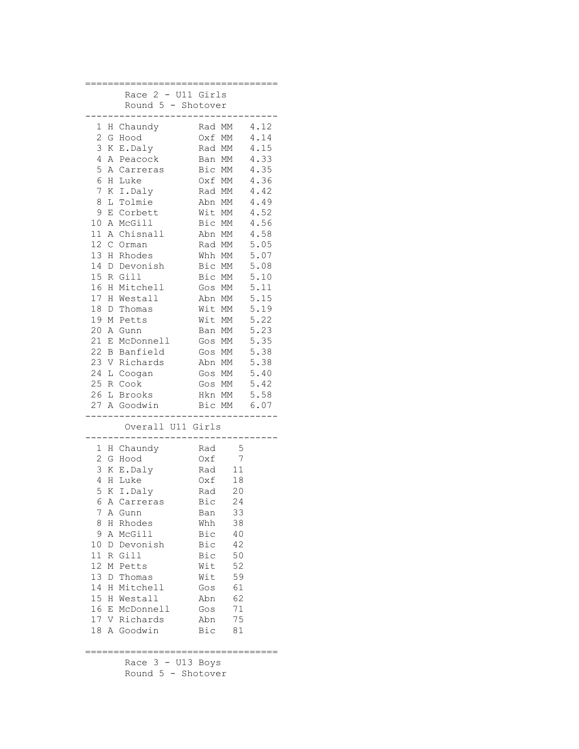## Race 2 - U11 Girls
### Round 5 - Shotover

| | | | | | |
|---|---|---|---|---|---|
| 1 | H | Chaundy | Rad | MM | 4.12 |
| 2 | G | Hood | Oxf | MM | 4.14 |
| 3 | K | E.Daly | Rad | MM | 4.15 |
| 4 | A | Peacock | Ban | MM | 4.33 |
| 5 | A | Carreras | Bic | MM | 4.35 |
| 6 | H | Luke | Oxf | MM | 4.36 |
| 7 | K | I.Daly | Rad | MM | 4.42 |
| 8 | L | Tolmie | Abn | MM | 4.49 |
| 9 | E | Corbett | Wit | MM | 4.52 |
| 10 | A | McGill | Bic | MM | 4.56 |
| 11 | A | Chisnall | Abn | MM | 4.58 |
| 12 | C | Orman | Rad | MM | 5.05 |
| 13 | H | Rhodes | Whh | MM | 5.07 |
| 14 | D | Devonish | Bic | MM | 5.08 |
| 15 | R | Gill | Bic | MM | 5.10 |
| 16 | H | Mitchell | Gos | MM | 5.11 |
| 17 | H | Westall | Abn | MM | 5.15 |
| 18 | D | Thomas | Wit | MM | 5.19 |
| 19 | M | Petts | Wit | MM | 5.22 |
| 20 | A | Gunn | Ban | MM | 5.23 |
| 21 | E | McDonnell | Gos | MM | 5.35 |
| 22 | B | Banfield | Gos | MM | 5.38 |
| 23 | V | Richards | Abn | MM | 5.38 |
| 24 | L | Coogan | Gos | MM | 5.40 |
| 25 | R | Cook | Gos | MM | 5.42 |
| 26 | L | Brooks | Hkn | MM | 5.58 |
| 27 | A | Goodwin | Bic | MM | 6.07 |

### Overall U11 Girls

| | | | | |
|---|---|---|---|---|
| 1 | H | Chaundy | Rad | 5 |
| 2 | G | Hood | Oxf | 7 |
| 3 | K | E.Daly | Rad | 11 |
| 4 | H | Luke | Oxf | 18 |
| 5 | K | I.Daly | Rad | 20 |
| 6 | A | Carreras | Bic | 24 |
| 7 | A | Gunn | Ban | 33 |
| 8 | H | Rhodes | Whh | 38 |
| 9 | A | McGill | Bic | 40 |
| 10 | D | Devonish | Bic | 42 |
| 11 | R | Gill | Bic | 50 |
| 12 | M | Petts | Wit | 52 |
| 13 | D | Thomas | Wit | 59 |
| 14 | H | Mitchell | Gos | 61 |
| 15 | H | Westall | Abn | 62 |
| 16 | E | McDonnell | Gos | 71 |
| 17 | V | Richards | Abn | 75 |
| 18 | A | Goodwin | Bic | 81 |

## Race 3 - U13 Boys
### Round 5 - Shotover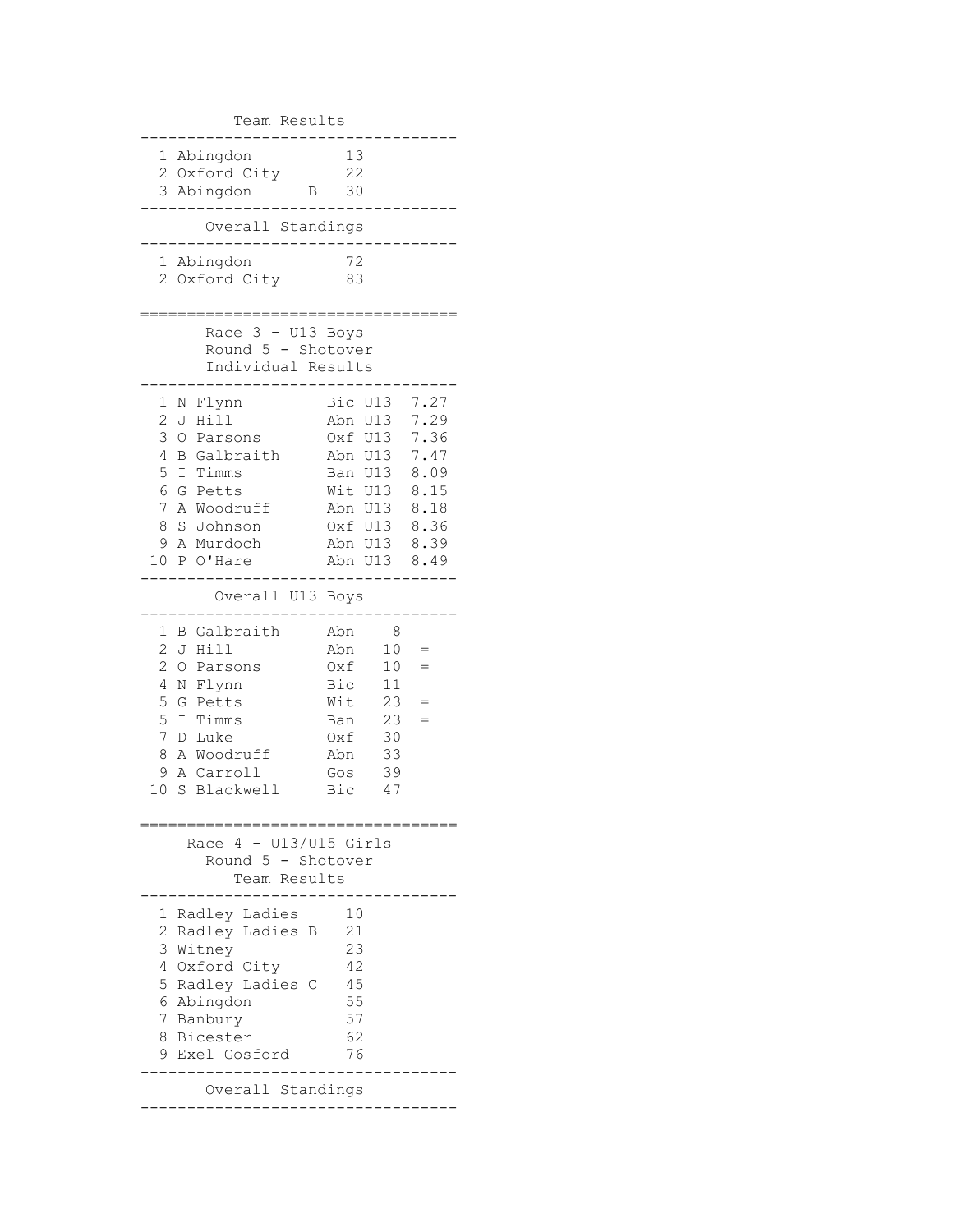Team Results

| | | |
|---|---|---|
| 1 | Abingdon | 13 |
| 2 | Oxford City | 22 |
| 3 | Abingdon B | 30 |

Overall Standings

| | | |
|---|---|---|
| 1 | Abingdon | 72 |
| 2 | Oxford City | 83 |

## Race 3 - U13 Boys
### Round 5 - Shotover
### Individual Results

| | | | | |
|---|---|---|---|---|
| 1 | N Flynn | Bic | U13 | 7.27 |
| 2 | J Hill | Abn | U13 | 7.29 |
| 3 | O Parsons | Oxf | U13 | 7.36 |
| 4 | B Galbraith | Abn | U13 | 7.47 |
| 5 | I Timms | Ban | U13 | 8.09 |
| 6 | G Petts | Wit | U13 | 8.15 |
| 7 | A Woodruff | Abn | U13 | 8.18 |
| 8 | S Johnson | Oxf | U13 | 8.36 |
| 9 | A Murdoch | Abn | U13 | 8.39 |
| 10 | P O'Hare | Abn | U13 | 8.49 |

Overall U13 Boys

| | | | | |
|---|---|---|---|---|
| 1 | B Galbraith | Abn | 8 | |
| 2 | J Hill | Abn | 10 | = |
| 2 | O Parsons | Oxf | 10 | = |
| 4 | N Flynn | Bic | 11 | |
| 5 | G Petts | Wit | 23 | = |
| 5 | I Timms | Ban | 23 | = |
| 7 | D Luke | Oxf | 30 | |
| 8 | A Woodruff | Abn | 33 | |
| 9 | A Carroll | Gos | 39 | |
| 10 | S Blackwell | Bic | 47 | |

## Race 4 - U13/U15 Girls
### Round 5 - Shotover
### Team Results

| | | |
|---|---|---|
| 1 | Radley Ladies | 10 |
| 2 | Radley Ladies B | 21 |
| 3 | Witney | 23 |
| 4 | Oxford City | 42 |
| 5 | Radley Ladies C | 45 |
| 6 | Abingdon | 55 |
| 7 | Banbury | 57 |
| 8 | Bicester | 62 |
| 9 | Exel Gosford | 76 |

Overall Standings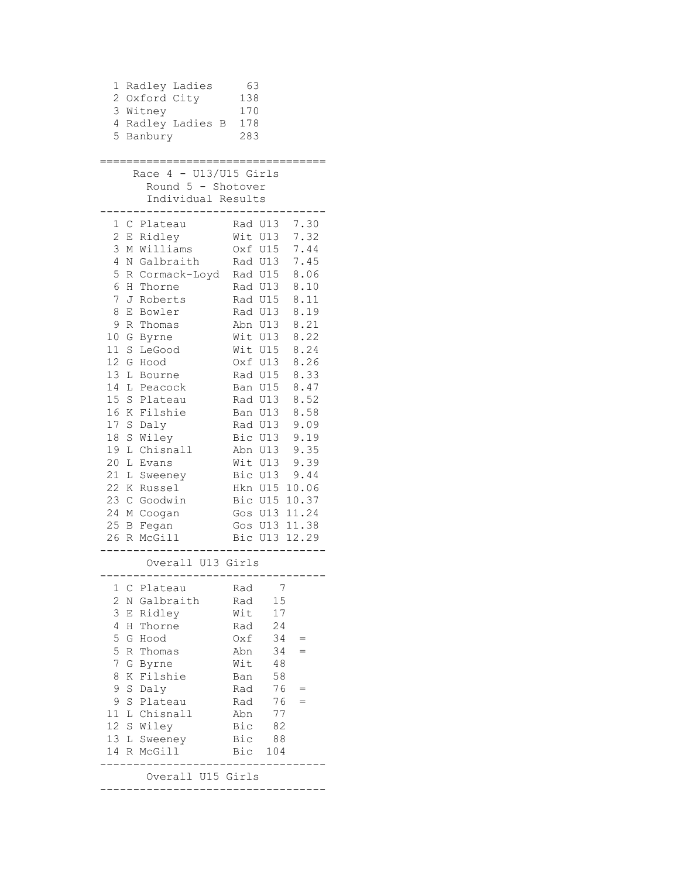| | | |
|---|---|---|
| 1 | Radley Ladies | 63 |
| 2 | Oxford City | 138 |
| 3 | Witney | 170 |
| 4 | Radley Ladies B | 178 |
| 5 | Banbury | 283 |

## Race 4 - U13/U15 Girls
### Round 5 - Shotover
### Individual Results

| | | | | |
|---|---|---|---|---|
| 1 | C Plateau | Rad | U13 | 7.30 |
| 2 | E Ridley | Wit | U13 | 7.32 |
| 3 | M Williams | Oxf | U15 | 7.44 |
| 4 | N Galbraith | Rad | U13 | 7.45 |
| 5 | R Cormack-Loyd | Rad | U15 | 8.06 |
| 6 | H Thorne | Rad | U13 | 8.10 |
| 7 | J Roberts | Rad | U15 | 8.11 |
| 8 | E Bowler | Rad | U13 | 8.19 |
| 9 | R Thomas | Abn | U13 | 8.21 |
| 10 | G Byrne | Wit | U13 | 8.22 |
| 11 | S LeGood | Wit | U15 | 8.24 |
| 12 | G Hood | Oxf | U13 | 8.26 |
| 13 | L Bourne | Rad | U15 | 8.33 |
| 14 | L Peacock | Ban | U15 | 8.47 |
| 15 | S Plateau | Rad | U13 | 8.52 |
| 16 | K Filshie | Ban | U13 | 8.58 |
| 17 | S Daly | Rad | U13 | 9.09 |
| 18 | S Wiley | Bic | U13 | 9.19 |
| 19 | L Chisnall | Abn | U13 | 9.35 |
| 20 | L Evans | Wit | U13 | 9.39 |
| 21 | L Sweeney | Bic | U13 | 9.44 |
| 22 | K Russel | Hkn | U15 | 10.06 |
| 23 | C Goodwin | Bic | U15 | 10.37 |
| 24 | M Coogan | Gos | U13 | 11.24 |
| 25 | B Fegan | Gos | U13 | 11.38 |
| 26 | R McGill | Bic | U13 | 12.29 |

### Overall U13 Girls

| | | | | |
|---|---|---|---|---|
| 1 | C Plateau | Rad | 7 | |
| 2 | N Galbraith | Rad | 15 | |
| 3 | E Ridley | Wit | 17 | |
| 4 | H Thorne | Rad | 24 | |
| 5 | G Hood | Oxf | 34 | = |
| 5 | R Thomas | Abn | 34 | = |
| 7 | G Byrne | Wit | 48 | |
| 8 | K Filshie | Ban | 58 | |
| 9 | S Daly | Rad | 76 | = |
| 9 | S Plateau | Rad | 76 | = |
| 11 | L Chisnall | Abn | 77 | |
| 12 | S Wiley | Bic | 82 | |
| 13 | L Sweeney | Bic | 88 | |
| 14 | R McGill | Bic | 104 | |

### Overall U15 Girls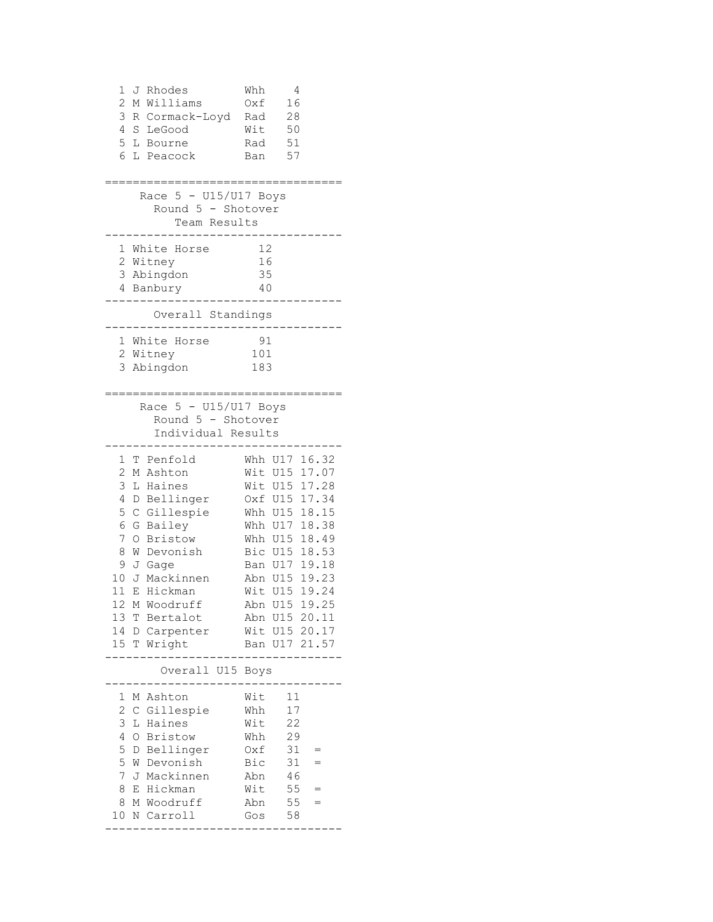| | | | |
|---|---|---|---|
| 1 | J Rhodes | Whh | 4 |
| 2 | M Williams | Oxf | 16 |
| 3 | R Cormack-Loyd | Rad | 28 |
| 4 | S LeGood | Wit | 50 |
| 5 | L Bourne | Rad | 51 |
| 6 | L Peacock | Ban | 57 |

## Race 5 - U15/U17 Boys
### Round 5 - Shotover
### Team Results

| | | |
|---|---|---|
| 1 | White Horse | 12 |
| 2 | Witney | 16 |
| 3 | Abingdon | 35 |
| 4 | Banbury | 40 |

### Overall Standings

| | | |
|---|---|---|
| 1 | White Horse | 91 |
| 2 | Witney | 101 |
| 3 | Abingdon | 183 |

## Race 5 - U15/U17 Boys
### Round 5 - Shotover
### Individual Results

| | | | | |
|---|---|---|---|---|
| 1 | T Penfold | Whh | U17 | 16.32 |
| 2 | M Ashton | Wit | U15 | 17.07 |
| 3 | L Haines | Wit | U15 | 17.28 |
| 4 | D Bellinger | Oxf | U15 | 17.34 |
| 5 | C Gillespie | Whh | U15 | 18.15 |
| 6 | G Bailey | Whh | U17 | 18.38 |
| 7 | O Bristow | Whh | U15 | 18.49 |
| 8 | W Devonish | Bic | U15 | 18.53 |
| 9 | J Gage | Ban | U17 | 19.18 |
| 10 | J Mackinnen | Abn | U15 | 19.23 |
| 11 | E Hickman | Wit | U15 | 19.24 |
| 12 | M Woodruff | Abn | U15 | 19.25 |
| 13 | T Bertalot | Abn | U15 | 20.11 |
| 14 | D Carpenter | Wit | U15 | 20.17 |
| 15 | T Wright | Ban | U17 | 21.57 |

### Overall U15 Boys

| | | | | |
|---|---|---|---|---|
| 1 | M Ashton | Wit | 11 | |
| 2 | C Gillespie | Whh | 17 | |
| 3 | L Haines | Wit | 22 | |
| 4 | O Bristow | Whh | 29 | |
| 5 | D Bellinger | Oxf | 31 | = |
| 5 | W Devonish | Bic | 31 | = |
| 7 | J Mackinnen | Abn | 46 | |
| 8 | E Hickman | Wit | 55 | = |
| 8 | M Woodruff | Abn | 55 | = |
| 10 | N Carroll | Gos | 58 | |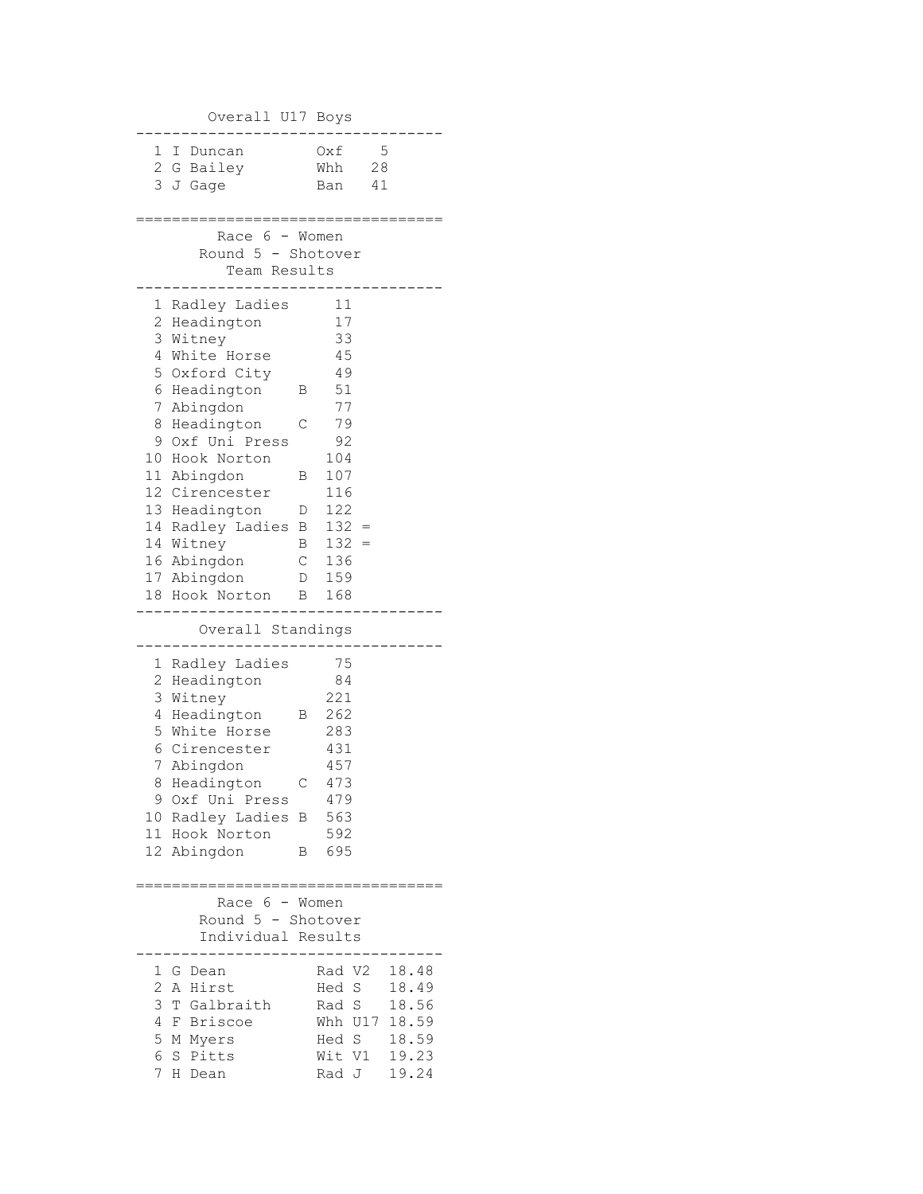## Overall U17 Boys

| | | | |
|---|---|---|---|
| 1 | I Duncan | Oxf | 5 |
| 2 | G Bailey | Whh | 28 |
| 3 | J Gage | Ban | 41 |

## Race 6 - Women
### Round 5 - Shotover
### Team Results

| | | | | |
|---|---|---|---|---|
| 1 | Radley Ladies | | 11 | |
| 2 | Headington | | 17 | |
| 3 | Witney | | 33 | |
| 4 | White Horse | | 45 | |
| 5 | Oxford City | | 49 | |
| 6 | Headington | B | 51 | |
| 7 | Abingdon | | 77 | |
| 8 | Headington | C | 79 | |
| 9 | Oxf Uni Press | | 92 | |
| 10 | Hook Norton | | 104 | |
| 11 | Abingdon | B | 107 | |
| 12 | Cirencester | | 116 | |
| 13 | Headington | D | 122 | |
| 14 | Radley Ladies | B | 132 | = |
| 14 | Witney | B | 132 | = |
| 16 | Abingdon | C | 136 | |
| 17 | Abingdon | D | 159 | |
| 18 | Hook Norton | B | 168 | |

### Overall Standings

| | | | |
|---|---|---|---|
| 1 | Radley Ladies | | 75 |
| 2 | Headington | | 84 |
| 3 | Witney | | 221 |
| 4 | Headington | B | 262 |
| 5 | White Horse | | 283 |
| 6 | Cirencester | | 431 |
| 7 | Abingdon | | 457 |
| 8 | Headington | C | 473 |
| 9 | Oxf Uni Press | | 479 |
| 10 | Radley Ladies | B | 563 |
| 11 | Hook Norton | | 592 |
| 12 | Abingdon | B | 695 |

## Race 6 - Women
### Round 5 - Shotover
### Individual Results

| | | | | |
|---|---|---|---|---|
| 1 | G Dean | Rad | V2 | 18.48 |
| 2 | A Hirst | Hed | S | 18.49 |
| 3 | T Galbraith | Rad | S | 18.56 |
| 4 | F Briscoe | Whh | U17 | 18.59 |
| 5 | M Myers | Hed | S | 18.59 |
| 6 | S Pitts | Wit | V1 | 19.23 |
| 7 | H Dean | Rad | J | 19.24 |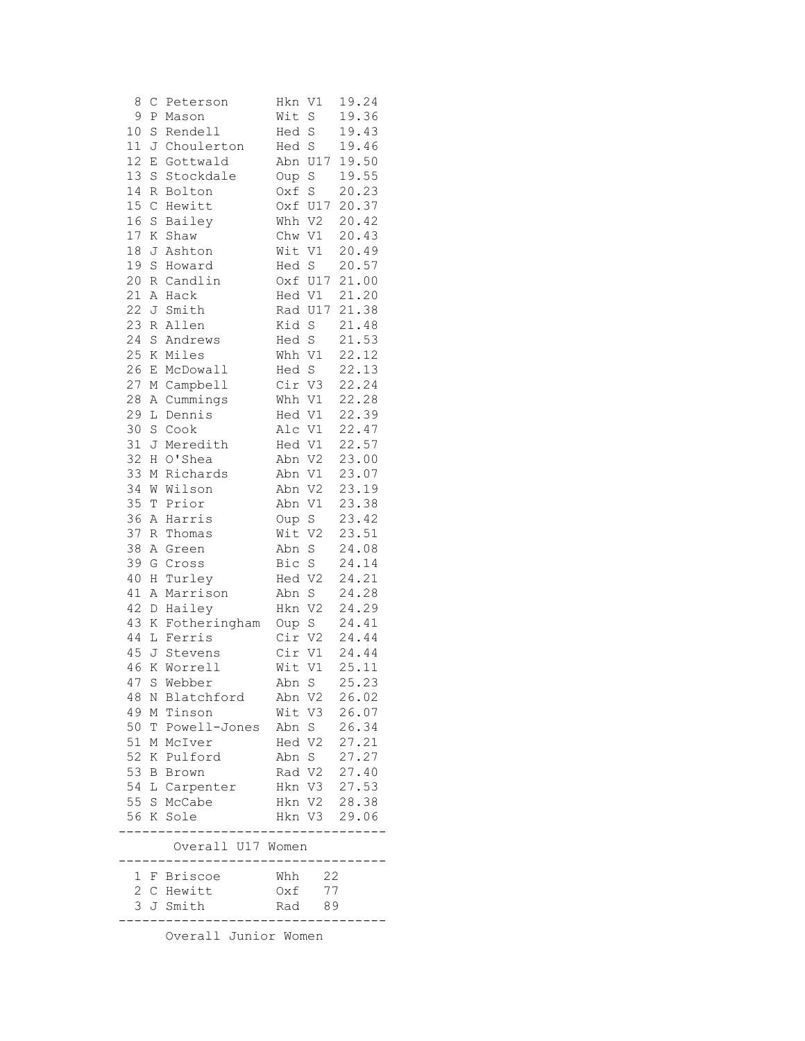| | | | | | |
|---|---|---|---|---|---|
| 8 | C | Peterson | Hkn | V1 | 19.24 |
| 9 | P | Mason | Wit | S | 19.36 |
| 10 | S | Rendell | Hed | S | 19.43 |
| 11 | J | Choulerton | Hed | S | 19.46 |
| 12 | E | Gottwald | Abn | U17 | 19.50 |
| 13 | S | Stockdale | Oup | S | 19.55 |
| 14 | R | Bolton | Oxf | S | 20.23 |
| 15 | C | Hewitt | Oxf | U17 | 20.37 |
| 16 | S | Bailey | Whh | V2 | 20.42 |
| 17 | K | Shaw | Chw | V1 | 20.43 |
| 18 | J | Ashton | Wit | V1 | 20.49 |
| 19 | S | Howard | Hed | S | 20.57 |
| 20 | R | Candlin | Oxf | U17 | 21.00 |
| 21 | A | Hack | Hed | V1 | 21.20 |
| 22 | J | Smith | Rad | U17 | 21.38 |
| 23 | R | Allen | Kid | S | 21.48 |
| 24 | S | Andrews | Hed | S | 21.53 |
| 25 | K | Miles | Whh | V1 | 22.12 |
| 26 | E | McDowall | Hed | S | 22.13 |
| 27 | M | Campbell | Cir | V3 | 22.24 |
| 28 | A | Cummings | Whh | V1 | 22.28 |
| 29 | L | Dennis | Hed | V1 | 22.39 |
| 30 | S | Cook | Alc | V1 | 22.47 |
| 31 | J | Meredith | Hed | V1 | 22.57 |
| 32 | H | O'Shea | Abn | V2 | 23.00 |
| 33 | M | Richards | Abn | V1 | 23.07 |
| 34 | W | Wilson | Abn | V2 | 23.19 |
| 35 | T | Prior | Abn | V1 | 23.38 |
| 36 | A | Harris | Oup | S | 23.42 |
| 37 | R | Thomas | Wit | V2 | 23.51 |
| 38 | A | Green | Abn | S | 24.08 |
| 39 | G | Cross | Bic | S | 24.14 |
| 40 | H | Turley | Hed | V2 | 24.21 |
| 41 | A | Marrison | Abn | S | 24.28 |
| 42 | D | Hailey | Hkn | V2 | 24.29 |
| 43 | K | Fotheringham | Oup | S | 24.41 |
| 44 | L | Ferris | Cir | V2 | 24.44 |
| 45 | J | Stevens | Cir | V1 | 24.44 |
| 46 | K | Worrell | Wit | V1 | 25.11 |
| 47 | S | Webber | Abn | S | 25.23 |
| 48 | N | Blatchford | Abn | V2 | 26.02 |
| 49 | M | Tinson | Wit | V3 | 26.07 |
| 50 | T | Powell-Jones | Abn | S | 26.34 |
| 51 | M | McIver | Hed | V2 | 27.21 |
| 52 | K | Pulford | Abn | S | 27.27 |
| 53 | B | Brown | Rad | V2 | 27.40 |
| 54 | L | Carpenter | Hkn | V3 | 27.53 |
| 55 | S | McCabe | Hkn | V2 | 28.38 |
| 56 | K | Sole | Hkn | V3 | 29.06 |

## Overall U17 Women

| | | | | |
|---|---|---|---|---|
| 1 | F | Briscoe | Whh | 22 |
| 2 | C | Hewitt | Oxf | 77 |
| 3 | J | Smith | Rad | 89 |

## Overall Junior Women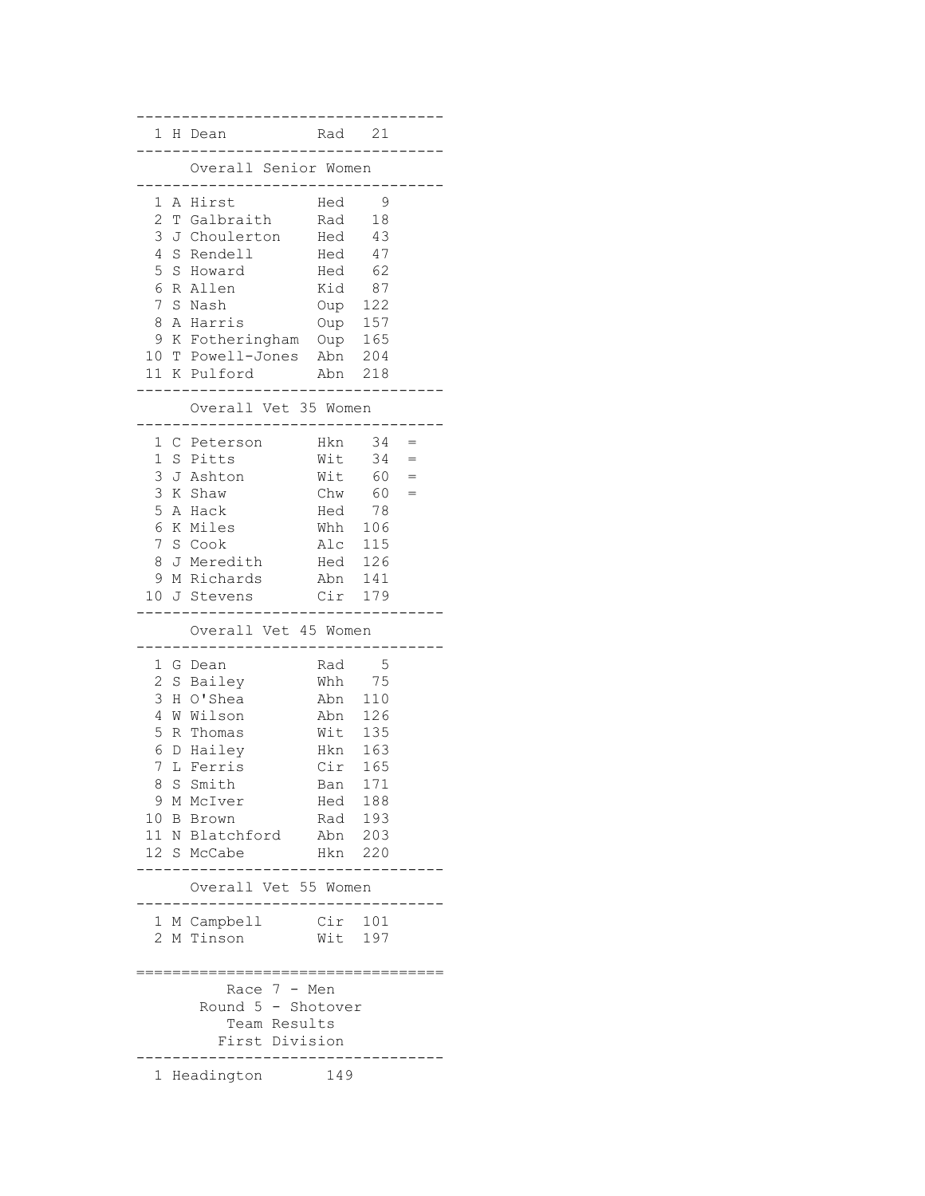| | | | | |
|---|---|---|---|---|
| 1 | H Dean | Rad | 21 | |

## Overall Senior Women

| | | | | |
|---|---|---|---|---|
| 1 | A Hirst | Hed | 9 | |
| 2 | T Galbraith | Rad | 18 | |
| 3 | J Choulerton | Hed | 43 | |
| 4 | S Rendell | Hed | 47 | |
| 5 | S Howard | Hed | 62 | |
| 6 | R Allen | Kid | 87 | |
| 7 | S Nash | Oup | 122 | |
| 8 | A Harris | Oup | 157 | |
| 9 | K Fotheringham | Oup | 165 | |
| 10 | T Powell-Jones | Abn | 204 | |
| 11 | K Pulford | Abn | 218 | |

## Overall Vet 35 Women

| | | | | |
|---|---|---|---|---|
| 1 | C Peterson | Hkn | 34 | = |
| 1 | S Pitts | Wit | 34 | = |
| 3 | J Ashton | Wit | 60 | = |
| 3 | K Shaw | Chw | 60 | = |
| 5 | A Hack | Hed | 78 | |
| 6 | K Miles | Whh | 106 | |
| 7 | S Cook | Alc | 115 | |
| 8 | J Meredith | Hed | 126 | |
| 9 | M Richards | Abn | 141 | |
| 10 | J Stevens | Cir | 179 | |

## Overall Vet 45 Women

| | | | | |
|---|---|---|---|---|
| 1 | G Dean | Rad | 5 | |
| 2 | S Bailey | Whh | 75 | |
| 3 | H O'Shea | Abn | 110 | |
| 4 | W Wilson | Abn | 126 | |
| 5 | R Thomas | Wit | 135 | |
| 6 | D Hailey | Hkn | 163 | |
| 7 | L Ferris | Cir | 165 | |
| 8 | S Smith | Ban | 171 | |
| 9 | M McIver | Hed | 188 | |
| 10 | B Brown | Rad | 193 | |
| 11 | N Blatchford | Abn | 203 | |
| 12 | S McCabe | Hkn | 220 | |

## Overall Vet 55 Women

| | | | | |
|---|---|---|---|---|
| 1 | M Campbell | Cir | 101 | |
| 2 | M Tinson | Wit | 197 | |

# Race 7 - Men
## Round 5 - Shotover
## Team Results
## First Division

| | | |
|---|---|---|
| 1 | Headington | 149 |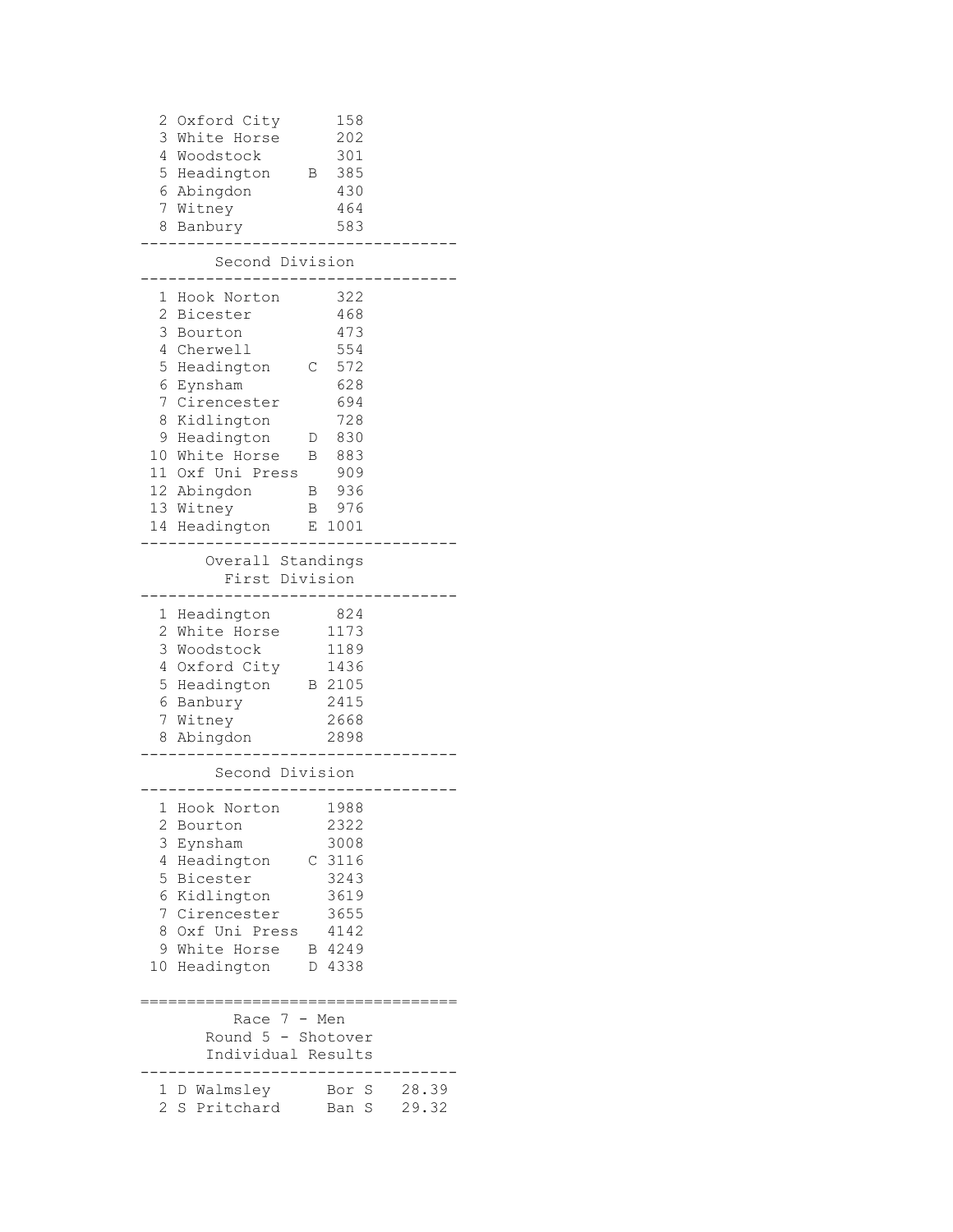| | | | |
|---|---|---|---|
| 2 | Oxford City | | 158 |
| 3 | White Horse | | 202 |
| 4 | Woodstock | | 301 |
| 5 | Headington | B | 385 |
| 6 | Abingdon | | 430 |
| 7 | Witney | | 464 |
| 8 | Banbury | | 583 |

### Second Division

| | | | |
|---|---|---|---|
| 1 | Hook Norton | | 322 |
| 2 | Bicester | | 468 |
| 3 | Bourton | | 473 |
| 4 | Cherwell | | 554 |
| 5 | Headington | C | 572 |
| 6 | Eynsham | | 628 |
| 7 | Cirencester | | 694 |
| 8 | Kidlington | | 728 |
| 9 | Headington | D | 830 |
| 10 | White Horse | B | 883 |
| 11 | Oxf Uni Press | | 909 |
| 12 | Abingdon | B | 936 |
| 13 | Witney | B | 976 |
| 14 | Headington | E | 1001 |

### Overall Standings
### First Division

| | | | |
|---|---|---|---|
| 1 | Headington | | 824 |
| 2 | White Horse | | 1173 |
| 3 | Woodstock | | 1189 |
| 4 | Oxford City | | 1436 |
| 5 | Headington | B | 2105 |
| 6 | Banbury | | 2415 |
| 7 | Witney | | 2668 |
| 8 | Abingdon | | 2898 |

### Second Division

| | | | |
|---|---|---|---|
| 1 | Hook Norton | | 1988 |
| 2 | Bourton | | 2322 |
| 3 | Eynsham | | 3008 |
| 4 | Headington | C | 3116 |
| 5 | Bicester | | 3243 |
| 6 | Kidlington | | 3619 |
| 7 | Cirencester | | 3655 |
| 8 | Oxf Uni Press | | 4142 |
| 9 | White Horse | B | 4249 |
| 10 | Headington | D | 4338 |

## Race 7 - Men
## Round 5 - Shotover
## Individual Results

| | | | | |
|---|---|---|---|---|
| 1 | D Walmsley | Bor | S | 28.39 |
| 2 | S Pritchard | Ban | S | 29.32 |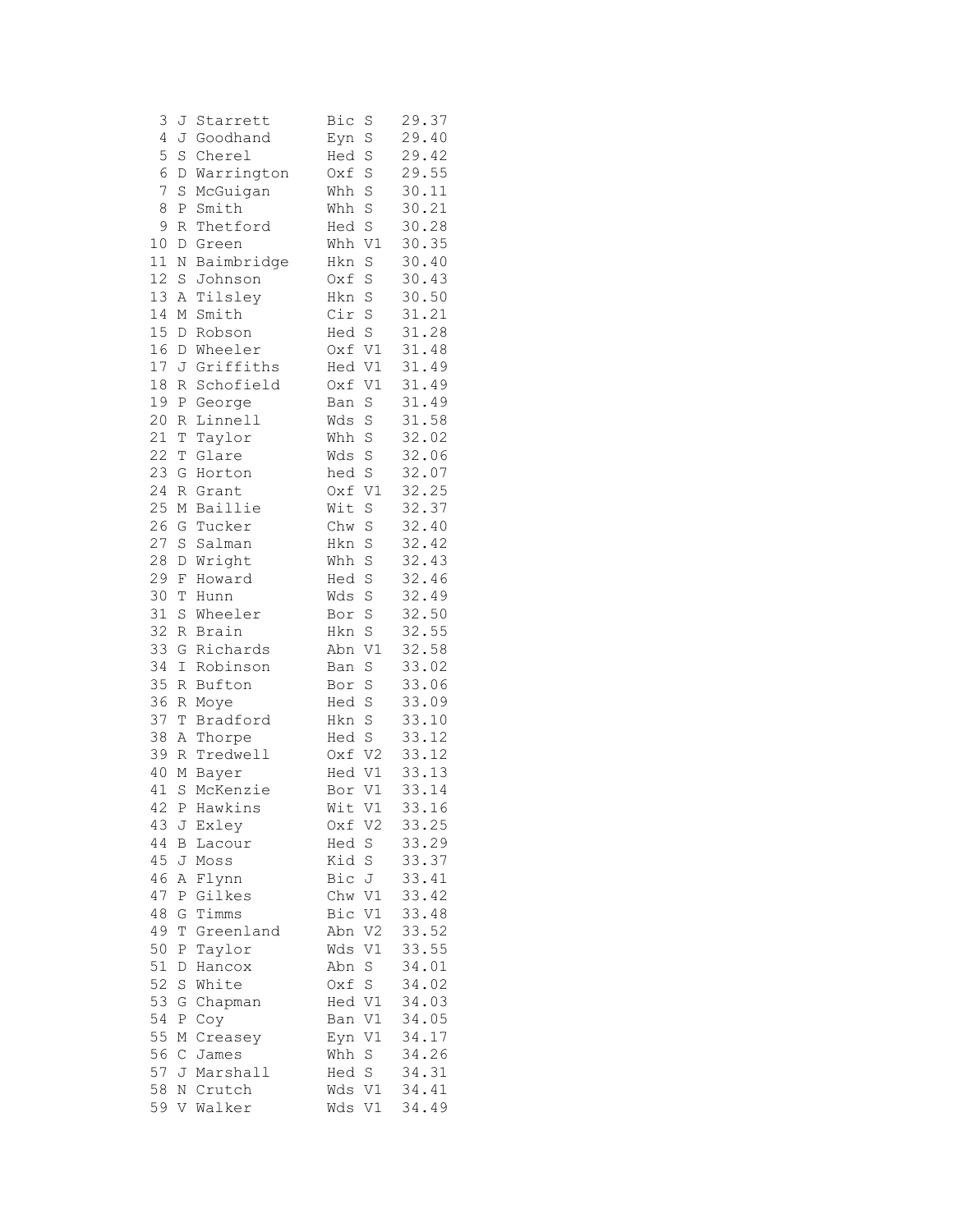| | | | | | |
|---|---|---|---|---|---|
| 3 | J | Starrett | Bic | S | 29.37 |
| 4 | J | Goodhand | Eyn | S | 29.40 |
| 5 | S | Cherel | Hed | S | 29.42 |
| 6 | D | Warrington | Oxf | S | 29.55 |
| 7 | S | McGuigan | Whh | S | 30.11 |
| 8 | P | Smith | Whh | S | 30.21 |
| 9 | R | Thetford | Hed | S | 30.28 |
| 10 | D | Green | Whh | V1 | 30.35 |
| 11 | N | Baimbridge | Hkn | S | 30.40 |
| 12 | S | Johnson | Oxf | S | 30.43 |
| 13 | A | Tilsley | Hkn | S | 30.50 |
| 14 | M | Smith | Cir | S | 31.21 |
| 15 | D | Robson | Hed | S | 31.28 |
| 16 | D | Wheeler | Oxf | V1 | 31.48 |
| 17 | J | Griffiths | Hed | V1 | 31.49 |
| 18 | R | Schofield | Oxf | V1 | 31.49 |
| 19 | P | George | Ban | S | 31.49 |
| 20 | R | Linnell | Wds | S | 31.58 |
| 21 | T | Taylor | Whh | S | 32.02 |
| 22 | T | Glare | Wds | S | 32.06 |
| 23 | G | Horton | hed | S | 32.07 |
| 24 | R | Grant | Oxf | V1 | 32.25 |
| 25 | M | Baillie | Wit | S | 32.37 |
| 26 | G | Tucker | Chw | S | 32.40 |
| 27 | S | Salman | Hkn | S | 32.42 |
| 28 | D | Wright | Whh | S | 32.43 |
| 29 | F | Howard | Hed | S | 32.46 |
| 30 | T | Hunn | Wds | S | 32.49 |
| 31 | S | Wheeler | Bor | S | 32.50 |
| 32 | R | Brain | Hkn | S | 32.55 |
| 33 | G | Richards | Abn | V1 | 32.58 |
| 34 | I | Robinson | Ban | S | 33.02 |
| 35 | R | Bufton | Bor | S | 33.06 |
| 36 | R | Moye | Hed | S | 33.09 |
| 37 | T | Bradford | Hkn | S | 33.10 |
| 38 | A | Thorpe | Hed | S | 33.12 |
| 39 | R | Tredwell | Oxf | V2 | 33.12 |
| 40 | M | Bayer | Hed | V1 | 33.13 |
| 41 | S | McKenzie | Bor | V1 | 33.14 |
| 42 | P | Hawkins | Wit | V1 | 33.16 |
| 43 | J | Exley | Oxf | V2 | 33.25 |
| 44 | B | Lacour | Hed | S | 33.29 |
| 45 | J | Moss | Kid | S | 33.37 |
| 46 | A | Flynn | Bic | J | 33.41 |
| 47 | P | Gilkes | Chw | V1 | 33.42 |
| 48 | G | Timms | Bic | V1 | 33.48 |
| 49 | T | Greenland | Abn | V2 | 33.52 |
| 50 | P | Taylor | Wds | V1 | 33.55 |
| 51 | D | Hancox | Abn | S | 34.01 |
| 52 | S | White | Oxf | S | 34.02 |
| 53 | G | Chapman | Hed | V1 | 34.03 |
| 54 | P | Coy | Ban | V1 | 34.05 |
| 55 | M | Creasey | Eyn | V1 | 34.17 |
| 56 | C | James | Whh | S | 34.26 |
| 57 | J | Marshall | Hed | S | 34.31 |
| 58 | N | Crutch | Wds | V1 | 34.41 |
| 59 | V | Walker | Wds | V1 | 34.49 |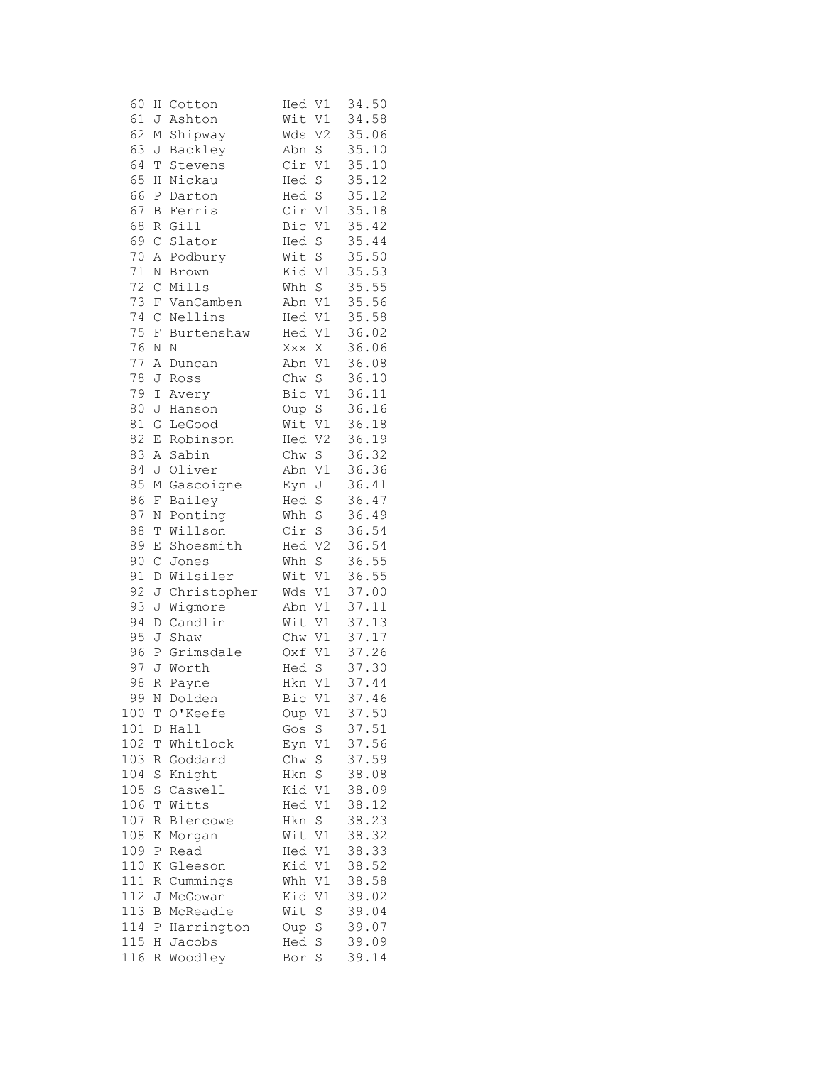| | | | | | |
|---|---|---|---|---|---|
| 60 | H | Cotton | Hed | V1 | 34.50 |
| 61 | J | Ashton | Wit | V1 | 34.58 |
| 62 | M | Shipway | Wds | V2 | 35.06 |
| 63 | J | Backley | Abn | S | 35.10 |
| 64 | T | Stevens | Cir | V1 | 35.10 |
| 65 | H | Nickau | Hed | S | 35.12 |
| 66 | P | Darton | Hed | S | 35.12 |
| 67 | B | Ferris | Cir | V1 | 35.18 |
| 68 | R | Gill | Bic | V1 | 35.42 |
| 69 | C | Slator | Hed | S | 35.44 |
| 70 | A | Podbury | Wit | S | 35.50 |
| 71 | N | Brown | Kid | V1 | 35.53 |
| 72 | C | Mills | Whh | S | 35.55 |
| 73 | F | VanCamben | Abn | V1 | 35.56 |
| 74 | C | Nellins | Hed | V1 | 35.58 |
| 75 | F | Burtenshaw | Hed | V1 | 36.02 |
| 76 | N | N | Xxx | X | 36.06 |
| 77 | A | Duncan | Abn | V1 | 36.08 |
| 78 | J | Ross | Chw | S | 36.10 |
| 79 | I | Avery | Bic | V1 | 36.11 |
| 80 | J | Hanson | Oup | S | 36.16 |
| 81 | G | LeGood | Wit | V1 | 36.18 |
| 82 | E | Robinson | Hed | V2 | 36.19 |
| 83 | A | Sabin | Chw | S | 36.32 |
| 84 | J | Oliver | Abn | V1 | 36.36 |
| 85 | M | Gascoigne | Eyn | J | 36.41 |
| 86 | F | Bailey | Hed | S | 36.47 |
| 87 | N | Ponting | Whh | S | 36.49 |
| 88 | T | Willson | Cir | S | 36.54 |
| 89 | E | Shoesmith | Hed | V2 | 36.54 |
| 90 | C | Jones | Whh | S | 36.55 |
| 91 | D | Wilsiler | Wit | V1 | 36.55 |
| 92 | J | Christopher | Wds | V1 | 37.00 |
| 93 | J | Wigmore | Abn | V1 | 37.11 |
| 94 | D | Candlin | Wit | V1 | 37.13 |
| 95 | J | Shaw | Chw | V1 | 37.17 |
| 96 | P | Grimsdale | Oxf | V1 | 37.26 |
| 97 | J | Worth | Hed | S | 37.30 |
| 98 | R | Payne | Hkn | V1 | 37.44 |
| 99 | N | Dolden | Bic | V1 | 37.46 |
| 100 | T | O'Keefe | Oup | V1 | 37.50 |
| 101 | D | Hall | Gos | S | 37.51 |
| 102 | T | Whitlock | Eyn | V1 | 37.56 |
| 103 | R | Goddard | Chw | S | 37.59 |
| 104 | S | Knight | Hkn | S | 38.08 |
| 105 | S | Caswell | Kid | V1 | 38.09 |
| 106 | T | Witts | Hed | V1 | 38.12 |
| 107 | R | Blencowe | Hkn | S | 38.23 |
| 108 | K | Morgan | Wit | V1 | 38.32 |
| 109 | P | Read | Hed | V1 | 38.33 |
| 110 | K | Gleeson | Kid | V1 | 38.52 |
| 111 | R | Cummings | Whh | V1 | 38.58 |
| 112 | J | McGowan | Kid | V1 | 39.02 |
| 113 | B | McReadie | Wit | S | 39.04 |
| 114 | P | Harrington | Oup | S | 39.07 |
| 115 | H | Jacobs | Hed | S | 39.09 |
| 116 | R | Woodley | Bor | S | 39.14 |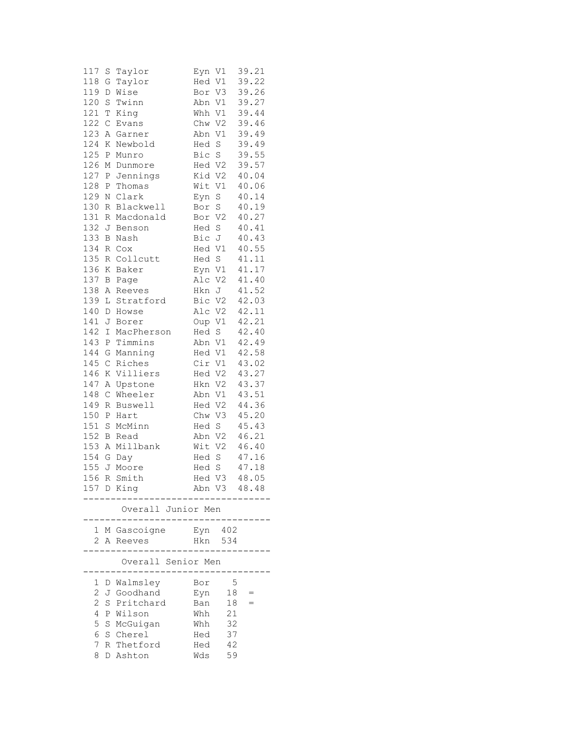| | | | | | |
|---|---|---|---|---|---|
| 117 | S | Taylor | Eyn | V1 | 39.21 |
| 118 | G | Taylor | Hed | V1 | 39.22 |
| 119 | D | Wise | Bor | V3 | 39.26 |
| 120 | S | Twinn | Abn | V1 | 39.27 |
| 121 | T | King | Whh | V1 | 39.44 |
| 122 | C | Evans | Chw | V2 | 39.46 |
| 123 | A | Garner | Abn | V1 | 39.49 |
| 124 | K | Newbold | Hed | S | 39.49 |
| 125 | P | Munro | Bic | S | 39.55 |
| 126 | M | Dunmore | Hed | V2 | 39.57 |
| 127 | P | Jennings | Kid | V2 | 40.04 |
| 128 | P | Thomas | Wit | V1 | 40.06 |
| 129 | N | Clark | Eyn | S | 40.14 |
| 130 | R | Blackwell | Bor | S | 40.19 |
| 131 | R | Macdonald | Bor | V2 | 40.27 |
| 132 | J | Benson | Hed | S | 40.41 |
| 133 | B | Nash | Bic | J | 40.43 |
| 134 | R | Cox | Hed | V1 | 40.55 |
| 135 | R | Collcutt | Hed | S | 41.11 |
| 136 | K | Baker | Eyn | V1 | 41.17 |
| 137 | B | Page | Alc | V2 | 41.40 |
| 138 | A | Reeves | Hkn | J | 41.52 |
| 139 | L | Stratford | Bic | V2 | 42.03 |
| 140 | D | Howse | Alc | V2 | 42.11 |
| 141 | J | Borer | Oup | V1 | 42.21 |
| 142 | I | MacPherson | Hed | S | 42.40 |
| 143 | P | Timmins | Abn | V1 | 42.49 |
| 144 | G | Manning | Hed | V1 | 42.58 |
| 145 | C | Riches | Cir | V1 | 43.02 |
| 146 | K | Villiers | Hed | V2 | 43.27 |
| 147 | A | Upstone | Hkn | V2 | 43.37 |
| 148 | C | Wheeler | Abn | V1 | 43.51 |
| 149 | R | Buswell | Hed | V2 | 44.36 |
| 150 | P | Hart | Chw | V3 | 45.20 |
| 151 | S | McMinn | Hed | S | 45.43 |
| 152 | B | Read | Abn | V2 | 46.21 |
| 153 | A | Millbank | Wit | V2 | 46.40 |
| 154 | G | Day | Hed | S | 47.16 |
| 155 | J | Moore | Hed | S | 47.18 |
| 156 | R | Smith | Hed | V3 | 48.05 |
| 157 | D | King | Abn | V3 | 48.48 |

## Overall Junior Men

| | | | | |
|---|---|---|---|---|
| 1 | M | Gascoigne | Eyn | 402 |
| 2 | A | Reeves | Hkn | 534 |

## Overall Senior Men

| | | | | | |
|---|---|---|---|---|---|
| 1 | D | Walmsley | Bor | 5 | |
| 2 | J | Goodhand | Eyn | 18 | = |
| 2 | S | Pritchard | Ban | 18 | = |
| 4 | P | Wilson | Whh | 21 | |
| 5 | S | McGuigan | Whh | 32 | |
| 6 | S | Cherel | Hed | 37 | |
| 7 | R | Thetford | Hed | 42 | |
| 8 | D | Ashton | Wds | 59 | |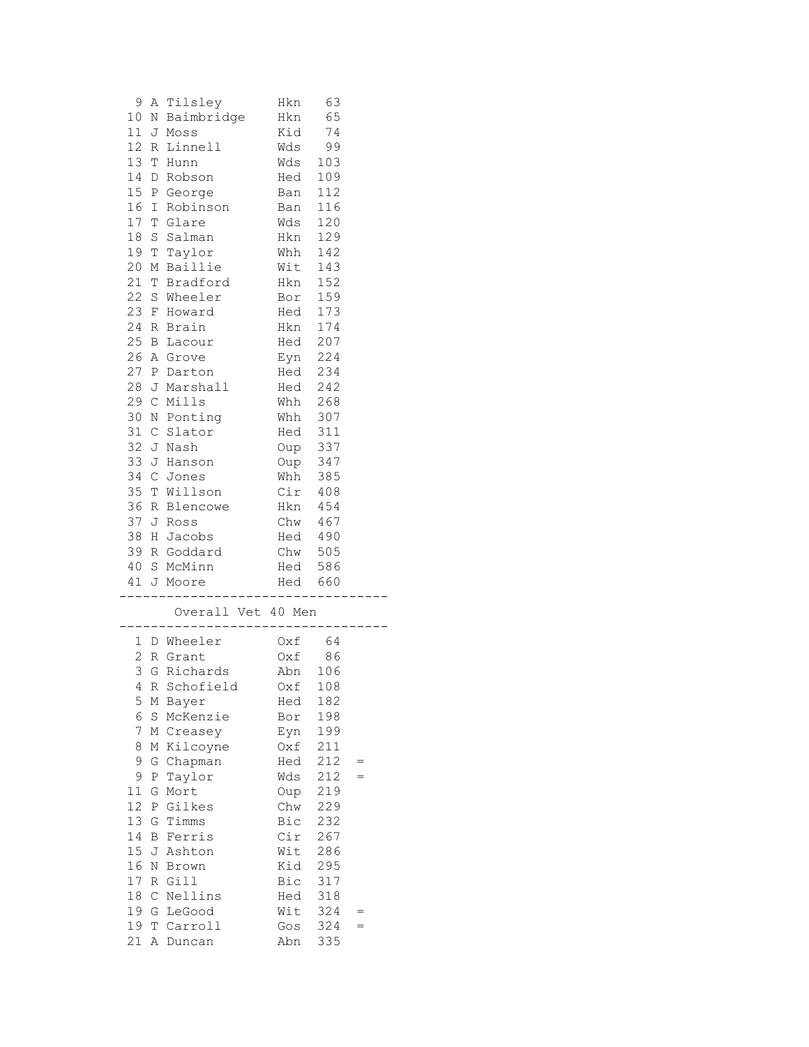| | | | | |
|---|---|---|---|---|
| 9 | A Tilsley | Hkn | 63 | |
| 10 | N Baimbridge | Hkn | 65 | |
| 11 | J Moss | Kid | 74 | |
| 12 | R Linnell | Wds | 99 | |
| 13 | T Hunn | Wds | 103 | |
| 14 | D Robson | Hed | 109 | |
| 15 | P George | Ban | 112 | |
| 16 | I Robinson | Ban | 116 | |
| 17 | T Glare | Wds | 120 | |
| 18 | S Salman | Hkn | 129 | |
| 19 | T Taylor | Whh | 142 | |
| 20 | M Baillie | Wit | 143 | |
| 21 | T Bradford | Hkn | 152 | |
| 22 | S Wheeler | Bor | 159 | |
| 23 | F Howard | Hed | 173 | |
| 24 | R Brain | Hkn | 174 | |
| 25 | B Lacour | Hed | 207 | |
| 26 | A Grove | Eyn | 224 | |
| 27 | P Darton | Hed | 234 | |
| 28 | J Marshall | Hed | 242 | |
| 29 | C Mills | Whh | 268 | |
| 30 | N Ponting | Whh | 307 | |
| 31 | C Slator | Hed | 311 | |
| 32 | J Nash | Oup | 337 | |
| 33 | J Hanson | Oup | 347 | |
| 34 | C Jones | Whh | 385 | |
| 35 | T Willson | Cir | 408 | |
| 36 | R Blencowe | Hkn | 454 | |
| 37 | J Ross | Chw | 467 | |
| 38 | H Jacobs | Hed | 490 | |
| 39 | R Goddard | Chw | 505 | |
| 40 | S McMinn | Hed | 586 | |
| 41 | J Moore | Hed | 660 | |

## Overall Vet 40 Men

| | | | | |
|---|---|---|---|---|
| 1 | D Wheeler | Oxf | 64 | |
| 2 | R Grant | Oxf | 86 | |
| 3 | G Richards | Abn | 106 | |
| 4 | R Schofield | Oxf | 108 | |
| 5 | M Bayer | Hed | 182 | |
| 6 | S McKenzie | Bor | 198 | |
| 7 | M Creasey | Eyn | 199 | |
| 8 | M Kilcoyne | Oxf | 211 | |
| 9 | G Chapman | Hed | 212 | = |
| 9 | P Taylor | Wds | 212 | = |
| 11 | G Mort | Oup | 219 | |
| 12 | P Gilkes | Chw | 229 | |
| 13 | G Timms | Bic | 232 | |
| 14 | B Ferris | Cir | 267 | |
| 15 | J Ashton | Wit | 286 | |
| 16 | N Brown | Kid | 295 | |
| 17 | R Gill | Bic | 317 | |
| 18 | C Nellins | Hed | 318 | |
| 19 | G LeGood | Wit | 324 | = |
| 19 | T Carroll | Gos | 324 | = |
| 21 | A Duncan | Abn | 335 | |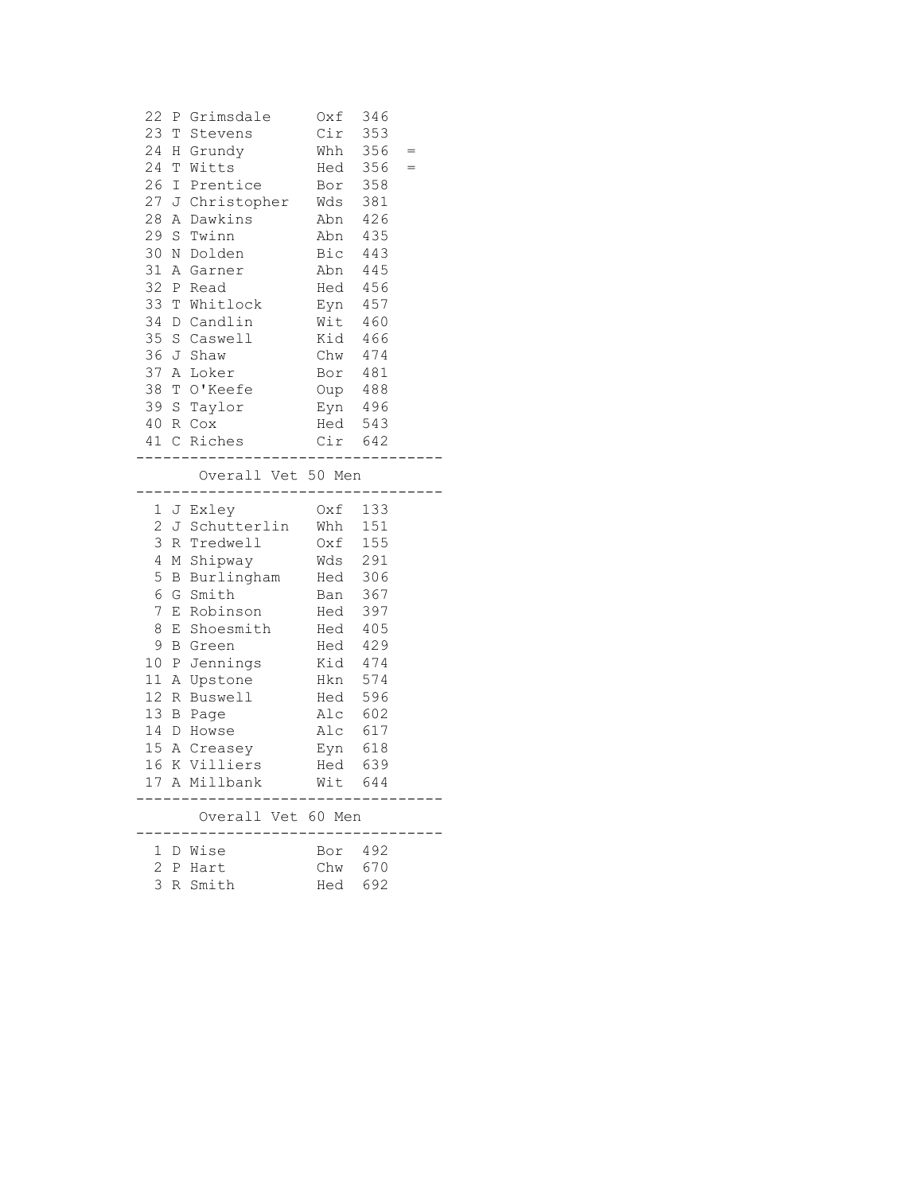| | | | | | |
|---|---|---|---|---|---|
| 22 | P | Grimsdale | Oxf | 346 | |
| 23 | T | Stevens | Cir | 353 | |
| 24 | H | Grundy | Whh | 356 | = |
| 24 | T | Witts | Hed | 356 | = |
| 26 | I | Prentice | Bor | 358 | |
| 27 | J | Christopher | Wds | 381 | |
| 28 | A | Dawkins | Abn | 426 | |
| 29 | S | Twinn | Abn | 435 | |
| 30 | N | Dolden | Bic | 443 | |
| 31 | A | Garner | Abn | 445 | |
| 32 | P | Read | Hed | 456 | |
| 33 | T | Whitlock | Eyn | 457 | |
| 34 | D | Candlin | Wit | 460 | |
| 35 | S | Caswell | Kid | 466 | |
| 36 | J | Shaw | Chw | 474 | |
| 37 | A | Loker | Bor | 481 | |
| 38 | T | O'Keefe | Oup | 488 | |
| 39 | S | Taylor | Eyn | 496 | |
| 40 | R | Cox | Hed | 543 | |
| 41 | C | Riches | Cir | 642 | |

## Overall Vet 50 Men

| | | | | |
|---|---|---|---|---|
| 1 | J | Exley | Oxf | 133 |
| 2 | J | Schutterlin | Whh | 151 |
| 3 | R | Tredwell | Oxf | 155 |
| 4 | M | Shipway | Wds | 291 |
| 5 | B | Burlingham | Hed | 306 |
| 6 | G | Smith | Ban | 367 |
| 7 | E | Robinson | Hed | 397 |
| 8 | E | Shoesmith | Hed | 405 |
| 9 | B | Green | Hed | 429 |
| 10 | P | Jennings | Kid | 474 |
| 11 | A | Upstone | Hkn | 574 |
| 12 | R | Buswell | Hed | 596 |
| 13 | B | Page | Alc | 602 |
| 14 | D | Howse | Alc | 617 |
| 15 | A | Creasey | Eyn | 618 |
| 16 | K | Villiers | Hed | 639 |
| 17 | A | Millbank | Wit | 644 |

## Overall Vet 60 Men

| | | | | |
|---|---|---|---|---|
| 1 | D | Wise | Bor | 492 |
| 2 | P | Hart | Chw | 670 |
| 3 | R | Smith | Hed | 692 |